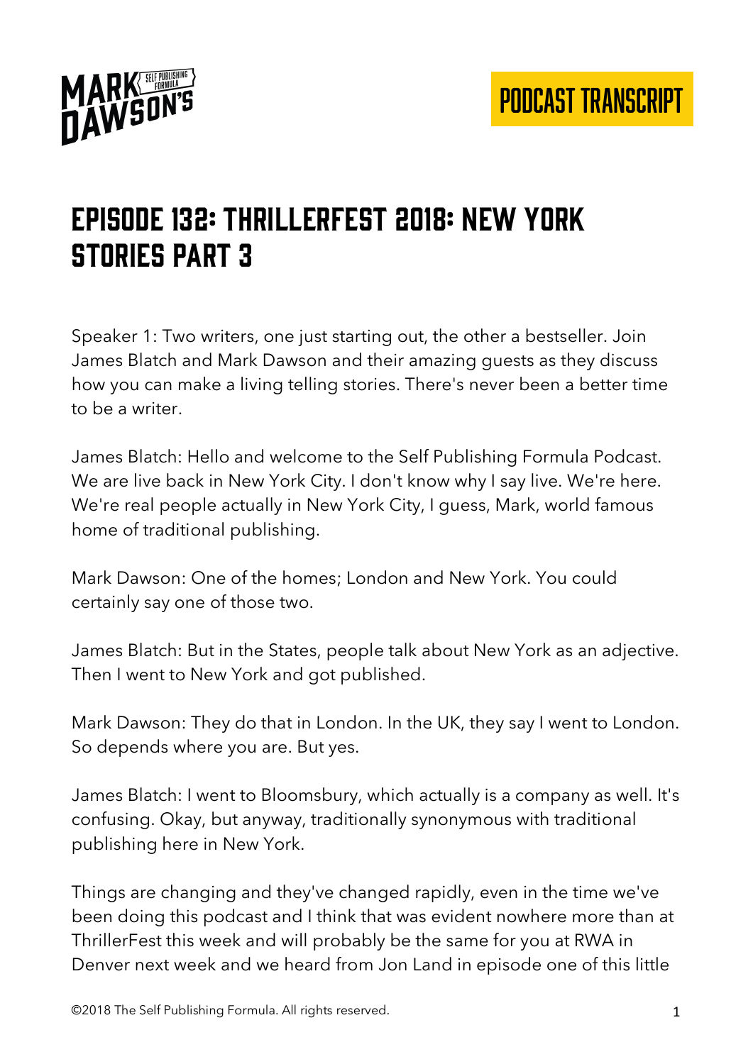# Episode 132: ThrillerFest 2018: New York Stories Part 3

Speaker 1: Two writers, one just starting out, the other a bestseller. Join James Blatch and Mark Dawson and their amazing guests as they discuss how you can make a living telling stories. There's never been a better time to be a writer.

James Blatch: Hello and welcome to the Self Publishing Formula Podcast. We are live back in New York City. I don't know why I say live. We're here. We're real people actually in New York City, I guess, Mark, world famous home of traditional publishing.

Mark Dawson: One of the homes; London and New York. You could certainly say one of those two.

James Blatch: But in the States, people talk about New York as an adjective. Then I went to New York and got published.

Mark Dawson: They do that in London. In the UK, they say I went to London. So depends where you are. But yes.

James Blatch: I went to Bloomsbury, which actually is a company as well. It's confusing. Okay, but anyway, traditionally synonymous with traditional publishing here in New York.

Things are changing and they've changed rapidly, even in the time we've been doing this podcast and I think that was evident nowhere more than at ThrillerFest this week and will probably be the same for you at RWA in Denver next week and we heard from Jon Land in episode one of this little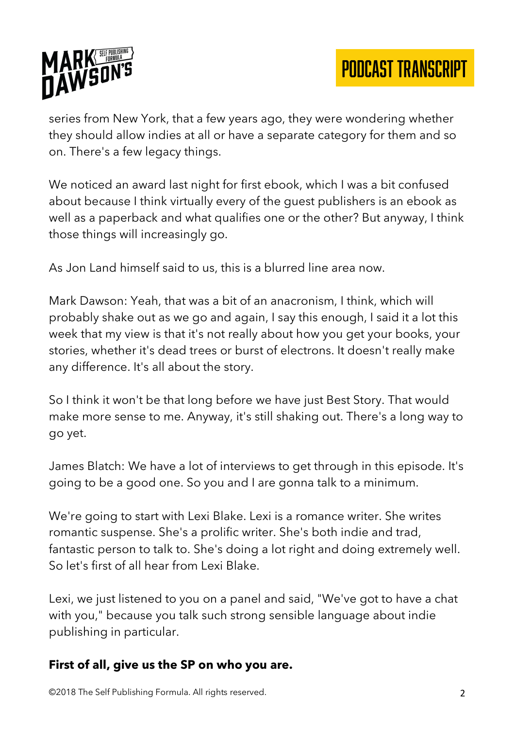series from New York, that a few years ago, they were wondering whether they should allow indies at all or have a separate category for them and so on. There's a few legacy things.

We noticed an award last night for first ebook, which I was a bit confused about because I think virtually every of the guest publishers is an ebook as well as a paperback and what qualifies one or the other? But anyway, I think those things will increasingly go.

As Jon Land himself said to us, this is a blurred line area now.

Mark Dawson: Yeah, that was a bit of an anacronism, I think, which will probably shake out as we go and again, I say this enough, I said it a lot this week that my view is that it's not really about how you get your books, your stories, whether it's dead trees or burst of electrons. It doesn't really make any difference. It's all about the story.

So I think it won't be that long before we have just Best Story. That would make more sense to me. Anyway, it's still shaking out. There's a long way to go yet.

James Blatch: We have a lot of interviews to get through in this episode. It's going to be a good one. So you and I are gonna talk to a minimum.

We're going to start with Lexi Blake. Lexi is a romance writer. She writes romantic suspense. She's a prolific writer. She's both indie and trad, fantastic person to talk to. She's doing a lot right and doing extremely well. So let's first of all hear from Lexi Blake.

Lexi, we just listened to you on a panel and said, "We've got to have a chat with you," because you talk such strong sensible language about indie publishing in particular.

**First of all, give us the SP on who you are.**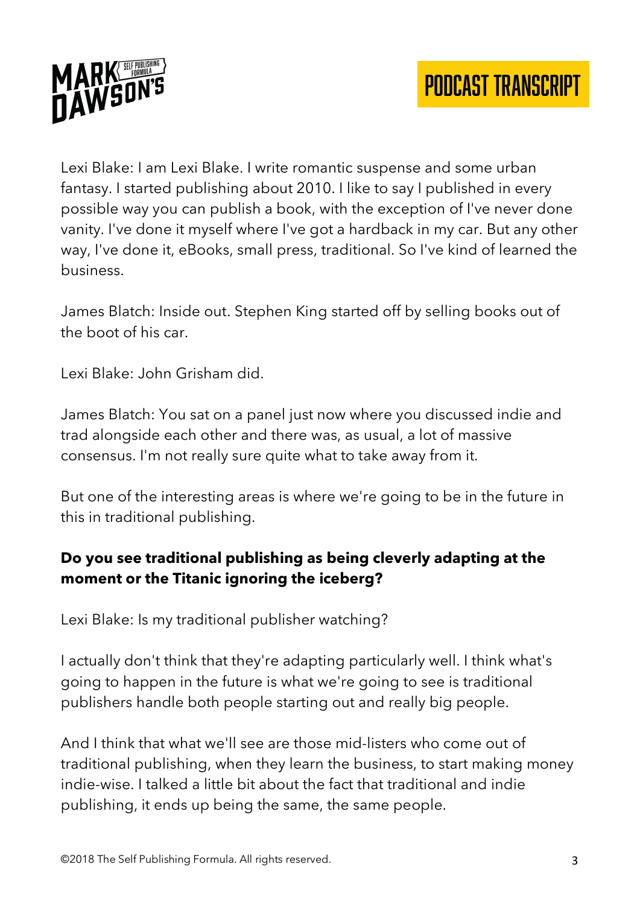Lexi Blake: I am Lexi Blake. I write romantic suspense and some urban fantasy. I started publishing about 2010. I like to say I published in every possible way you can publish a book, with the exception of I've never done vanity. I've done it myself where I've got a hardback in my car. But any other way, I've done it, eBooks, small press, traditional. So I've kind of learned the business.

James Blatch: Inside out. Stephen King started off by selling books out of the boot of his car.

Lexi Blake: John Grisham did.

James Blatch: You sat on a panel just now where you discussed indie and trad alongside each other and there was, as usual, a lot of massive consensus. I'm not really sure quite what to take away from it.

But one of the interesting areas is where we're going to be in the future in this in traditional publishing.

**Do you see traditional publishing as being cleverly adapting at the moment or the Titanic ignoring the iceberg?**

Lexi Blake: Is my traditional publisher watching?

I actually don't think that they're adapting particularly well. I think what's going to happen in the future is what we're going to see is traditional publishers handle both people starting out and really big people.

And I think that what we'll see are those mid-listers who come out of traditional publishing, when they learn the business, to start making money indie-wise. I talked a little bit about the fact that traditional and indie publishing, it ends up being the same, the same people.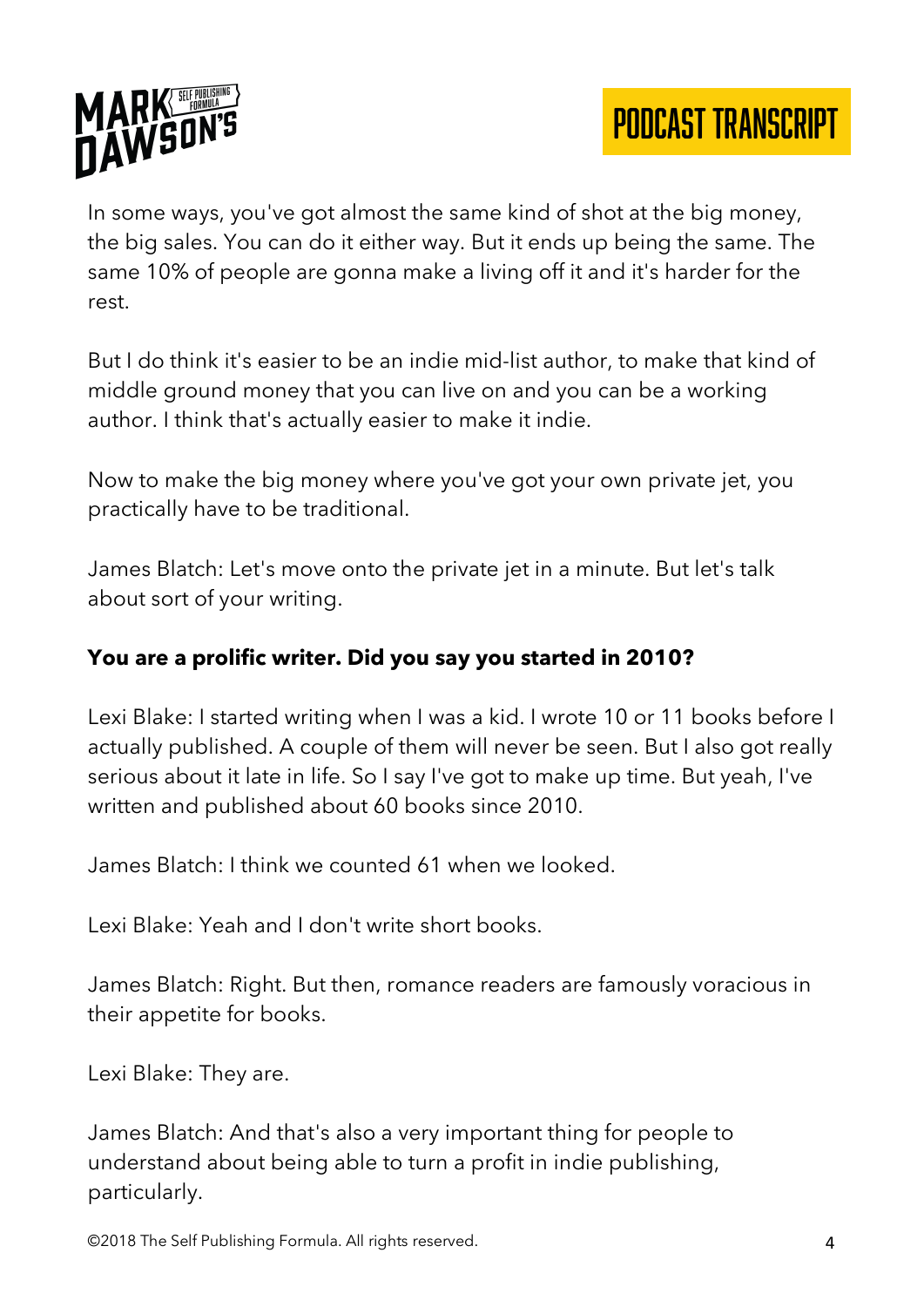In some ways, you've got almost the same kind of shot at the big money, the big sales. You can do it either way. But it ends up being the same. The same 10% of people are gonna make a living off it and it's harder for the rest.

But I do think it's easier to be an indie mid-list author, to make that kind of middle ground money that you can live on and you can be a working author. I think that's actually easier to make it indie.

Now to make the big money where you've got your own private jet, you practically have to be traditional.

James Blatch: Let's move onto the private jet in a minute. But let's talk about sort of your writing.

**You are a prolific writer. Did you say you started in 2010?**

Lexi Blake: I started writing when I was a kid. I wrote 10 or 11 books before I actually published. A couple of them will never be seen. But I also got really serious about it late in life. So I say I've got to make up time. But yeah, I've written and published about 60 books since 2010.

James Blatch: I think we counted 61 when we looked.

Lexi Blake: Yeah and I don't write short books.

James Blatch: Right. But then, romance readers are famously voracious in their appetite for books.

Lexi Blake: They are.

James Blatch: And that's also a very important thing for people to understand about being able to turn a profit in indie publishing, particularly.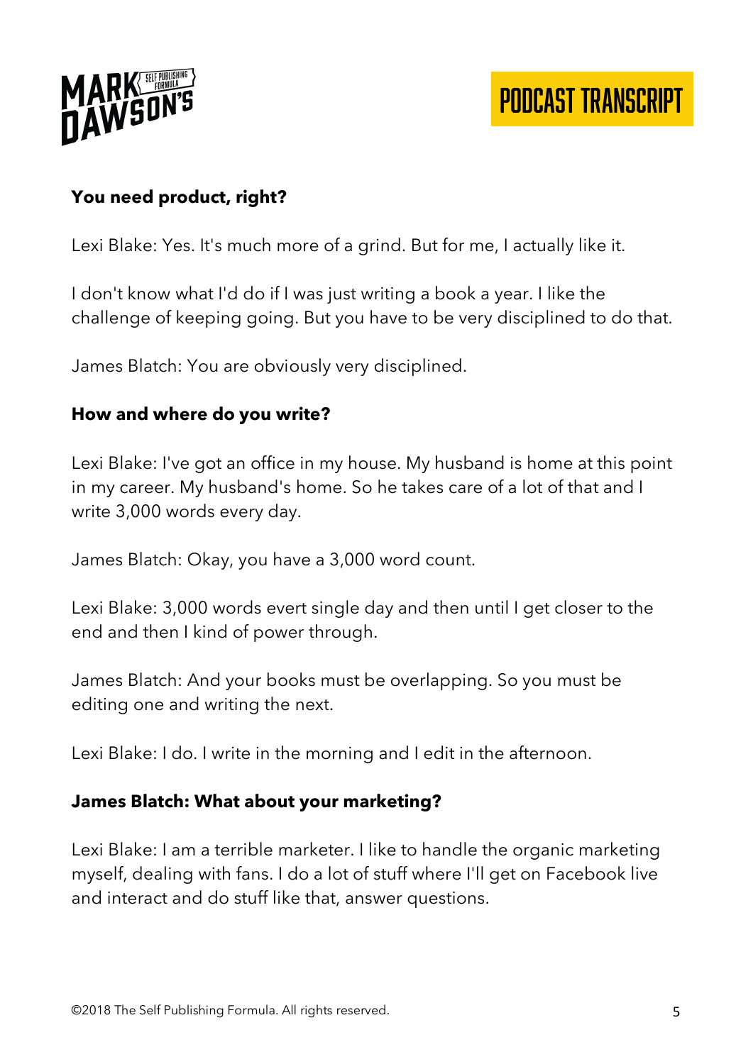**You need product, right?**

Lexi Blake: Yes. It's much more of a grind. But for me, I actually like it.

I don't know what I'd do if I was just writing a book a year. I like the challenge of keeping going. But you have to be very disciplined to do that.

James Blatch: You are obviously very disciplined.

**How and where do you write?**

Lexi Blake: I've got an office in my house. My husband is home at this point in my career. My husband's home. So he takes care of a lot of that and I write 3,000 words every day.

James Blatch: Okay, you have a 3,000 word count.

Lexi Blake: 3,000 words evert single day and then until I get closer to the end and then I kind of power through.

James Blatch: And your books must be overlapping. So you must be editing one and writing the next.

Lexi Blake: I do. I write in the morning and I edit in the afternoon.

**James Blatch: What about your marketing?**

Lexi Blake: I am a terrible marketer. I like to handle the organic marketing myself, dealing with fans. I do a lot of stuff where I'll get on Facebook live and interact and do stuff like that, answer questions.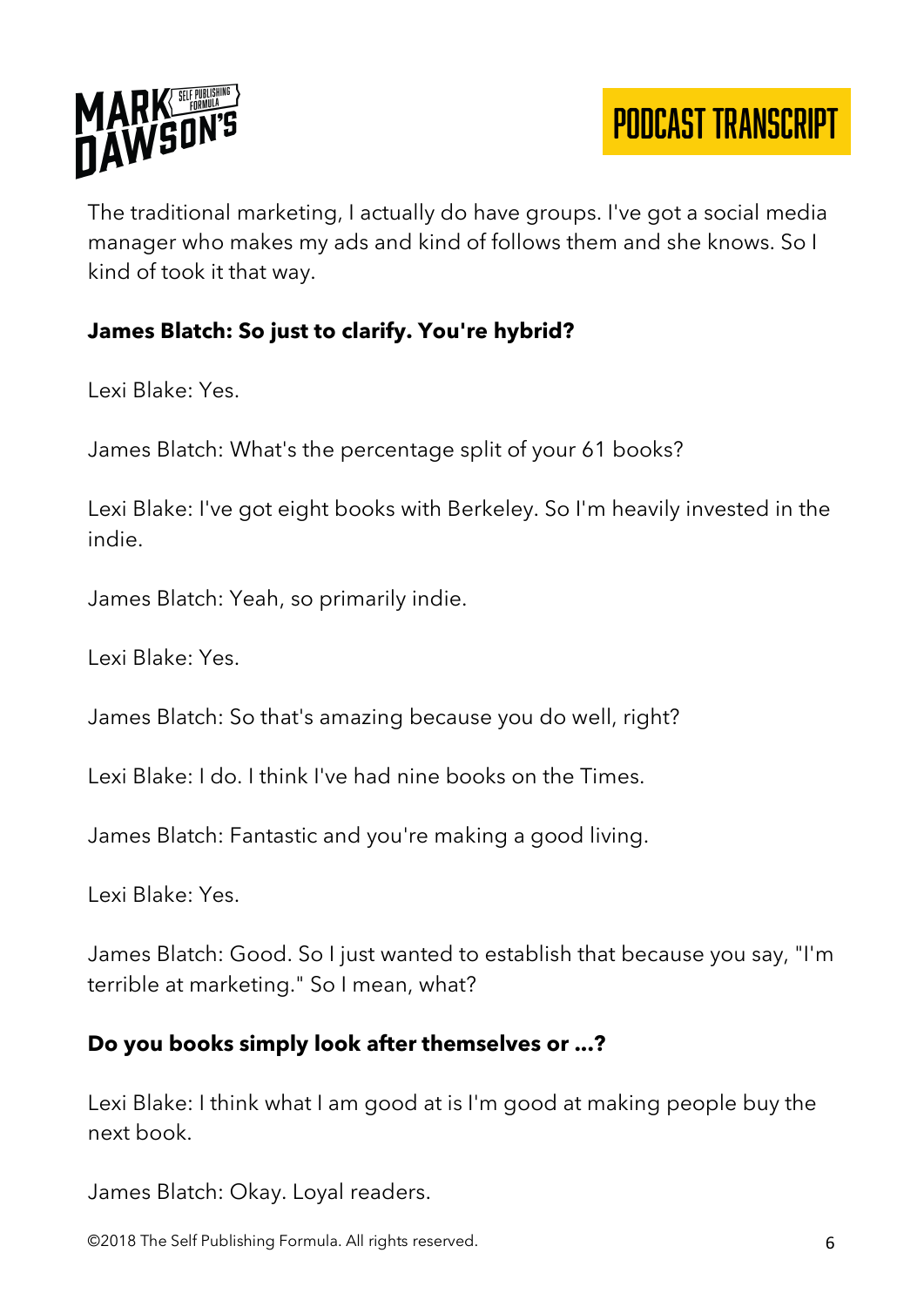The traditional marketing, I actually do have groups. I've got a social media manager who makes my ads and kind of follows them and she knows. So I kind of took it that way.

**James Blatch: So just to clarify. You're hybrid?**

Lexi Blake: Yes.

James Blatch: What's the percentage split of your 61 books?

Lexi Blake: I've got eight books with Berkeley. So I'm heavily invested in the indie.

James Blatch: Yeah, so primarily indie.

Lexi Blake: Yes.

James Blatch: So that's amazing because you do well, right?

Lexi Blake: I do. I think I've had nine books on the Times.

James Blatch: Fantastic and you're making a good living.

Lexi Blake: Yes.

James Blatch: Good. So I just wanted to establish that because you say, "I'm terrible at marketing." So I mean, what?

**Do you books simply look after themselves or ...?**

Lexi Blake: I think what I am good at is I'm good at making people buy the next book.

James Blatch: Okay. Loyal readers.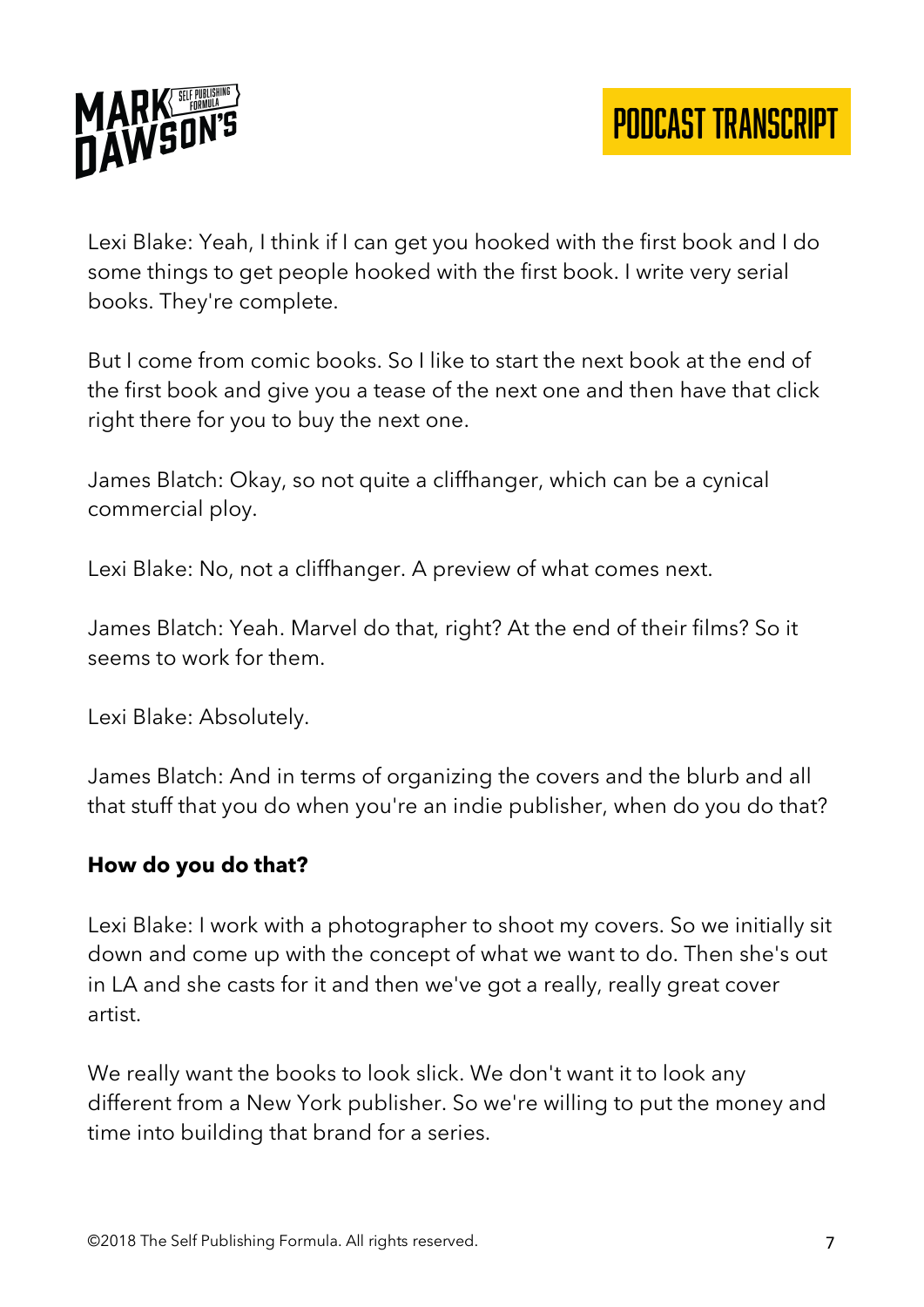Lexi Blake: Yeah, I think if I can get you hooked with the first book and I do some things to get people hooked with the first book. I write very serial books. They're complete.

But I come from comic books. So I like to start the next book at the end of the first book and give you a tease of the next one and then have that click right there for you to buy the next one.

James Blatch: Okay, so not quite a cliffhanger, which can be a cynical commercial ploy.

Lexi Blake: No, not a cliffhanger. A preview of what comes next.

James Blatch: Yeah. Marvel do that, right? At the end of their films? So it seems to work for them.

Lexi Blake: Absolutely.

James Blatch: And in terms of organizing the covers and the blurb and all that stuff that you do when you're an indie publisher, when do you do that?

**How do you do that?**

Lexi Blake: I work with a photographer to shoot my covers. So we initially sit down and come up with the concept of what we want to do. Then she's out in LA and she casts for it and then we've got a really, really great cover artist.

We really want the books to look slick. We don't want it to look any different from a New York publisher. So we're willing to put the money and time into building that brand for a series.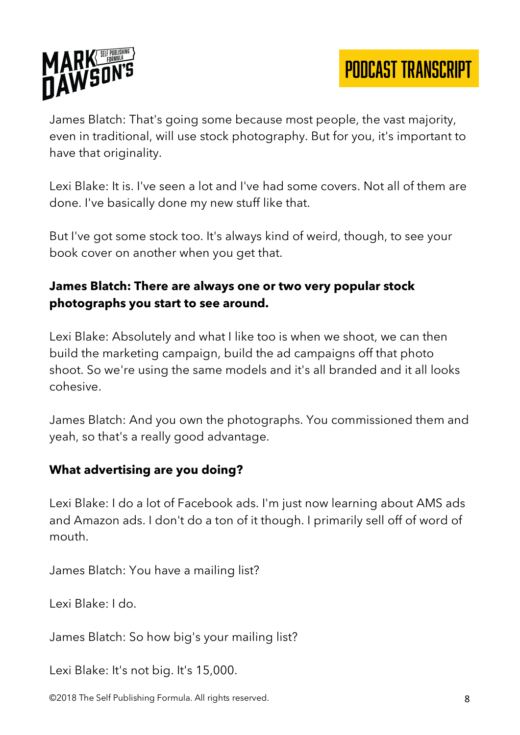James Blatch: That's going some because most people, the vast majority, even in traditional, will use stock photography. But for you, it's important to have that originality.

Lexi Blake: It is. I've seen a lot and I've had some covers. Not all of them are done. I've basically done my new stuff like that.

But I've got some stock too. It's always kind of weird, though, to see your book cover on another when you get that.

**James Blatch: There are always one or two very popular stock photographs you start to see around.**

Lexi Blake: Absolutely and what I like too is when we shoot, we can then build the marketing campaign, build the ad campaigns off that photo shoot. So we're using the same models and it's all branded and it all looks cohesive.

James Blatch: And you own the photographs. You commissioned them and yeah, so that's a really good advantage.

**What advertising are you doing?**

Lexi Blake: I do a lot of Facebook ads. I'm just now learning about AMS ads and Amazon ads. I don't do a ton of it though. I primarily sell off of word of mouth.

James Blatch: You have a mailing list?

Lexi Blake: I do.

James Blatch: So how big's your mailing list?

Lexi Blake: It's not big. It's 15,000.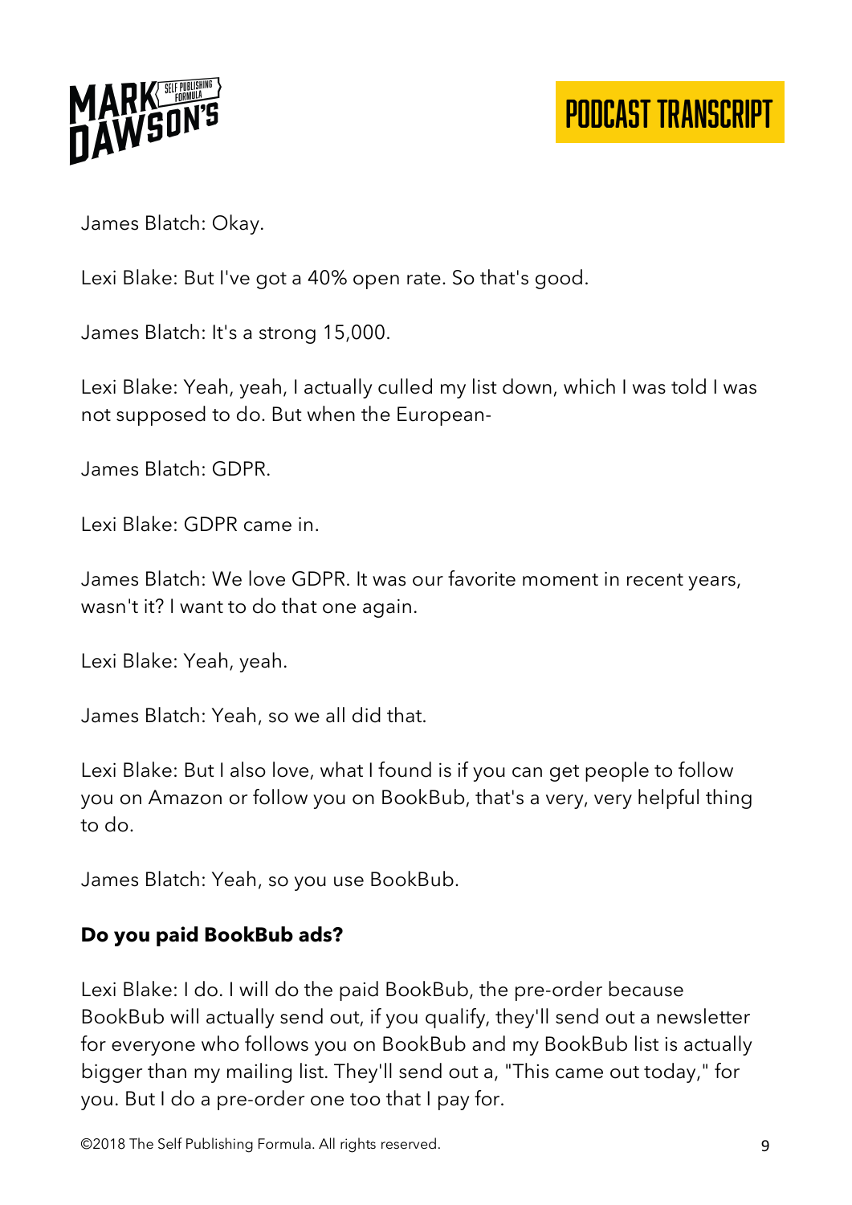James Blatch: Okay.

Lexi Blake: But I've got a 40% open rate. So that's good.

James Blatch: It's a strong 15,000.

Lexi Blake: Yeah, yeah, I actually culled my list down, which I was told I was not supposed to do. But when the European-

James Blatch: GDPR.

Lexi Blake: GDPR came in.

James Blatch: We love GDPR. It was our favorite moment in recent years, wasn't it? I want to do that one again.

Lexi Blake: Yeah, yeah.

James Blatch: Yeah, so we all did that.

Lexi Blake: But I also love, what I found is if you can get people to follow you on Amazon or follow you on BookBub, that's a very, very helpful thing to do.

James Blatch: Yeah, so you use BookBub.

**Do you paid BookBub ads?**

Lexi Blake: I do. I will do the paid BookBub, the pre-order because BookBub will actually send out, if you qualify, they'll send out a newsletter for everyone who follows you on BookBub and my BookBub list is actually bigger than my mailing list. They'll send out a, "This came out today," for you. But I do a pre-order one too that I pay for.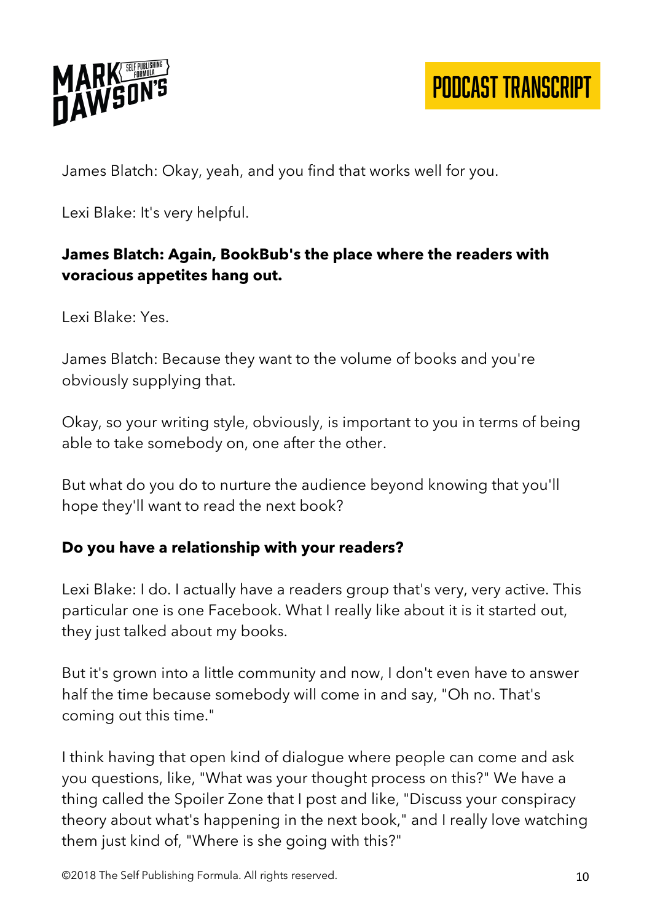James Blatch: Okay, yeah, and you find that works well for you.

Lexi Blake: It's very helpful.

**James Blatch: Again, BookBub's the place where the readers with voracious appetites hang out.**

Lexi Blake: Yes.

James Blatch: Because they want to the volume of books and you're obviously supplying that.

Okay, so your writing style, obviously, is important to you in terms of being able to take somebody on, one after the other.

But what do you do to nurture the audience beyond knowing that you'll hope they'll want to read the next book?

**Do you have a relationship with your readers?**

Lexi Blake: I do. I actually have a readers group that's very, very active. This particular one is one Facebook. What I really like about it is it started out, they just talked about my books.

But it's grown into a little community and now, I don't even have to answer half the time because somebody will come in and say, "Oh no. That's coming out this time."

I think having that open kind of dialogue where people can come and ask you questions, like, "What was your thought process on this?" We have a thing called the Spoiler Zone that I post and like, "Discuss your conspiracy theory about what's happening in the next book," and I really love watching them just kind of, "Where is she going with this?"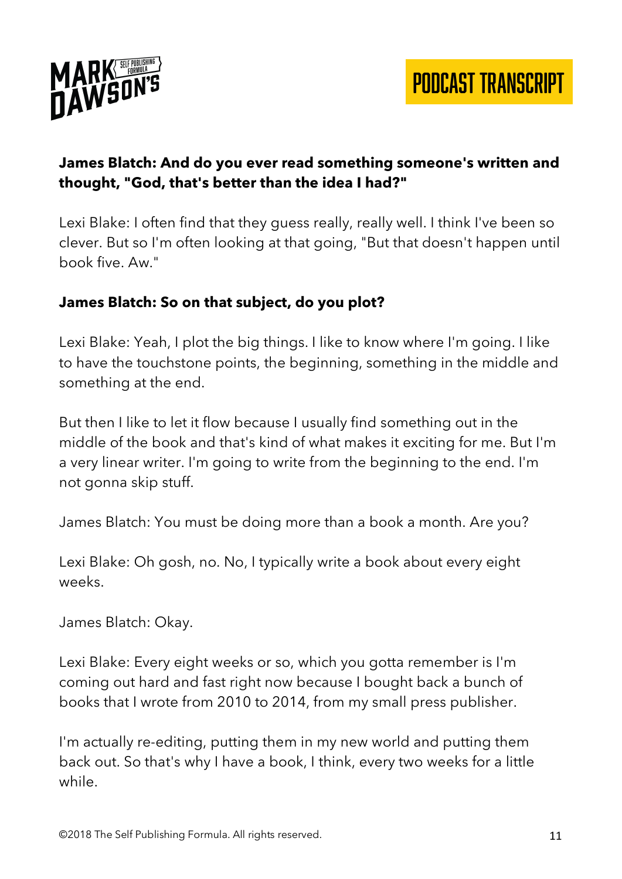**James Blatch: And do you ever read something someone's written and thought, "God, that's better than the idea I had?"**

Lexi Blake: I often find that they guess really, really well. I think I've been so clever. But so I'm often looking at that going, "But that doesn't happen until book five. Aw."

**James Blatch: So on that subject, do you plot?**

Lexi Blake: Yeah, I plot the big things. I like to know where I'm going. I like to have the touchstone points, the beginning, something in the middle and something at the end.

But then I like to let it flow because I usually find something out in the middle of the book and that's kind of what makes it exciting for me. But I'm a very linear writer. I'm going to write from the beginning to the end. I'm not gonna skip stuff.

James Blatch: You must be doing more than a book a month. Are you?

Lexi Blake: Oh gosh, no. No, I typically write a book about every eight weeks.

James Blatch: Okay.

Lexi Blake: Every eight weeks or so, which you gotta remember is I'm coming out hard and fast right now because I bought back a bunch of books that I wrote from 2010 to 2014, from my small press publisher.

I'm actually re-editing, putting them in my new world and putting them back out. So that's why I have a book, I think, every two weeks for a little while.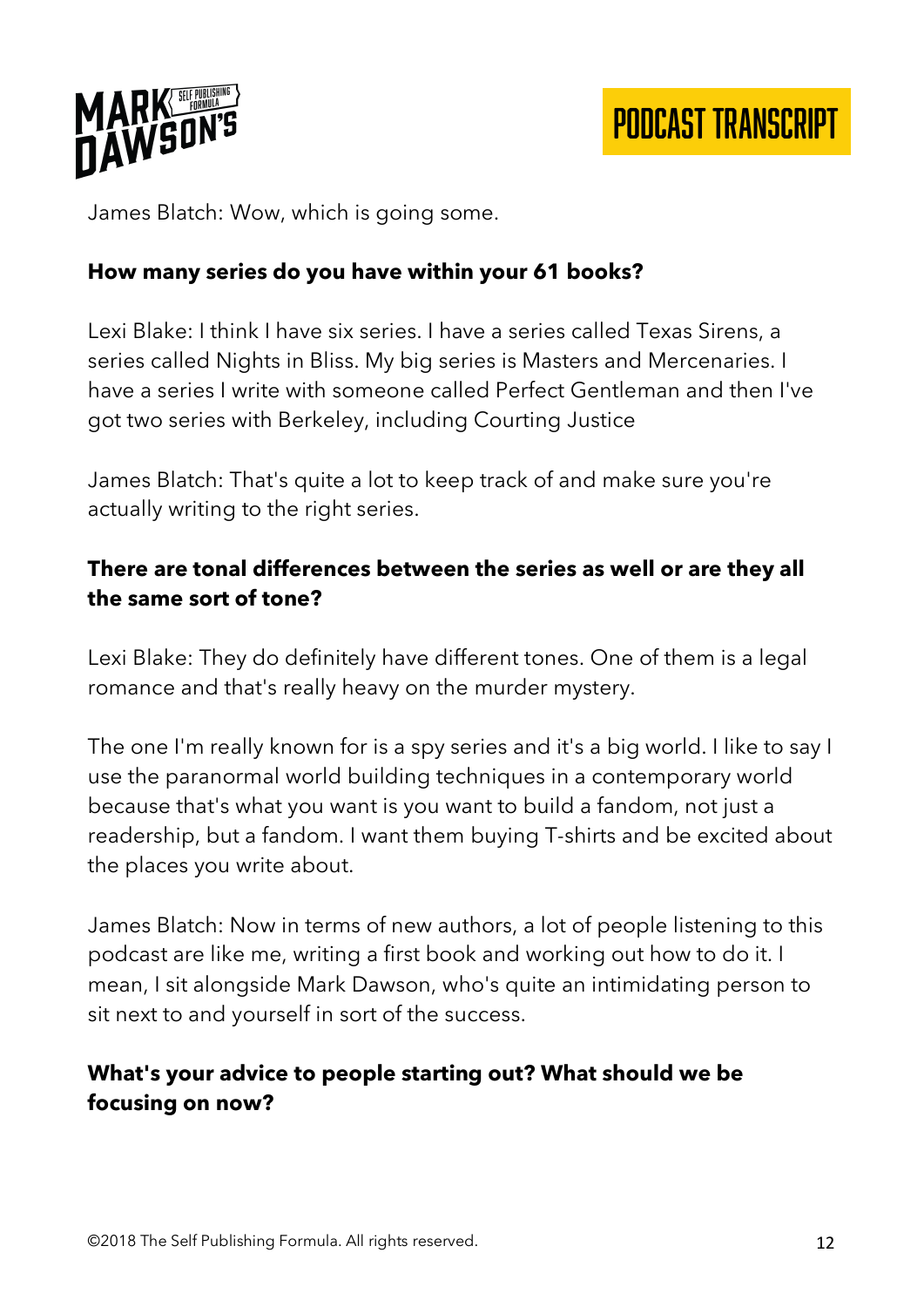James Blatch: Wow, which is going some.

**How many series do you have within your 61 books?**

Lexi Blake: I think I have six series. I have a series called Texas Sirens, a series called Nights in Bliss. My big series is Masters and Mercenaries. I have a series I write with someone called Perfect Gentleman and then I've got two series with Berkeley, including Courting Justice

James Blatch: That's quite a lot to keep track of and make sure you're actually writing to the right series.

**There are tonal differences between the series as well or are they all the same sort of tone?**

Lexi Blake: They do definitely have different tones. One of them is a legal romance and that's really heavy on the murder mystery.

The one I'm really known for is a spy series and it's a big world. I like to say I use the paranormal world building techniques in a contemporary world because that's what you want is you want to build a fandom, not just a readership, but a fandom. I want them buying T-shirts and be excited about the places you write about.

James Blatch: Now in terms of new authors, a lot of people listening to this podcast are like me, writing a first book and working out how to do it. I mean, I sit alongside Mark Dawson, who's quite an intimidating person to sit next to and yourself in sort of the success.

**What's your advice to people starting out? What should we be focusing on now?**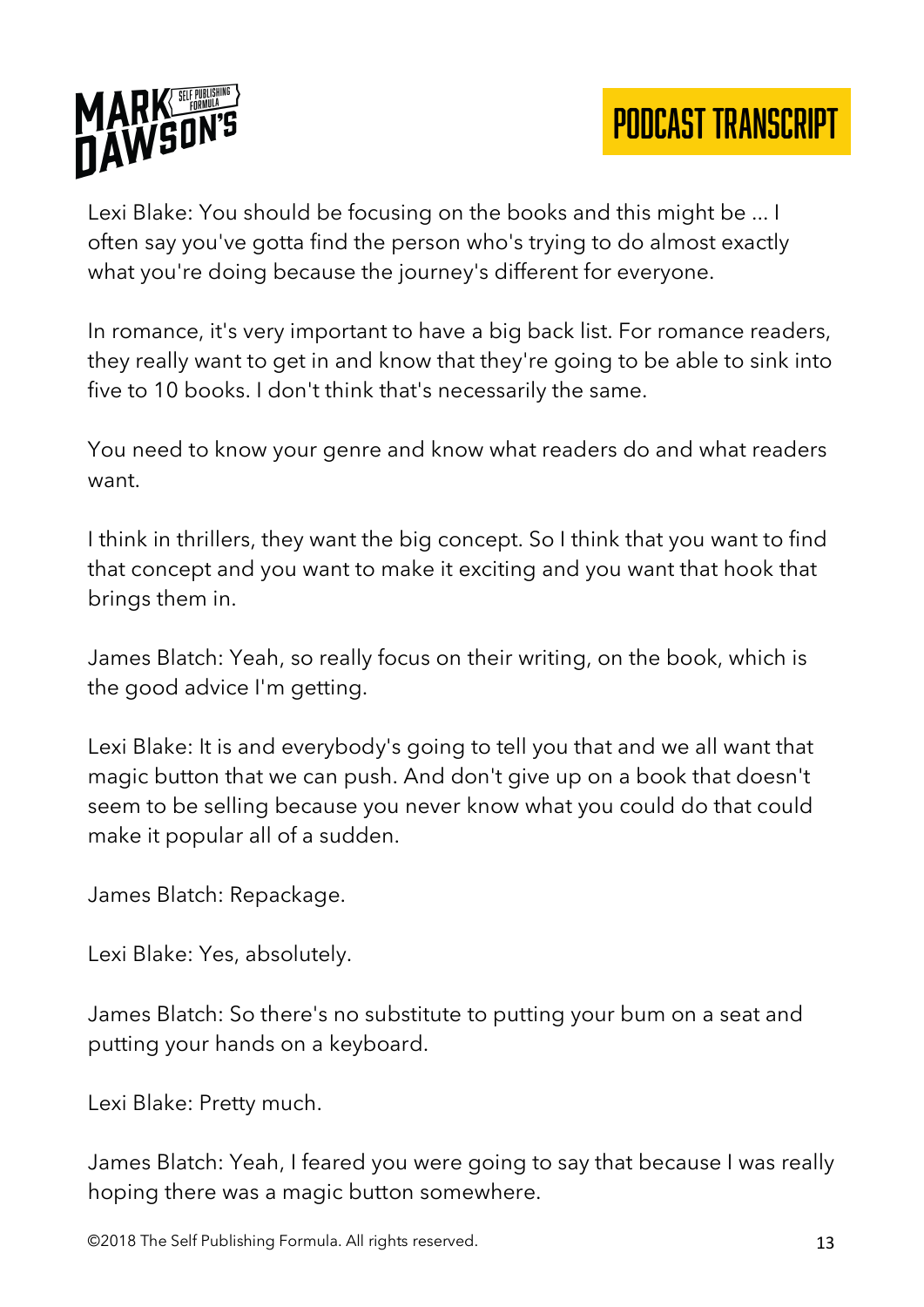Lexi Blake: You should be focusing on the books and this might be ... I often say you've gotta find the person who's trying to do almost exactly what you're doing because the journey's different for everyone.

In romance, it's very important to have a big back list. For romance readers, they really want to get in and know that they're going to be able to sink into five to 10 books. I don't think that's necessarily the same.

You need to know your genre and know what readers do and what readers want.

I think in thrillers, they want the big concept. So I think that you want to find that concept and you want to make it exciting and you want that hook that brings them in.

James Blatch: Yeah, so really focus on their writing, on the book, which is the good advice I'm getting.

Lexi Blake: It is and everybody's going to tell you that and we all want that magic button that we can push. And don't give up on a book that doesn't seem to be selling because you never know what you could do that could make it popular all of a sudden.

James Blatch: Repackage.

Lexi Blake: Yes, absolutely.

James Blatch: So there's no substitute to putting your bum on a seat and putting your hands on a keyboard.

Lexi Blake: Pretty much.

James Blatch: Yeah, I feared you were going to say that because I was really hoping there was a magic button somewhere.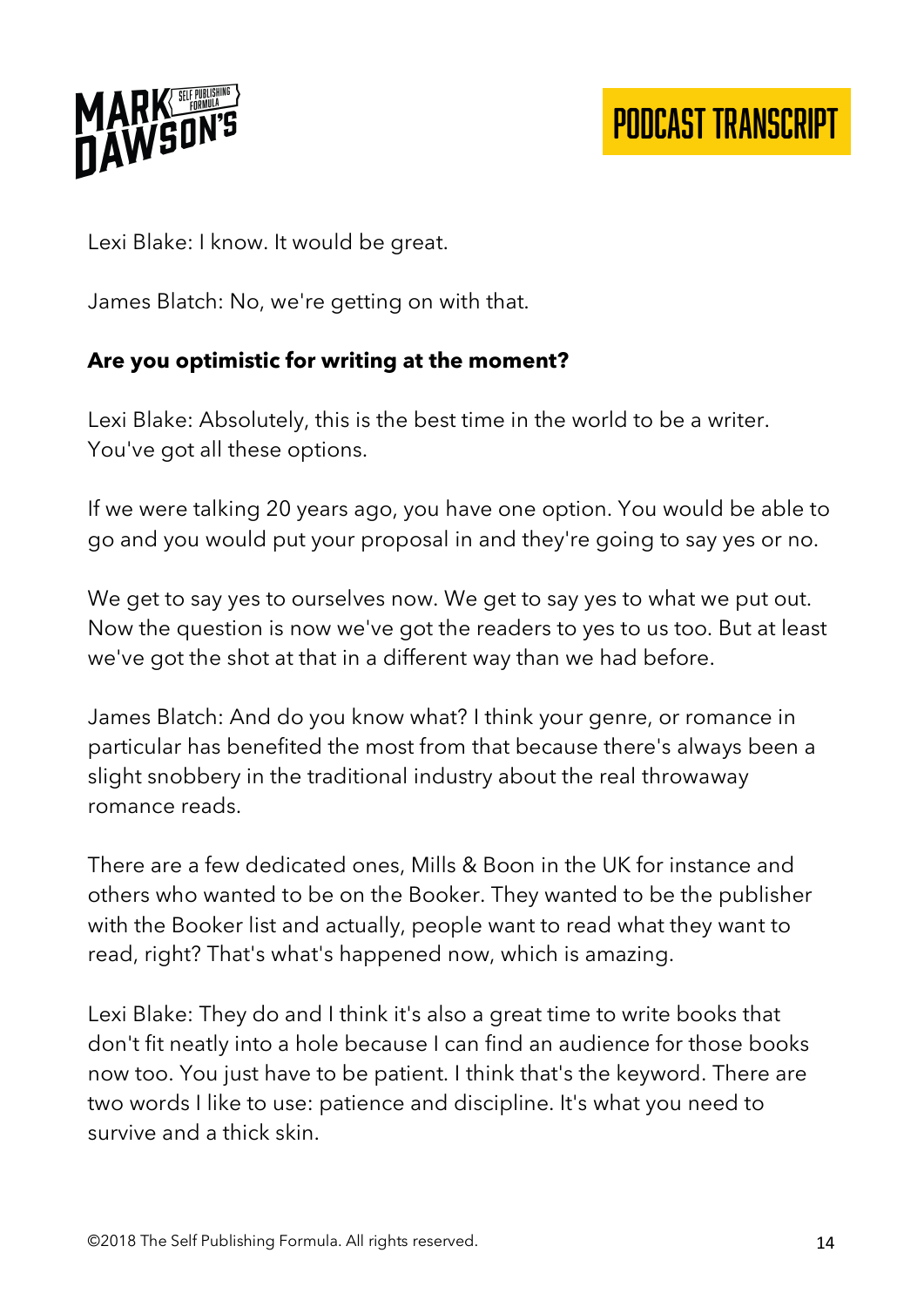Lexi Blake: I know. It would be great.

James Blatch: No, we're getting on with that.

**Are you optimistic for writing at the moment?**

Lexi Blake: Absolutely, this is the best time in the world to be a writer. You've got all these options.

If we were talking 20 years ago, you have one option. You would be able to go and you would put your proposal in and they're going to say yes or no.

We get to say yes to ourselves now. We get to say yes to what we put out. Now the question is now we've got the readers to yes to us too. But at least we've got the shot at that in a different way than we had before.

James Blatch: And do you know what? I think your genre, or romance in particular has benefited the most from that because there's always been a slight snobbery in the traditional industry about the real throwaway romance reads.

There are a few dedicated ones, Mills & Boon in the UK for instance and others who wanted to be on the Booker. They wanted to be the publisher with the Booker list and actually, people want to read what they want to read, right? That's what's happened now, which is amazing.

Lexi Blake: They do and I think it's also a great time to write books that don't fit neatly into a hole because I can find an audience for those books now too. You just have to be patient. I think that's the keyword. There are two words I like to use: patience and discipline. It's what you need to survive and a thick skin.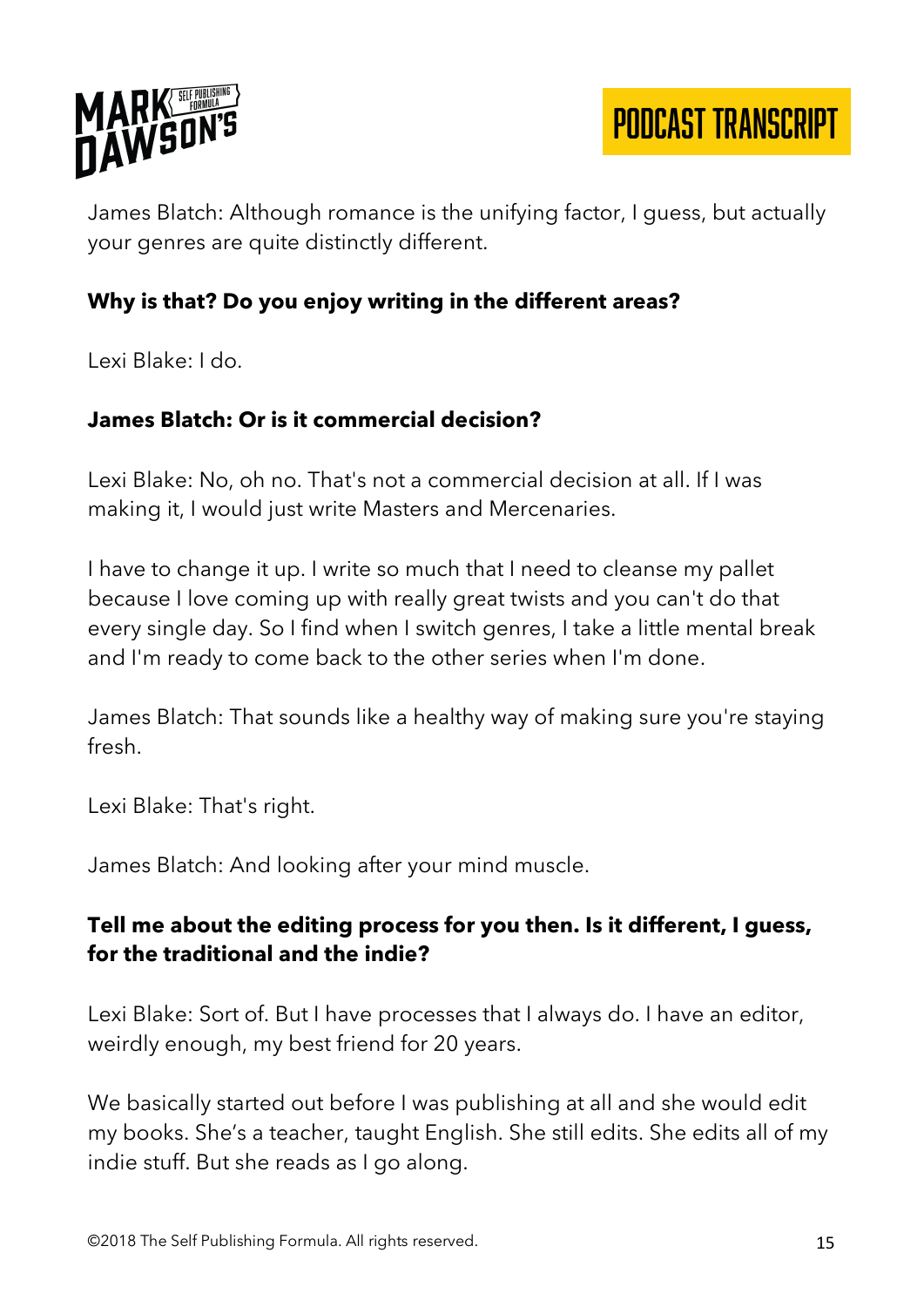James Blatch: Although romance is the unifying factor, I guess, but actually your genres are quite distinctly different.

**Why is that? Do you enjoy writing in the different areas?**

Lexi Blake: I do.

**James Blatch: Or is it commercial decision?**

Lexi Blake: No, oh no. That's not a commercial decision at all. If I was making it, I would just write Masters and Mercenaries.

I have to change it up. I write so much that I need to cleanse my pallet because I love coming up with really great twists and you can't do that every single day. So I find when I switch genres, I take a little mental break and I'm ready to come back to the other series when I'm done.

James Blatch: That sounds like a healthy way of making sure you're staying fresh.

Lexi Blake: That's right.

James Blatch: And looking after your mind muscle.

**Tell me about the editing process for you then. Is it different, I guess, for the traditional and the indie?**

Lexi Blake: Sort of. But I have processes that I always do. I have an editor, weirdly enough, my best friend for 20 years.

We basically started out before I was publishing at all and she would edit my books. She's a teacher, taught English. She still edits. She edits all of my indie stuff. But she reads as I go along.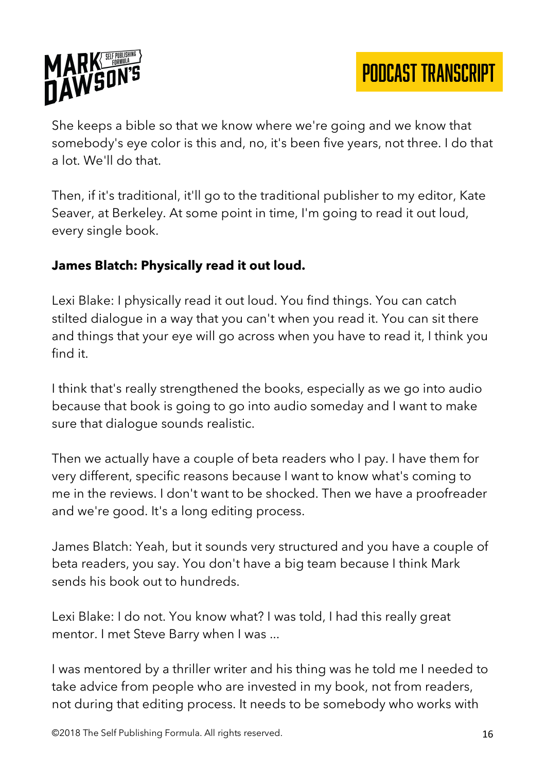She keeps a bible so that we know where we're going and we know that somebody's eye color is this and, no, it's been five years, not three. I do that a lot. We'll do that.

Then, if it's traditional, it'll go to the traditional publisher to my editor, Kate Seaver, at Berkeley. At some point in time, I'm going to read it out loud, every single book.

**James Blatch: Physically read it out loud.**

Lexi Blake: I physically read it out loud. You find things. You can catch stilted dialogue in a way that you can't when you read it. You can sit there and things that your eye will go across when you have to read it, I think you find it.

I think that's really strengthened the books, especially as we go into audio because that book is going to go into audio someday and I want to make sure that dialogue sounds realistic.

Then we actually have a couple of beta readers who I pay. I have them for very different, specific reasons because I want to know what's coming to me in the reviews. I don't want to be shocked. Then we have a proofreader and we're good. It's a long editing process.

James Blatch: Yeah, but it sounds very structured and you have a couple of beta readers, you say. You don't have a big team because I think Mark sends his book out to hundreds.

Lexi Blake: I do not. You know what? I was told, I had this really great mentor. I met Steve Barry when I was ...

I was mentored by a thriller writer and his thing was he told me I needed to take advice from people who are invested in my book, not from readers, not during that editing process. It needs to be somebody who works with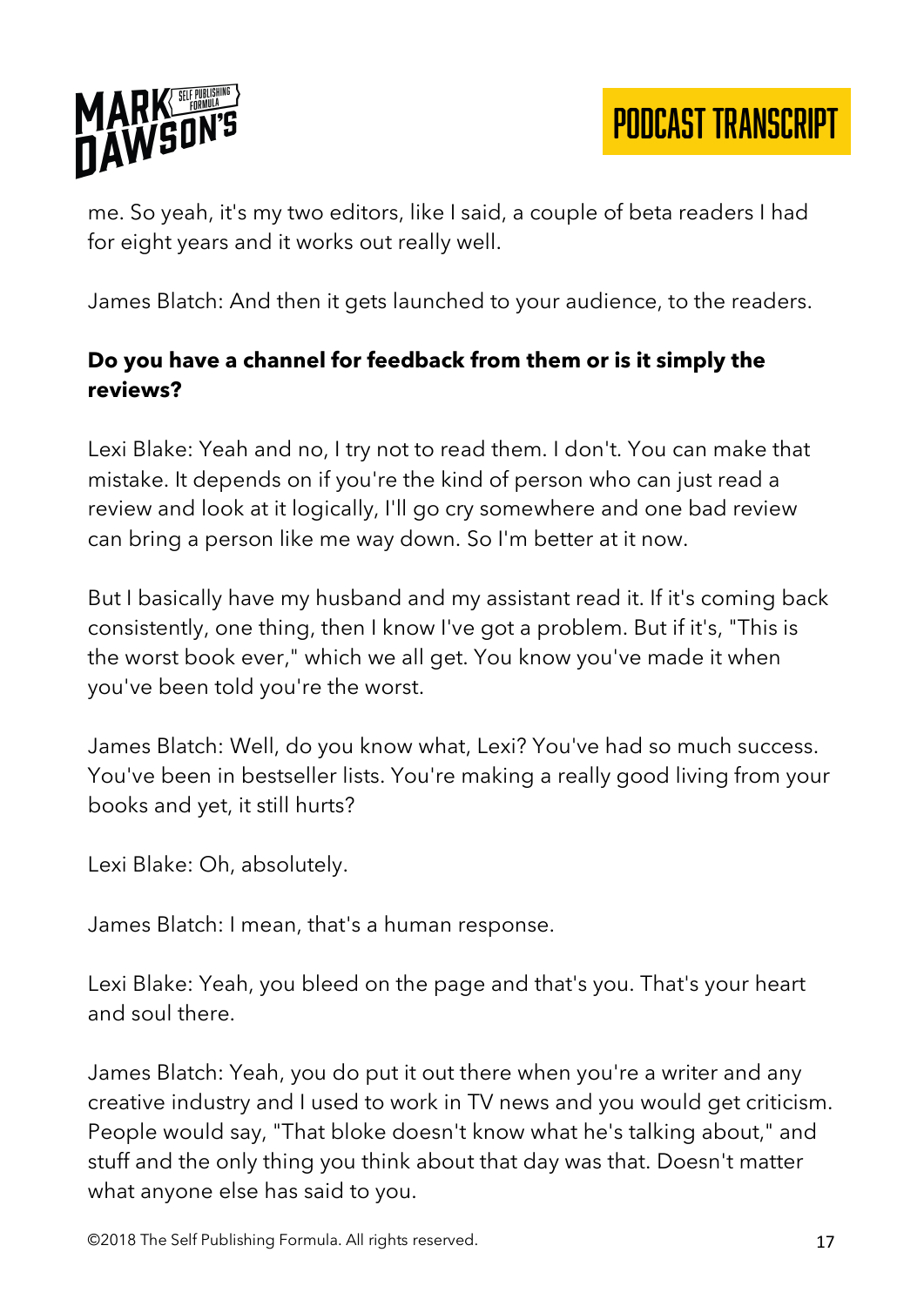me. So yeah, it's my two editors, like I said, a couple of beta readers I had for eight years and it works out really well.

James Blatch: And then it gets launched to your audience, to the readers.

**Do you have a channel for feedback from them or is it simply the reviews?**

Lexi Blake: Yeah and no, I try not to read them. I don't. You can make that mistake. It depends on if you're the kind of person who can just read a review and look at it logically, I'll go cry somewhere and one bad review can bring a person like me way down. So I'm better at it now.

But I basically have my husband and my assistant read it. If it's coming back consistently, one thing, then I know I've got a problem. But if it's, "This is the worst book ever," which we all get. You know you've made it when you've been told you're the worst.

James Blatch: Well, do you know what, Lexi? You've had so much success. You've been in bestseller lists. You're making a really good living from your books and yet, it still hurts?

Lexi Blake: Oh, absolutely.

James Blatch: I mean, that's a human response.

Lexi Blake: Yeah, you bleed on the page and that's you. That's your heart and soul there.

James Blatch: Yeah, you do put it out there when you're a writer and any creative industry and I used to work in TV news and you would get criticism. People would say, "That bloke doesn't know what he's talking about," and stuff and the only thing you think about that day was that. Doesn't matter what anyone else has said to you.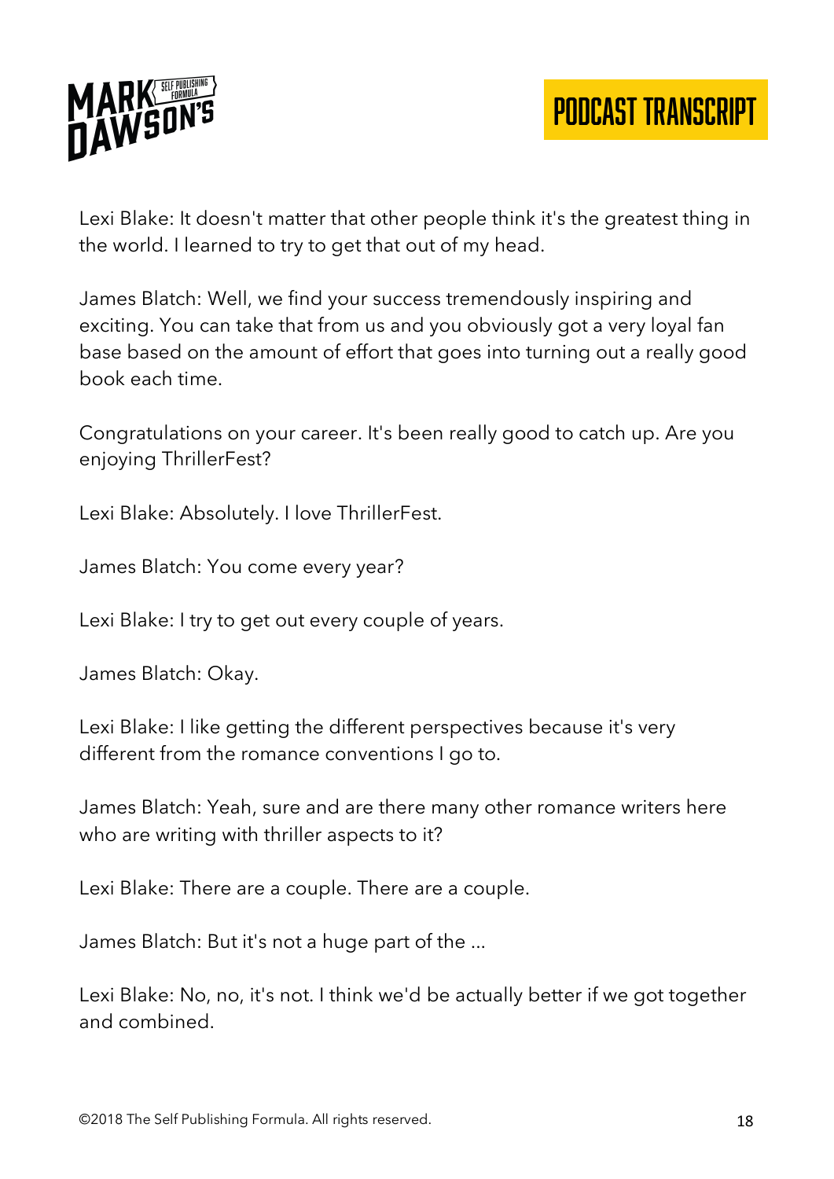Lexi Blake: It doesn't matter that other people think it's the greatest thing in the world. I learned to try to get that out of my head.

James Blatch: Well, we find your success tremendously inspiring and exciting. You can take that from us and you obviously got a very loyal fan base based on the amount of effort that goes into turning out a really good book each time.

Congratulations on your career. It's been really good to catch up. Are you enjoying ThrillerFest?

Lexi Blake: Absolutely. I love ThrillerFest.

James Blatch: You come every year?

Lexi Blake: I try to get out every couple of years.

James Blatch: Okay.

Lexi Blake: I like getting the different perspectives because it's very different from the romance conventions I go to.

James Blatch: Yeah, sure and are there many other romance writers here who are writing with thriller aspects to it?

Lexi Blake: There are a couple. There are a couple.

James Blatch: But it's not a huge part of the ...

Lexi Blake: No, no, it's not. I think we'd be actually better if we got together and combined.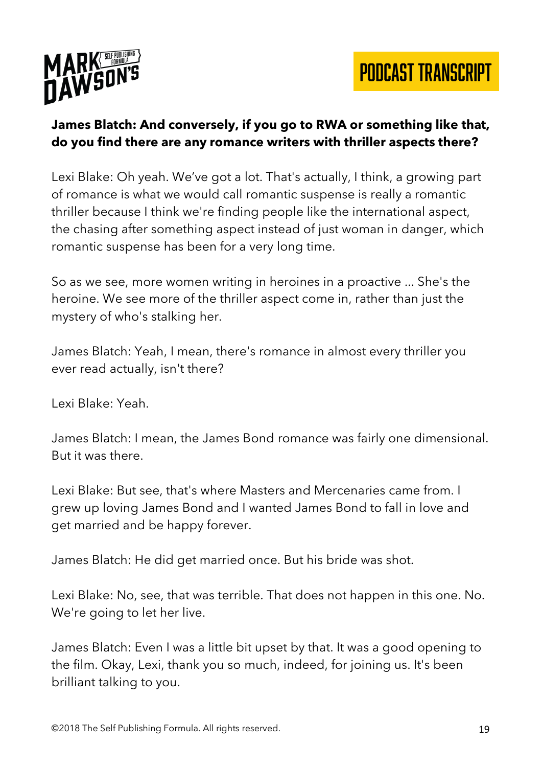**James Blatch: And conversely, if you go to RWA or something like that, do you find there are any romance writers with thriller aspects there?**

Lexi Blake: Oh yeah. We've got a lot. That's actually, I think, a growing part of romance is what we would call romantic suspense is really a romantic thriller because I think we're finding people like the international aspect, the chasing after something aspect instead of just woman in danger, which romantic suspense has been for a very long time.

So as we see, more women writing in heroines in a proactive ... She's the heroine. We see more of the thriller aspect come in, rather than just the mystery of who's stalking her.

James Blatch: Yeah, I mean, there's romance in almost every thriller you ever read actually, isn't there?

Lexi Blake: Yeah.

James Blatch: I mean, the James Bond romance was fairly one dimensional. But it was there.

Lexi Blake: But see, that's where Masters and Mercenaries came from. I grew up loving James Bond and I wanted James Bond to fall in love and get married and be happy forever.

James Blatch: He did get married once. But his bride was shot.

Lexi Blake: No, see, that was terrible. That does not happen in this one. No. We're going to let her live.

James Blatch: Even I was a little bit upset by that. It was a good opening to the film. Okay, Lexi, thank you so much, indeed, for joining us. It's been brilliant talking to you.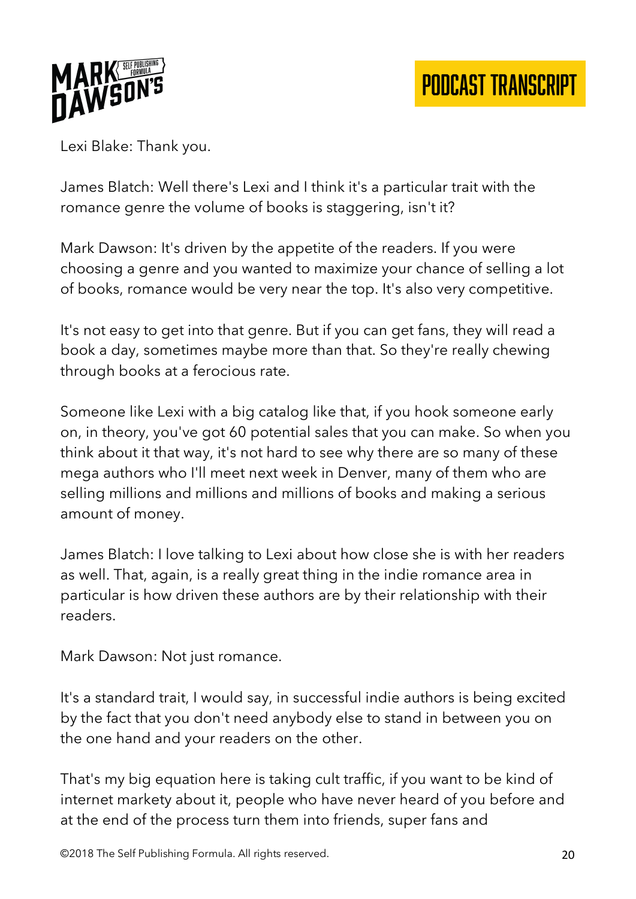Lexi Blake: Thank you.

James Blatch: Well there's Lexi and I think it's a particular trait with the romance genre the volume of books is staggering, isn't it?

Mark Dawson: It's driven by the appetite of the readers. If you were choosing a genre and you wanted to maximize your chance of selling a lot of books, romance would be very near the top. It's also very competitive.

It's not easy to get into that genre. But if you can get fans, they will read a book a day, sometimes maybe more than that. So they're really chewing through books at a ferocious rate.

Someone like Lexi with a big catalog like that, if you hook someone early on, in theory, you've got 60 potential sales that you can make. So when you think about it that way, it's not hard to see why there are so many of these mega authors who I'll meet next week in Denver, many of them who are selling millions and millions and millions of books and making a serious amount of money.

James Blatch: I love talking to Lexi about how close she is with her readers as well. That, again, is a really great thing in the indie romance area in particular is how driven these authors are by their relationship with their readers.

Mark Dawson: Not just romance.

It's a standard trait, I would say, in successful indie authors is being excited by the fact that you don't need anybody else to stand in between you on the one hand and your readers on the other.

That's my big equation here is taking cult traffic, if you want to be kind of internet markety about it, people who have never heard of you before and at the end of the process turn them into friends, super fans and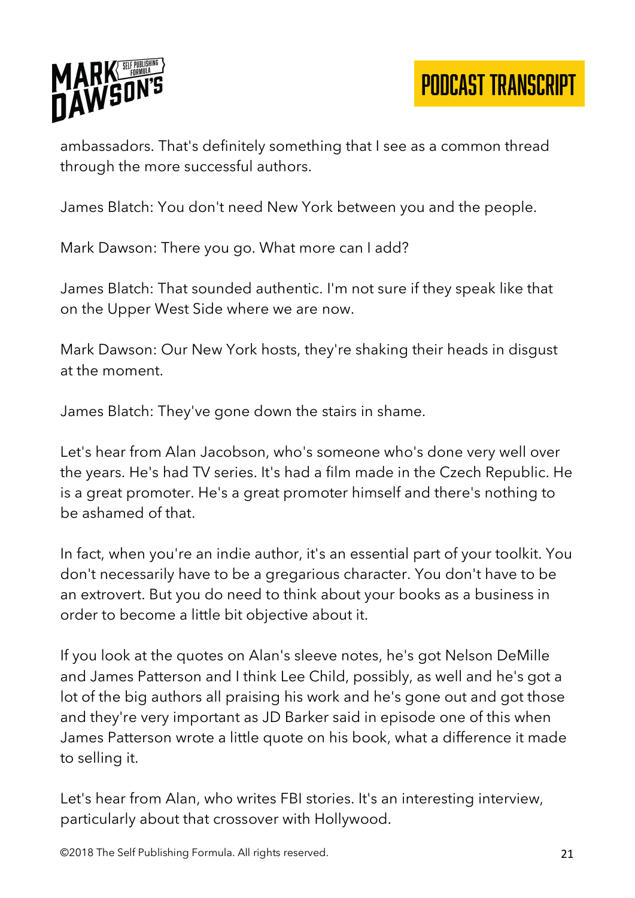ambassadors. That's definitely something that I see as a common thread through the more successful authors.

James Blatch: You don't need New York between you and the people.

Mark Dawson: There you go. What more can I add?

James Blatch: That sounded authentic. I'm not sure if they speak like that on the Upper West Side where we are now.

Mark Dawson: Our New York hosts, they're shaking their heads in disgust at the moment.

James Blatch: They've gone down the stairs in shame.

Let's hear from Alan Jacobson, who's someone who's done very well over the years. He's had TV series. It's had a film made in the Czech Republic. He is a great promoter. He's a great promoter himself and there's nothing to be ashamed of that.

In fact, when you're an indie author, it's an essential part of your toolkit. You don't necessarily have to be a gregarious character. You don't have to be an extrovert. But you do need to think about your books as a business in order to become a little bit objective about it.

If you look at the quotes on Alan's sleeve notes, he's got Nelson DeMille and James Patterson and I think Lee Child, possibly, as well and he's got a lot of the big authors all praising his work and he's gone out and got those and they're very important as JD Barker said in episode one of this when James Patterson wrote a little quote on his book, what a difference it made to selling it.

Let's hear from Alan, who writes FBI stories. It's an interesting interview, particularly about that crossover with Hollywood.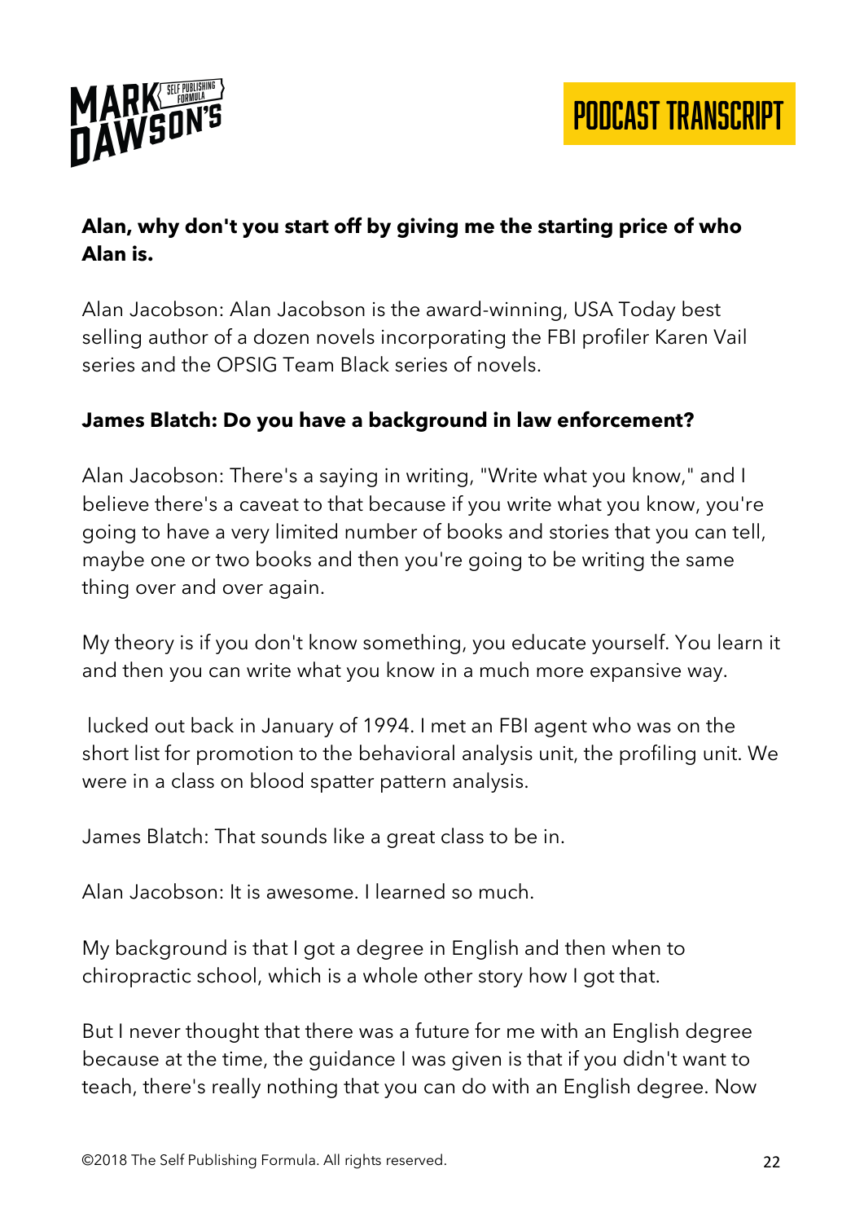**Alan, why don't you start off by giving me the starting price of who Alan is.**

Alan Jacobson: Alan Jacobson is the award-winning, USA Today best selling author of a dozen novels incorporating the FBI profiler Karen Vail series and the OPSIG Team Black series of novels.

**James Blatch: Do you have a background in law enforcement?**

Alan Jacobson: There's a saying in writing, "Write what you know," and I believe there's a caveat to that because if you write what you know, you're going to have a very limited number of books and stories that you can tell, maybe one or two books and then you're going to be writing the same thing over and over again.

My theory is if you don't know something, you educate yourself. You learn it and then you can write what you know in a much more expansive way.

lucked out back in January of 1994. I met an FBI agent who was on the short list for promotion to the behavioral analysis unit, the profiling unit. We were in a class on blood spatter pattern analysis.

James Blatch: That sounds like a great class to be in.

Alan Jacobson: It is awesome. I learned so much.

My background is that I got a degree in English and then when to chiropractic school, which is a whole other story how I got that.

But I never thought that there was a future for me with an English degree because at the time, the guidance I was given is that if you didn't want to teach, there's really nothing that you can do with an English degree. Now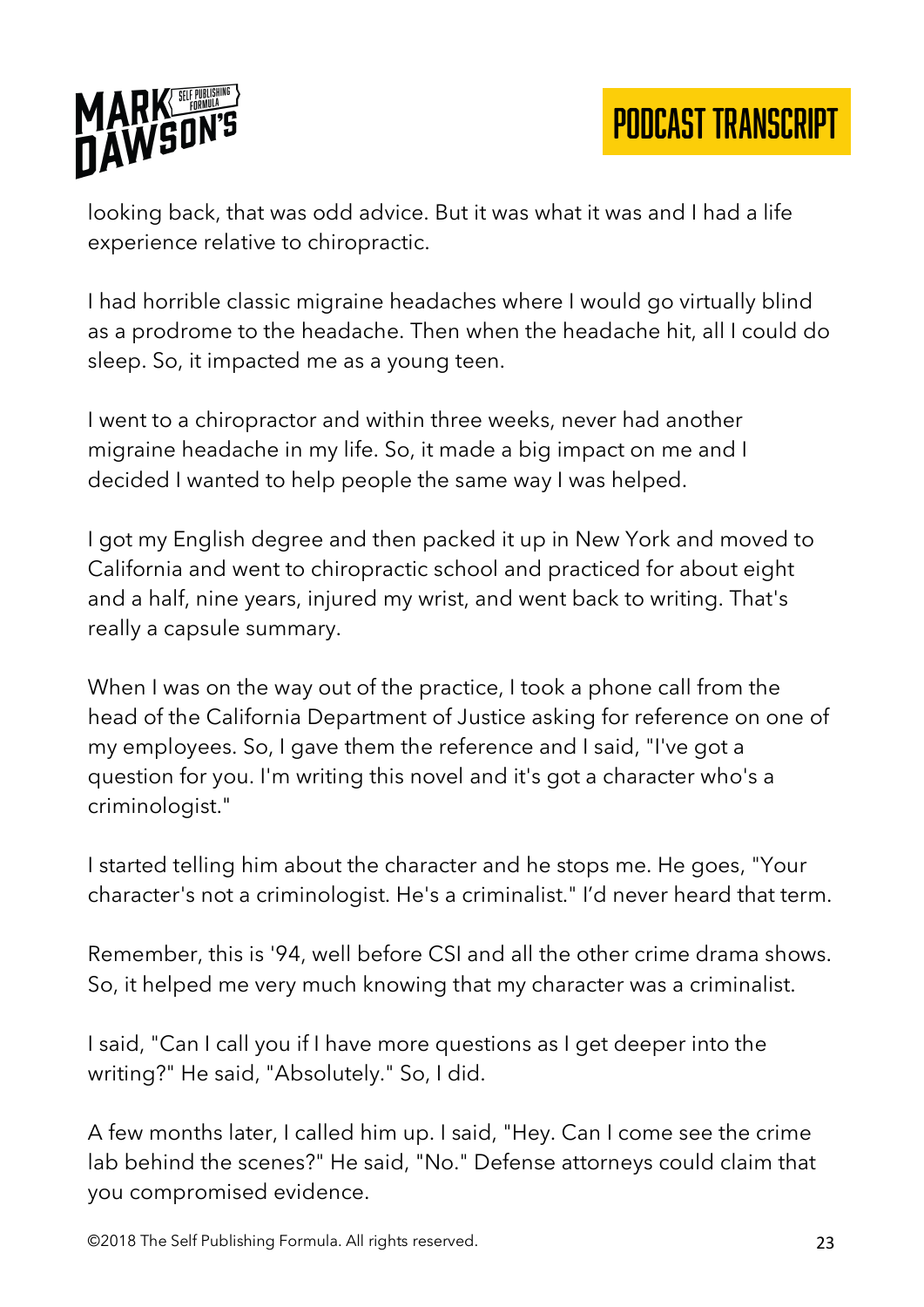looking back, that was odd advice. But it was what it was and I had a life experience relative to chiropractic.

I had horrible classic migraine headaches where I would go virtually blind as a prodrome to the headache. Then when the headache hit, all I could do sleep. So, it impacted me as a young teen.

I went to a chiropractor and within three weeks, never had another migraine headache in my life. So, it made a big impact on me and I decided I wanted to help people the same way I was helped.

I got my English degree and then packed it up in New York and moved to California and went to chiropractic school and practiced for about eight and a half, nine years, injured my wrist, and went back to writing. That's really a capsule summary.

When I was on the way out of the practice, I took a phone call from the head of the California Department of Justice asking for reference on one of my employees. So, I gave them the reference and I said, "I've got a question for you. I'm writing this novel and it's got a character who's a criminologist."

I started telling him about the character and he stops me. He goes, "Your character's not a criminologist. He's a criminalist." I'd never heard that term.

Remember, this is '94, well before CSI and all the other crime drama shows. So, it helped me very much knowing that my character was a criminalist.

I said, "Can I call you if I have more questions as I get deeper into the writing?" He said, "Absolutely." So, I did.

A few months later, I called him up. I said, "Hey. Can I come see the crime lab behind the scenes?" He said, "No." Defense attorneys could claim that you compromised evidence.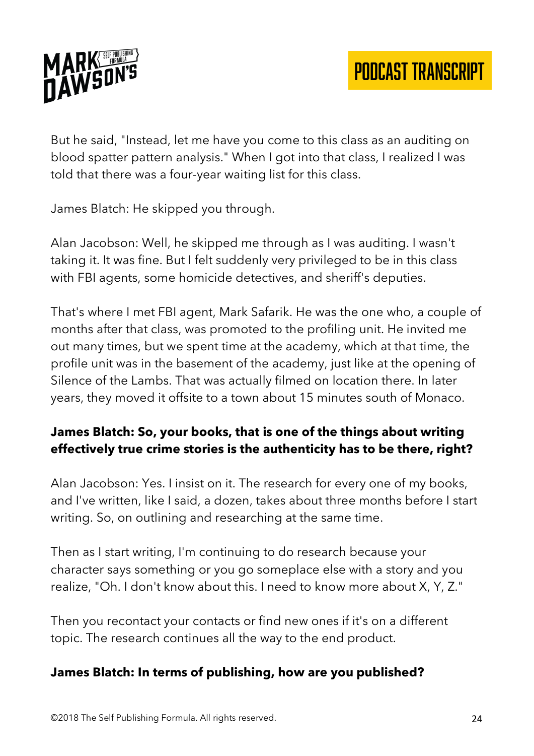But he said, "Instead, let me have you come to this class as an auditing on blood spatter pattern analysis." When I got into that class, I realized I was told that there was a four-year waiting list for this class.

James Blatch: He skipped you through.

Alan Jacobson: Well, he skipped me through as I was auditing. I wasn't taking it. It was fine. But I felt suddenly very privileged to be in this class with FBI agents, some homicide detectives, and sheriff's deputies.

That's where I met FBI agent, Mark Safarik. He was the one who, a couple of months after that class, was promoted to the profiling unit. He invited me out many times, but we spent time at the academy, which at that time, the profile unit was in the basement of the academy, just like at the opening of Silence of the Lambs. That was actually filmed on location there. In later years, they moved it offsite to a town about 15 minutes south of Monaco.

**James Blatch: So, your books, that is one of the things about writing effectively true crime stories is the authenticity has to be there, right?**

Alan Jacobson: Yes. I insist on it. The research for every one of my books, and I've written, like I said, a dozen, takes about three months before I start writing. So, on outlining and researching at the same time.

Then as I start writing, I'm continuing to do research because your character says something or you go someplace else with a story and you realize, "Oh. I don't know about this. I need to know more about X, Y, Z."

Then you recontact your contacts or find new ones if it's on a different topic. The research continues all the way to the end product.

**James Blatch: In terms of publishing, how are you published?**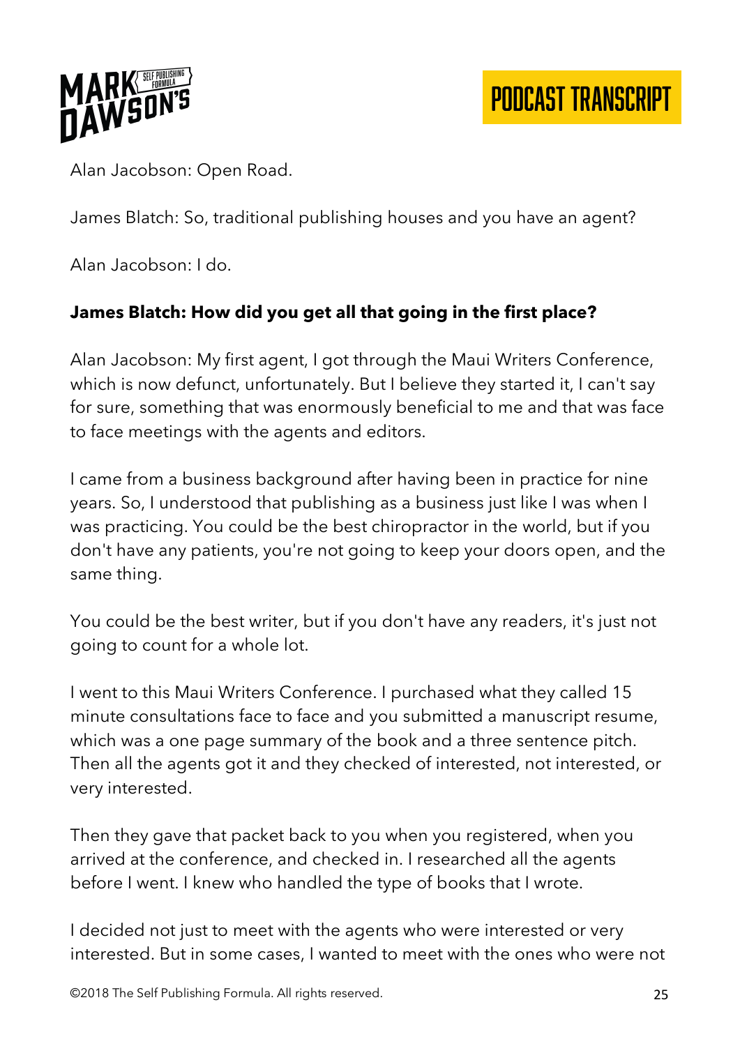Alan Jacobson: Open Road.

James Blatch: So, traditional publishing houses and you have an agent?

Alan Jacobson: I do.

**James Blatch: How did you get all that going in the first place?**

Alan Jacobson: My first agent, I got through the Maui Writers Conference, which is now defunct, unfortunately. But I believe they started it, I can't say for sure, something that was enormously beneficial to me and that was face to face meetings with the agents and editors.

I came from a business background after having been in practice for nine years. So, I understood that publishing as a business just like I was when I was practicing. You could be the best chiropractor in the world, but if you don't have any patients, you're not going to keep your doors open, and the same thing.

You could be the best writer, but if you don't have any readers, it's just not going to count for a whole lot.

I went to this Maui Writers Conference. I purchased what they called 15 minute consultations face to face and you submitted a manuscript resume, which was a one page summary of the book and a three sentence pitch. Then all the agents got it and they checked of interested, not interested, or very interested.

Then they gave that packet back to you when you registered, when you arrived at the conference, and checked in. I researched all the agents before I went. I knew who handled the type of books that I wrote.

I decided not just to meet with the agents who were interested or very interested. But in some cases, I wanted to meet with the ones who were not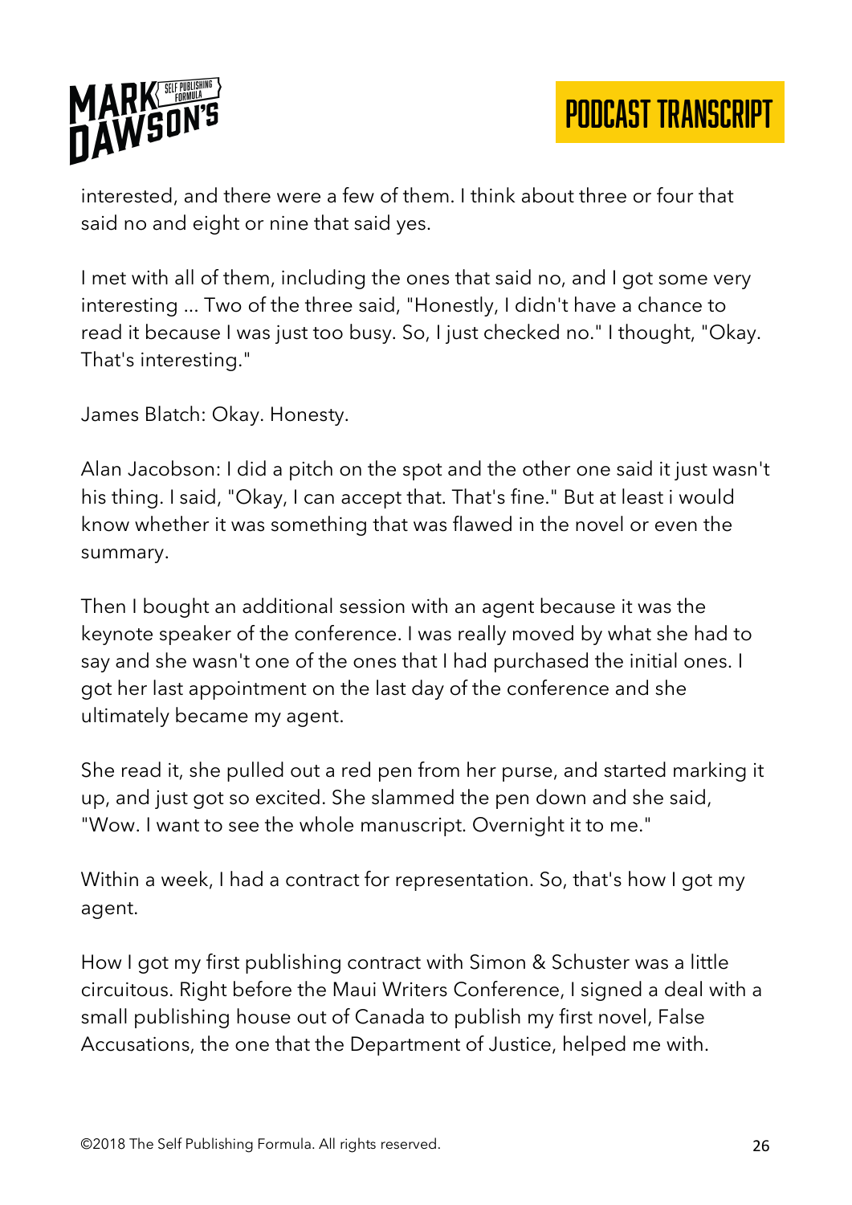interested, and there were a few of them. I think about three or four that said no and eight or nine that said yes.

I met with all of them, including the ones that said no, and I got some very interesting ... Two of the three said, "Honestly, I didn't have a chance to read it because I was just too busy. So, I just checked no." I thought, "Okay. That's interesting."

James Blatch: Okay. Honesty.

Alan Jacobson: I did a pitch on the spot and the other one said it just wasn't his thing. I said, "Okay, I can accept that. That's fine." But at least i would know whether it was something that was flawed in the novel or even the summary.

Then I bought an additional session with an agent because it was the keynote speaker of the conference. I was really moved by what she had to say and she wasn't one of the ones that I had purchased the initial ones. I got her last appointment on the last day of the conference and she ultimately became my agent.

She read it, she pulled out a red pen from her purse, and started marking it up, and just got so excited. She slammed the pen down and she said, "Wow. I want to see the whole manuscript. Overnight it to me."

Within a week, I had a contract for representation. So, that's how I got my agent.

How I got my first publishing contract with Simon & Schuster was a little circuitous. Right before the Maui Writers Conference, I signed a deal with a small publishing house out of Canada to publish my first novel, False Accusations, the one that the Department of Justice, helped me with.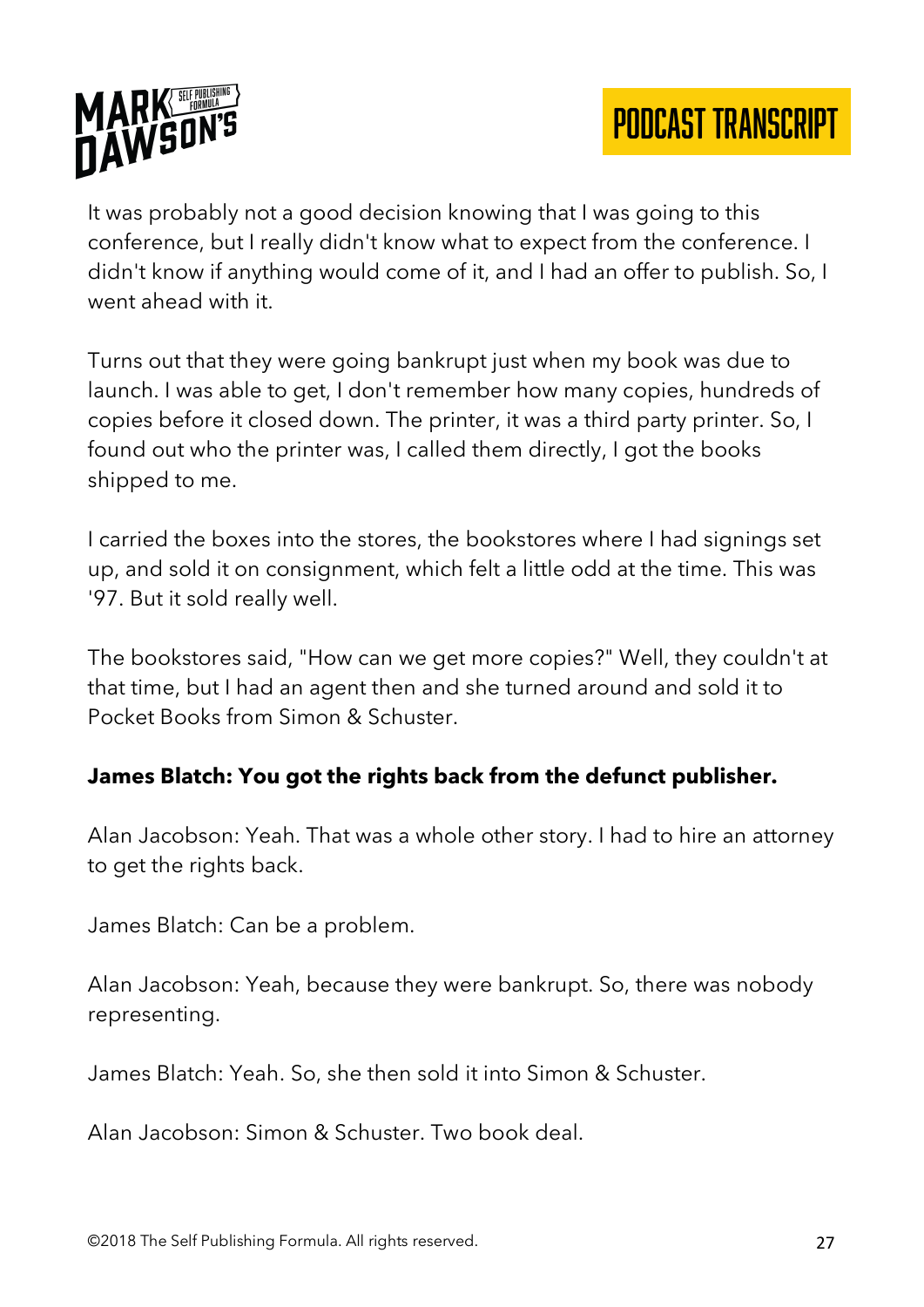It was probably not a good decision knowing that I was going to this conference, but I really didn't know what to expect from the conference. I didn't know if anything would come of it, and I had an offer to publish. So, I went ahead with it.

Turns out that they were going bankrupt just when my book was due to launch. I was able to get, I don't remember how many copies, hundreds of copies before it closed down. The printer, it was a third party printer. So, I found out who the printer was, I called them directly, I got the books shipped to me.

I carried the boxes into the stores, the bookstores where I had signings set up, and sold it on consignment, which felt a little odd at the time. This was '97. But it sold really well.

The bookstores said, "How can we get more copies?" Well, they couldn't at that time, but I had an agent then and she turned around and sold it to Pocket Books from Simon & Schuster.

**James Blatch: You got the rights back from the defunct publisher.**

Alan Jacobson: Yeah. That was a whole other story. I had to hire an attorney to get the rights back.

James Blatch: Can be a problem.

Alan Jacobson: Yeah, because they were bankrupt. So, there was nobody representing.

James Blatch: Yeah. So, she then sold it into Simon & Schuster.

Alan Jacobson: Simon & Schuster. Two book deal.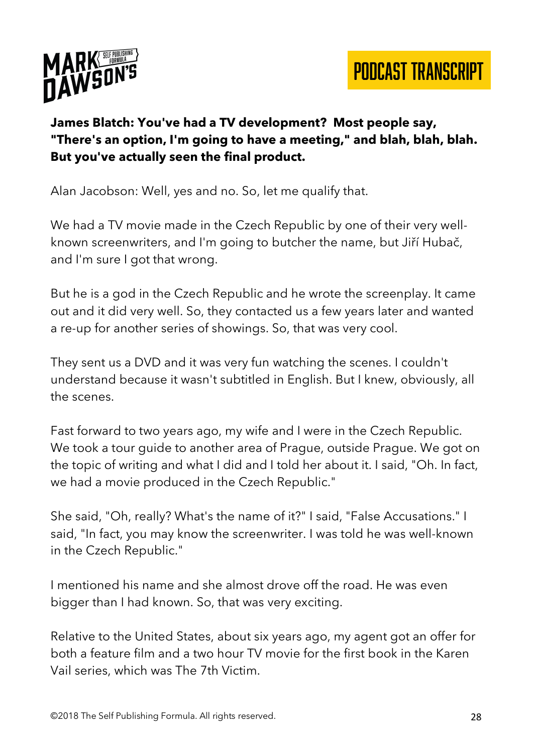**James Blatch: You've had a TV development? Most people say, "There's an option, I'm going to have a meeting," and blah, blah, blah. But you've actually seen the final product.**

Alan Jacobson: Well, yes and no. So, let me qualify that.

We had a TV movie made in the Czech Republic by one of their very well-known screenwriters, and I'm going to butcher the name, but Jiří Hubač, and I'm sure I got that wrong.

But he is a god in the Czech Republic and he wrote the screenplay. It came out and it did very well. So, they contacted us a few years later and wanted a re-up for another series of showings. So, that was very cool.

They sent us a DVD and it was very fun watching the scenes. I couldn't understand because it wasn't subtitled in English. But I knew, obviously, all the scenes.

Fast forward to two years ago, my wife and I were in the Czech Republic. We took a tour guide to another area of Prague, outside Prague. We got on the topic of writing and what I did and I told her about it. I said, "Oh. In fact, we had a movie produced in the Czech Republic."

She said, "Oh, really? What's the name of it?" I said, "False Accusations." I said, "In fact, you may know the screenwriter. I was told he was well-known in the Czech Republic."

I mentioned his name and she almost drove off the road. He was even bigger than I had known. So, that was very exciting.

Relative to the United States, about six years ago, my agent got an offer for both a feature film and a two hour TV movie for the first book in the Karen Vail series, which was The 7th Victim.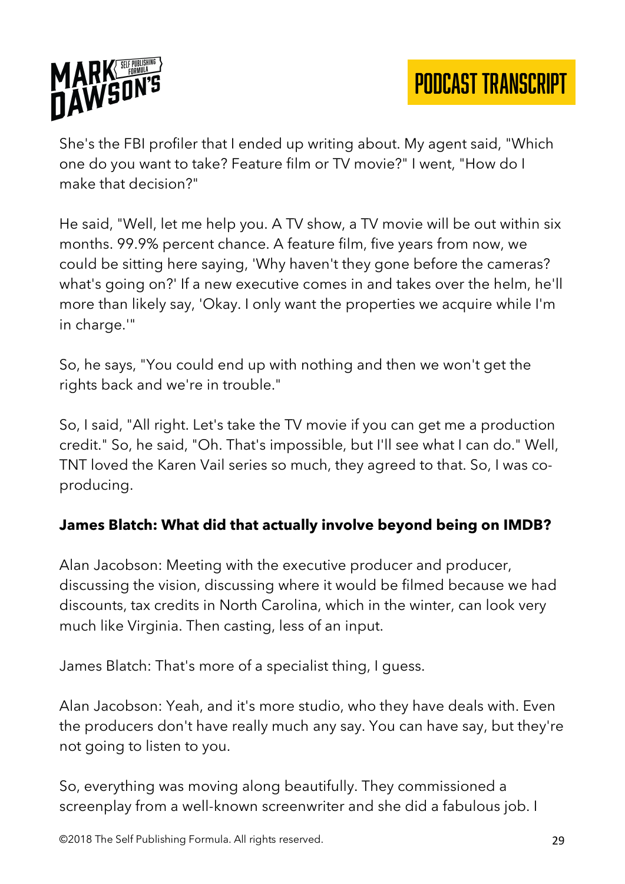She's the FBI profiler that I ended up writing about. My agent said, "Which one do you want to take? Feature film or TV movie?" I went, "How do I make that decision?"

He said, "Well, let me help you. A TV show, a TV movie will be out within six months. 99.9% percent chance. A feature film, five years from now, we could be sitting here saying, 'Why haven't they gone before the cameras? what's going on?' If a new executive comes in and takes over the helm, he'll more than likely say, 'Okay. I only want the properties we acquire while I'm in charge.'"

So, he says, "You could end up with nothing and then we won't get the rights back and we're in trouble."

So, I said, "All right. Let's take the TV movie if you can get me a production credit." So, he said, "Oh. That's impossible, but I'll see what I can do." Well, TNT loved the Karen Vail series so much, they agreed to that. So, I was co-producing.

**James Blatch: What did that actually involve beyond being on IMDB?**

Alan Jacobson: Meeting with the executive producer and producer, discussing the vision, discussing where it would be filmed because we had discounts, tax credits in North Carolina, which in the winter, can look very much like Virginia. Then casting, less of an input.

James Blatch: That's more of a specialist thing, I guess.

Alan Jacobson: Yeah, and it's more studio, who they have deals with. Even the producers don't have really much any say. You can have say, but they're not going to listen to you.

So, everything was moving along beautifully. They commissioned a screenplay from a well-known screenwriter and she did a fabulous job. I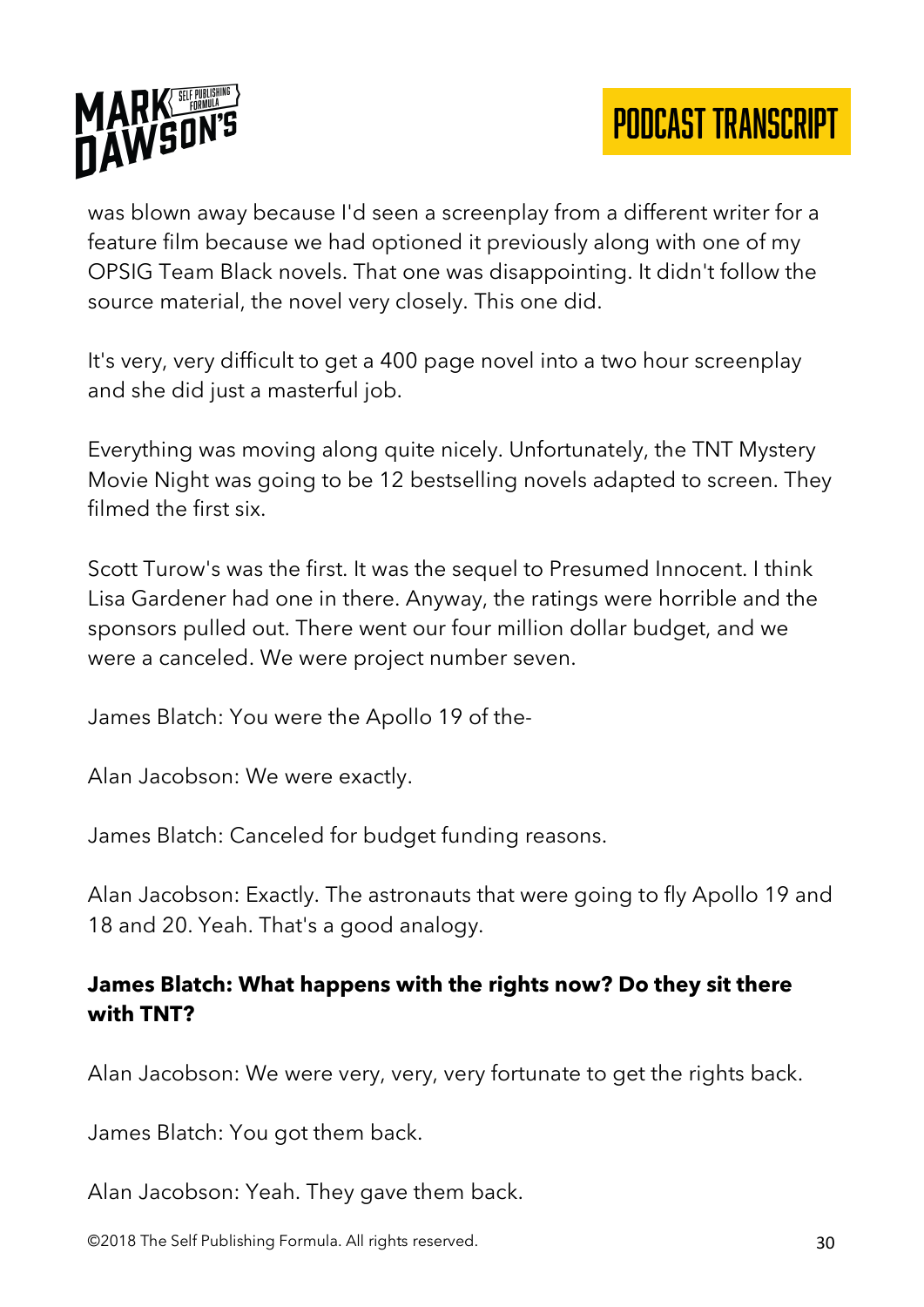was blown away because I'd seen a screenplay from a different writer for a feature film because we had optioned it previously along with one of my OPSIG Team Black novels. That one was disappointing. It didn't follow the source material, the novel very closely. This one did.

It's very, very difficult to get a 400 page novel into a two hour screenplay and she did just a masterful job.

Everything was moving along quite nicely. Unfortunately, the TNT Mystery Movie Night was going to be 12 bestselling novels adapted to screen. They filmed the first six.

Scott Turow's was the first. It was the sequel to Presumed Innocent. I think Lisa Gardener had one in there. Anyway, the ratings were horrible and the sponsors pulled out. There went our four million dollar budget, and we were a canceled. We were project number seven.

James Blatch: You were the Apollo 19 of the-

Alan Jacobson: We were exactly.

James Blatch: Canceled for budget funding reasons.

Alan Jacobson: Exactly. The astronauts that were going to fly Apollo 19 and 18 and 20. Yeah. That's a good analogy.

**James Blatch: What happens with the rights now? Do they sit there with TNT?**

Alan Jacobson: We were very, very, very fortunate to get the rights back.

James Blatch: You got them back.

Alan Jacobson: Yeah. They gave them back.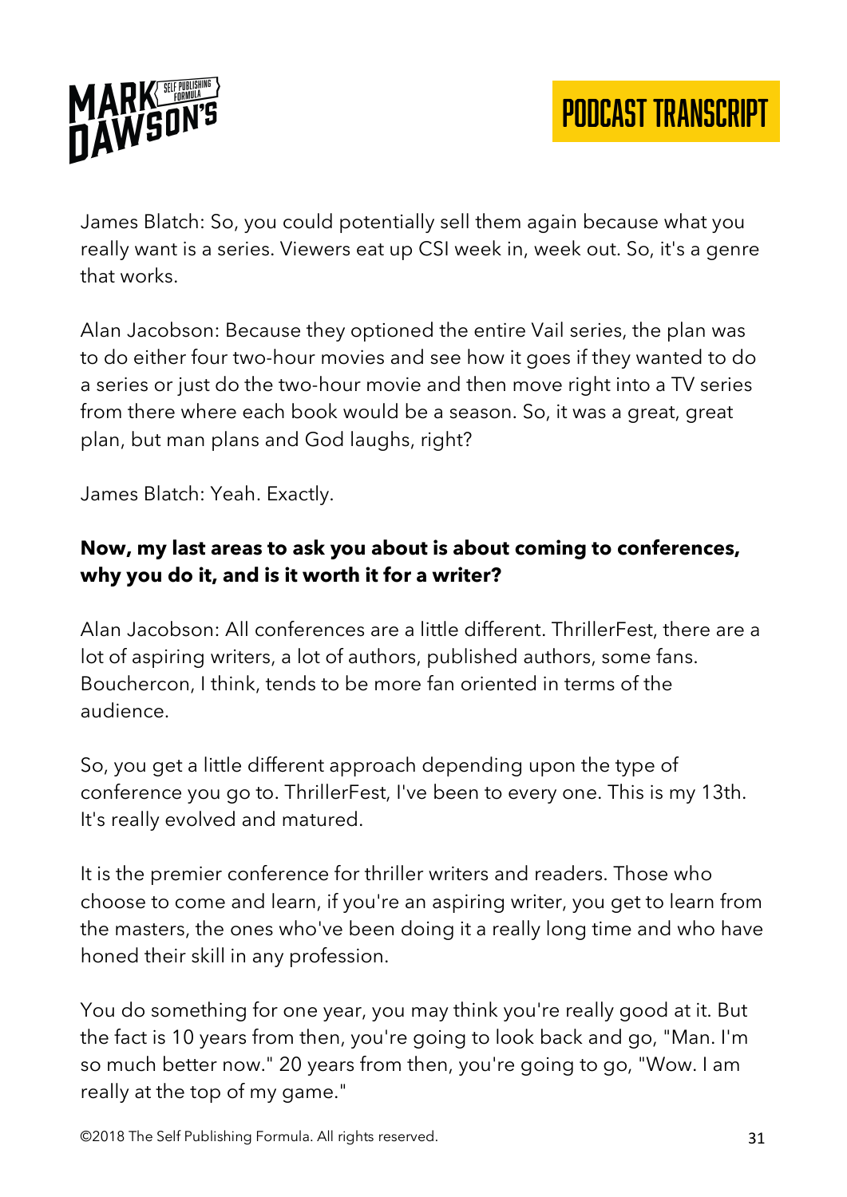James Blatch: So, you could potentially sell them again because what you really want is a series. Viewers eat up CSI week in, week out. So, it's a genre that works.

Alan Jacobson: Because they optioned the entire Vail series, the plan was to do either four two-hour movies and see how it goes if they wanted to do a series or just do the two-hour movie and then move right into a TV series from there where each book would be a season. So, it was a great, great plan, but man plans and God laughs, right?

James Blatch: Yeah. Exactly.

**Now, my last areas to ask you about is about coming to conferences, why you do it, and is it worth it for a writer?**

Alan Jacobson: All conferences are a little different. ThrillerFest, there are a lot of aspiring writers, a lot of authors, published authors, some fans. Bouchercon, I think, tends to be more fan oriented in terms of the audience.

So, you get a little different approach depending upon the type of conference you go to. ThrillerFest, I've been to every one. This is my 13th. It's really evolved and matured.

It is the premier conference for thriller writers and readers. Those who choose to come and learn, if you're an aspiring writer, you get to learn from the masters, the ones who've been doing it a really long time and who have honed their skill in any profession.

You do something for one year, you may think you're really good at it. But the fact is 10 years from then, you're going to look back and go, "Man. I'm so much better now." 20 years from then, you're going to go, "Wow. I am really at the top of my game."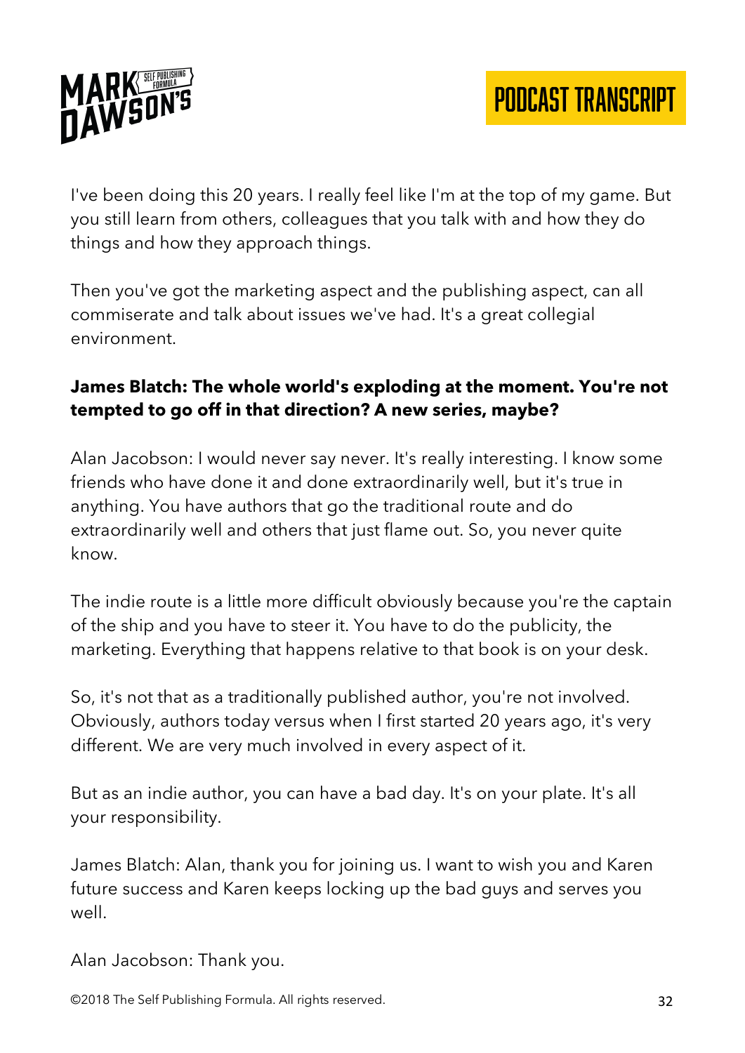I've been doing this 20 years. I really feel like I'm at the top of my game. But you still learn from others, colleagues that you talk with and how they do things and how they approach things.

Then you've got the marketing aspect and the publishing aspect, can all commiserate and talk about issues we've had. It's a great collegial environment.

**James Blatch: The whole world's exploding at the moment. You're not tempted to go off in that direction? A new series, maybe?**

Alan Jacobson: I would never say never. It's really interesting. I know some friends who have done it and done extraordinarily well, but it's true in anything. You have authors that go the traditional route and do extraordinarily well and others that just flame out. So, you never quite know.

The indie route is a little more difficult obviously because you're the captain of the ship and you have to steer it. You have to do the publicity, the marketing. Everything that happens relative to that book is on your desk.

So, it's not that as a traditionally published author, you're not involved. Obviously, authors today versus when I first started 20 years ago, it's very different. We are very much involved in every aspect of it.

But as an indie author, you can have a bad day. It's on your plate. It's all your responsibility.

James Blatch: Alan, thank you for joining us. I want to wish you and Karen future success and Karen keeps locking up the bad guys and serves you well.

Alan Jacobson: Thank you.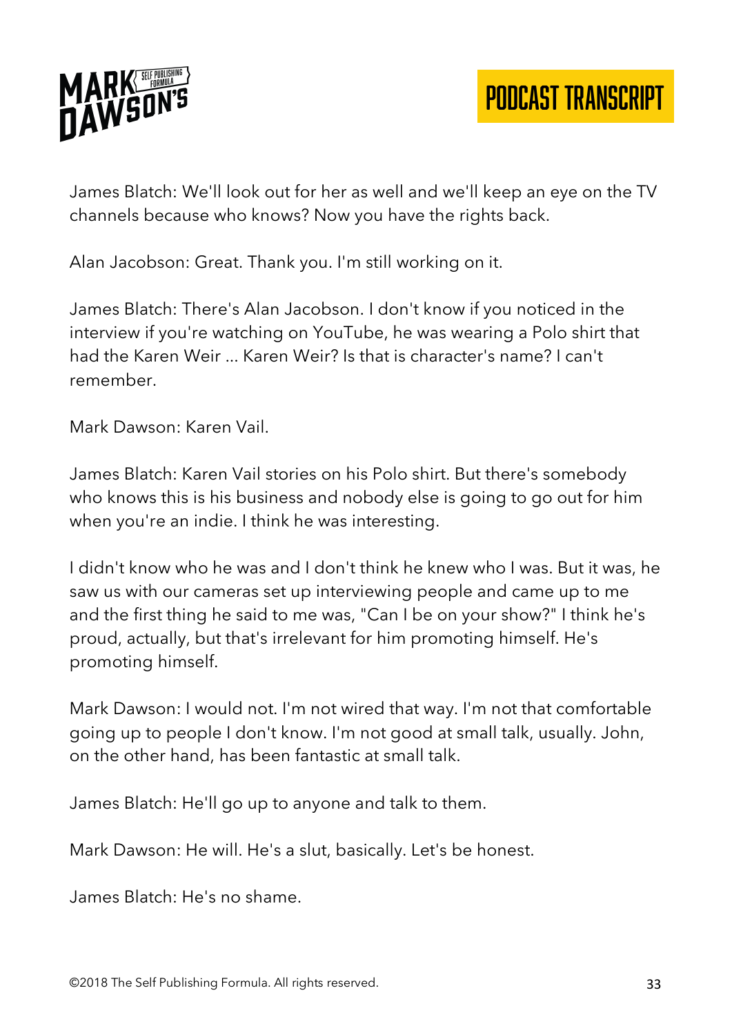James Blatch: We'll look out for her as well and we'll keep an eye on the TV channels because who knows? Now you have the rights back.

Alan Jacobson: Great. Thank you. I'm still working on it.

James Blatch: There's Alan Jacobson. I don't know if you noticed in the interview if you're watching on YouTube, he was wearing a Polo shirt that had the Karen Weir ... Karen Weir? Is that is character's name? I can't remember.

Mark Dawson: Karen Vail.

James Blatch: Karen Vail stories on his Polo shirt. But there's somebody who knows this is his business and nobody else is going to go out for him when you're an indie. I think he was interesting.

I didn't know who he was and I don't think he knew who I was. But it was, he saw us with our cameras set up interviewing people and came up to me and the first thing he said to me was, "Can I be on your show?" I think he's proud, actually, but that's irrelevant for him promoting himself. He's promoting himself.

Mark Dawson: I would not. I'm not wired that way. I'm not that comfortable going up to people I don't know. I'm not good at small talk, usually. John, on the other hand, has been fantastic at small talk.

James Blatch: He'll go up to anyone and talk to them.

Mark Dawson: He will. He's a slut, basically. Let's be honest.

James Blatch: He's no shame.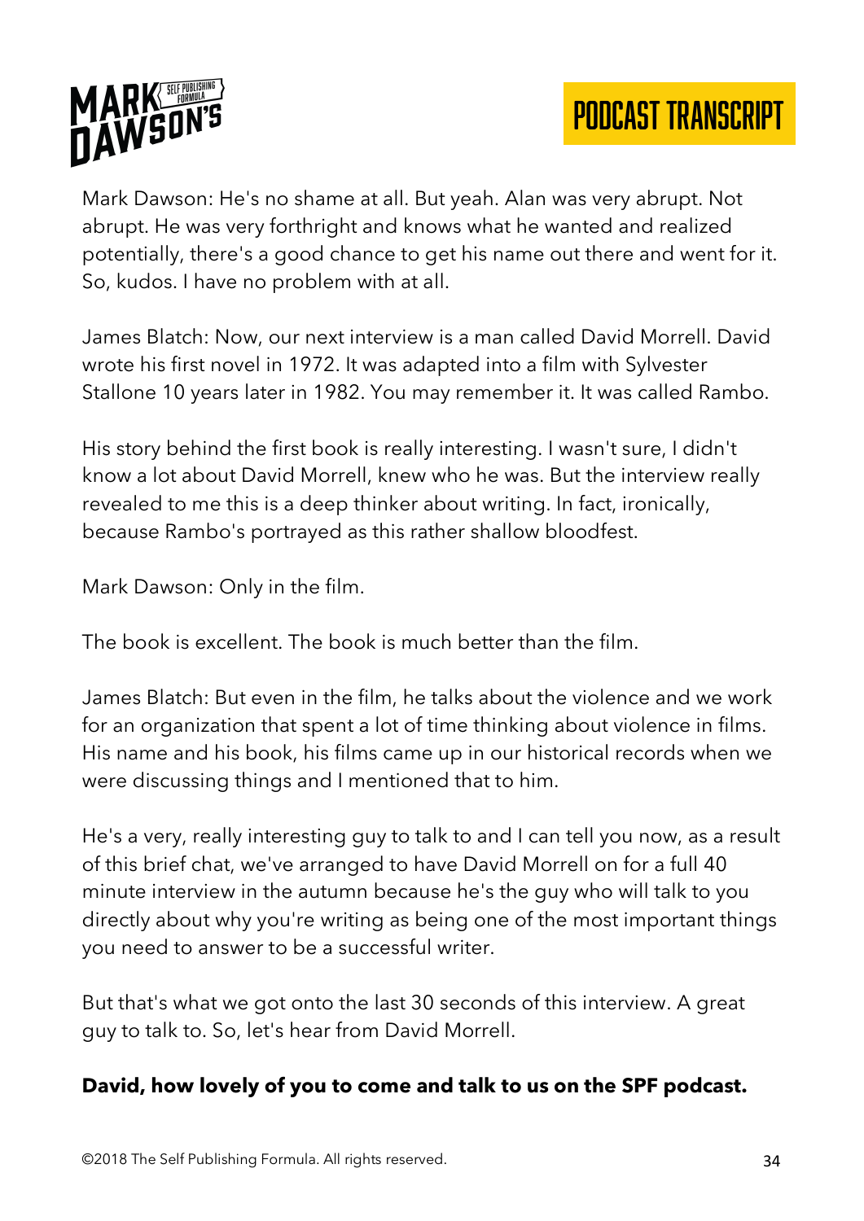Mark Dawson: He's no shame at all. But yeah. Alan was very abrupt. Not abrupt. He was very forthright and knows what he wanted and realized potentially, there's a good chance to get his name out there and went for it. So, kudos. I have no problem with at all.

James Blatch: Now, our next interview is a man called David Morrell. David wrote his first novel in 1972. It was adapted into a film with Sylvester Stallone 10 years later in 1982. You may remember it. It was called Rambo.

His story behind the first book is really interesting. I wasn't sure, I didn't know a lot about David Morrell, knew who he was. But the interview really revealed to me this is a deep thinker about writing. In fact, ironically, because Rambo's portrayed as this rather shallow bloodfest.

Mark Dawson: Only in the film.

The book is excellent. The book is much better than the film.

James Blatch: But even in the film, he talks about the violence and we work for an organization that spent a lot of time thinking about violence in films. His name and his book, his films came up in our historical records when we were discussing things and I mentioned that to him.

He's a very, really interesting guy to talk to and I can tell you now, as a result of this brief chat, we've arranged to have David Morrell on for a full 40 minute interview in the autumn because he's the guy who will talk to you directly about why you're writing as being one of the most important things you need to answer to be a successful writer.

But that's what we got onto the last 30 seconds of this interview. A great guy to talk to. So, let's hear from David Morrell.

**David, how lovely of you to come and talk to us on the SPF podcast.**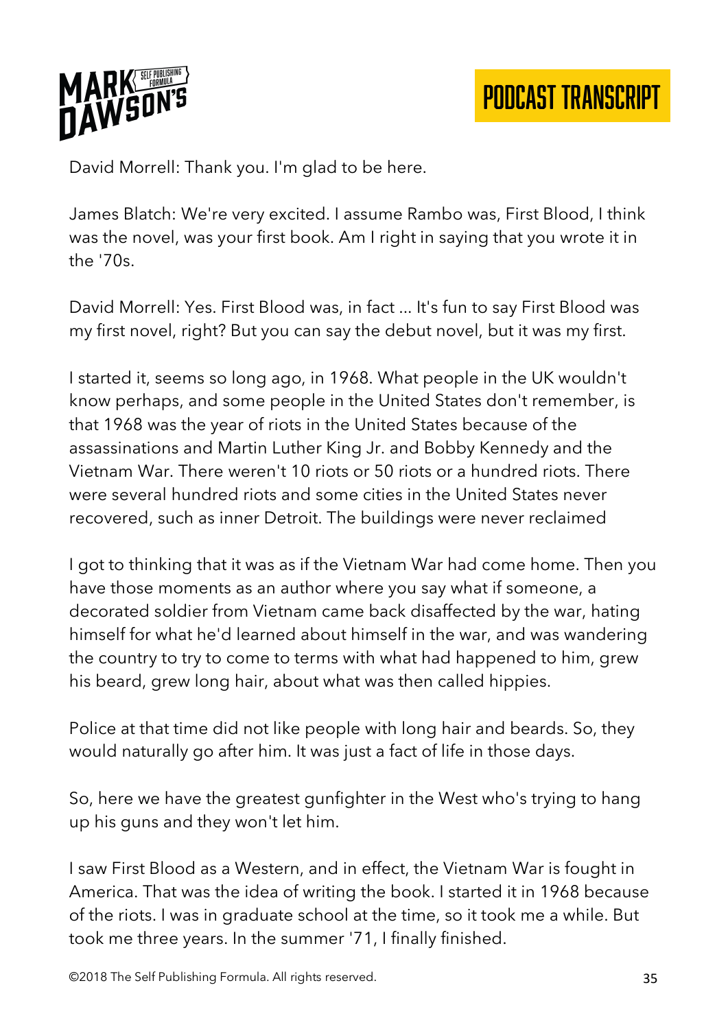David Morrell: Thank you. I'm glad to be here.

James Blatch: We're very excited. I assume Rambo was, First Blood, I think was the novel, was your first book. Am I right in saying that you wrote it in the '70s.

David Morrell: Yes. First Blood was, in fact ... It's fun to say First Blood was my first novel, right? But you can say the debut novel, but it was my first.

I started it, seems so long ago, in 1968. What people in the UK wouldn't know perhaps, and some people in the United States don't remember, is that 1968 was the year of riots in the United States because of the assassinations and Martin Luther King Jr. and Bobby Kennedy and the Vietnam War. There weren't 10 riots or 50 riots or a hundred riots. There were several hundred riots and some cities in the United States never recovered, such as inner Detroit. The buildings were never reclaimed

I got to thinking that it was as if the Vietnam War had come home. Then you have those moments as an author where you say what if someone, a decorated soldier from Vietnam came back disaffected by the war, hating himself for what he'd learned about himself in the war, and was wandering the country to try to come to terms with what had happened to him, grew his beard, grew long hair, about what was then called hippies.

Police at that time did not like people with long hair and beards. So, they would naturally go after him. It was just a fact of life in those days.

So, here we have the greatest gunfighter in the West who's trying to hang up his guns and they won't let him.

I saw First Blood as a Western, and in effect, the Vietnam War is fought in America. That was the idea of writing the book. I started it in 1968 because of the riots. I was in graduate school at the time, so it took me a while. But took me three years. In the summer '71, I finally finished.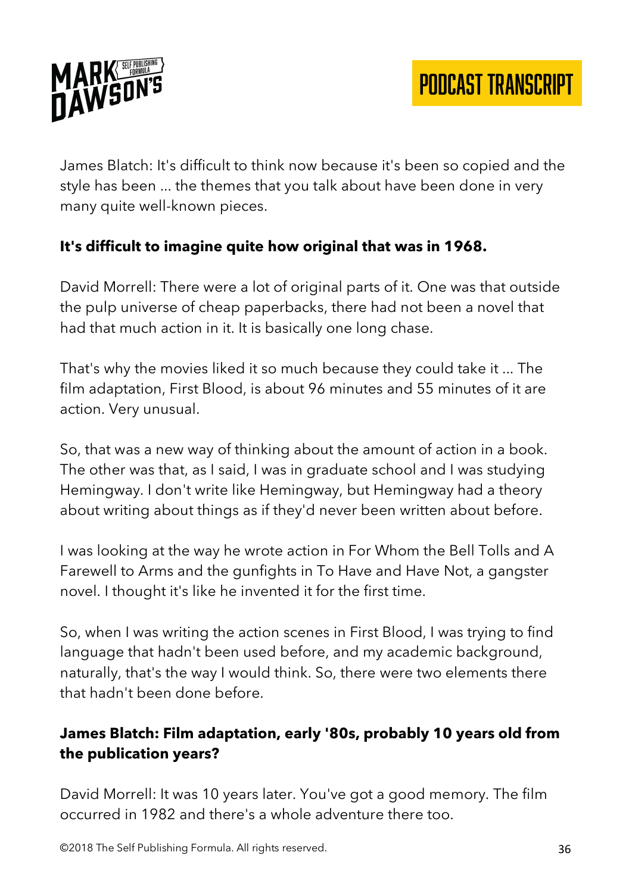James Blatch: It's difficult to think now because it's been so copied and the style has been ... the themes that you talk about have been done in very many quite well-known pieces.

**It's difficult to imagine quite how original that was in 1968.**

David Morrell: There were a lot of original parts of it. One was that outside the pulp universe of cheap paperbacks, there had not been a novel that had that much action in it. It is basically one long chase.

That's why the movies liked it so much because they could take it ... The film adaptation, First Blood, is about 96 minutes and 55 minutes of it are action. Very unusual.

So, that was a new way of thinking about the amount of action in a book. The other was that, as I said, I was in graduate school and I was studying Hemingway. I don't write like Hemingway, but Hemingway had a theory about writing about things as if they'd never been written about before.

I was looking at the way he wrote action in For Whom the Bell Tolls and A Farewell to Arms and the gunfights in To Have and Have Not, a gangster novel. I thought it's like he invented it for the first time.

So, when I was writing the action scenes in First Blood, I was trying to find language that hadn't been used before, and my academic background, naturally, that's the way I would think. So, there were two elements there that hadn't been done before.

**James Blatch: Film adaptation, early '80s, probably 10 years old from the publication years?**

David Morrell: It was 10 years later. You've got a good memory. The film occurred in 1982 and there's a whole adventure there too.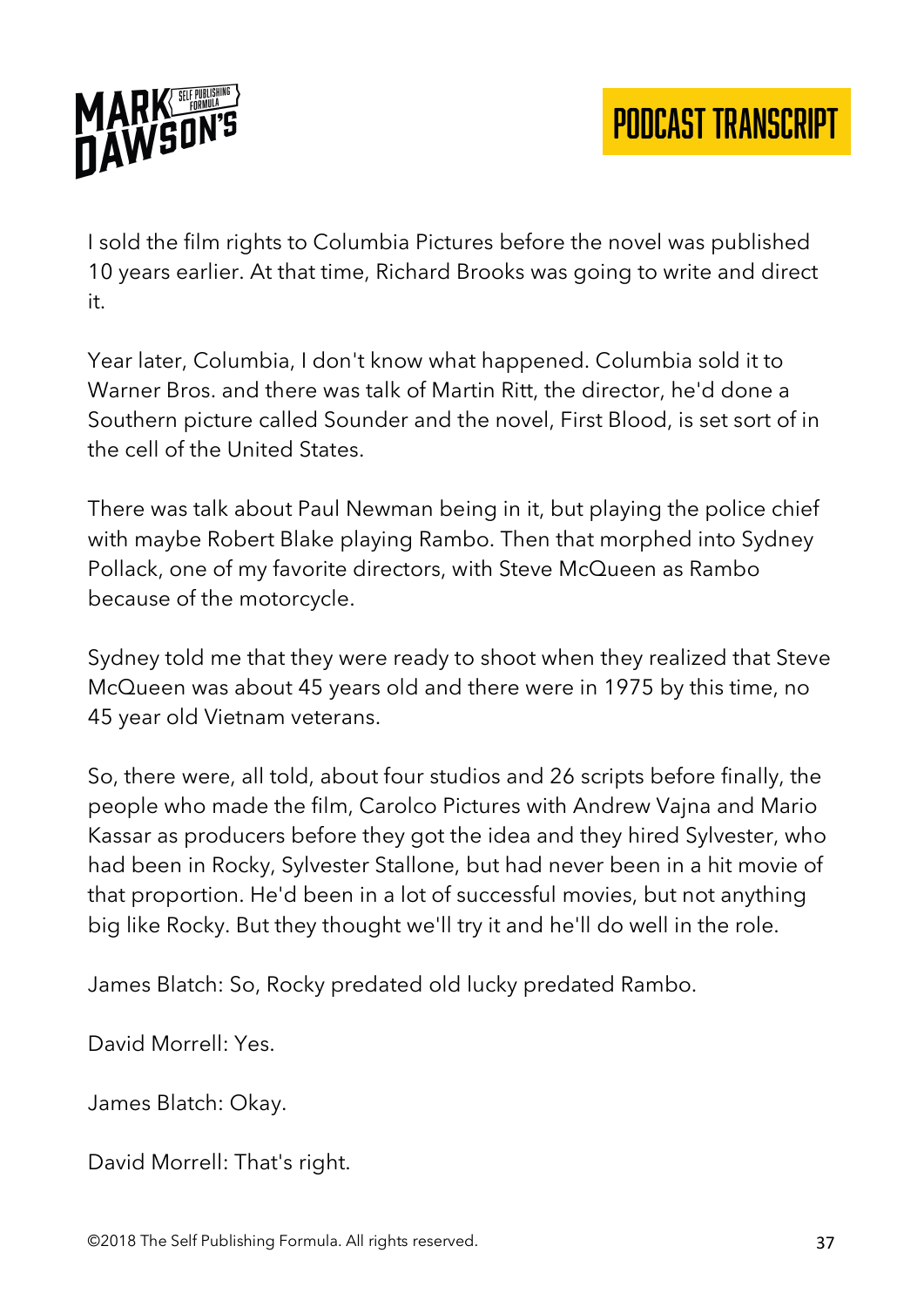I sold the film rights to Columbia Pictures before the novel was published 10 years earlier. At that time, Richard Brooks was going to write and direct it.

Year later, Columbia, I don't know what happened. Columbia sold it to Warner Bros. and there was talk of Martin Ritt, the director, he'd done a Southern picture called Sounder and the novel, First Blood, is set sort of in the cell of the United States.

There was talk about Paul Newman being in it, but playing the police chief with maybe Robert Blake playing Rambo. Then that morphed into Sydney Pollack, one of my favorite directors, with Steve McQueen as Rambo because of the motorcycle.

Sydney told me that they were ready to shoot when they realized that Steve McQueen was about 45 years old and there were in 1975 by this time, no 45 year old Vietnam veterans.

So, there were, all told, about four studios and 26 scripts before finally, the people who made the film, Carolco Pictures with Andrew Vajna and Mario Kassar as producers before they got the idea and they hired Sylvester, who had been in Rocky, Sylvester Stallone, but had never been in a hit movie of that proportion. He'd been in a lot of successful movies, but not anything big like Rocky. But they thought we'll try it and he'll do well in the role.

James Blatch: So, Rocky predated old lucky predated Rambo.

David Morrell: Yes.

James Blatch: Okay.

David Morrell: That's right.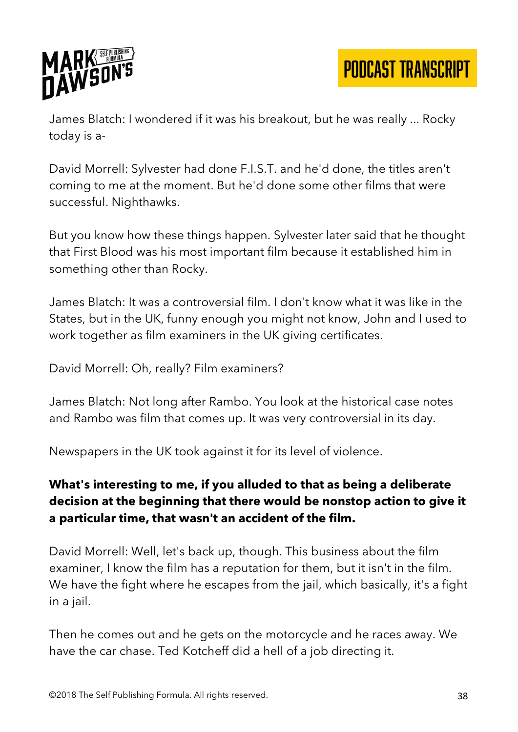James Blatch: I wondered if it was his breakout, but he was really ... Rocky today is a-

David Morrell: Sylvester had done F.I.S.T. and he'd done, the titles aren't coming to me at the moment. But he'd done some other films that were successful. Nighthawks.

But you know how these things happen. Sylvester later said that he thought that First Blood was his most important film because it established him in something other than Rocky.

James Blatch: It was a controversial film. I don't know what it was like in the States, but in the UK, funny enough you might not know, John and I used to work together as film examiners in the UK giving certificates.

David Morrell: Oh, really? Film examiners?

James Blatch: Not long after Rambo. You look at the historical case notes and Rambo was film that comes up. It was very controversial in its day.

Newspapers in the UK took against it for its level of violence.

**What's interesting to me, if you alluded to that as being a deliberate decision at the beginning that there would be nonstop action to give it a particular time, that wasn't an accident of the film.**

David Morrell: Well, let's back up, though. This business about the film examiner, I know the film has a reputation for them, but it isn't in the film. We have the fight where he escapes from the jail, which basically, it's a fight in a jail.

Then he comes out and he gets on the motorcycle and he races away. We have the car chase. Ted Kotcheff did a hell of a job directing it.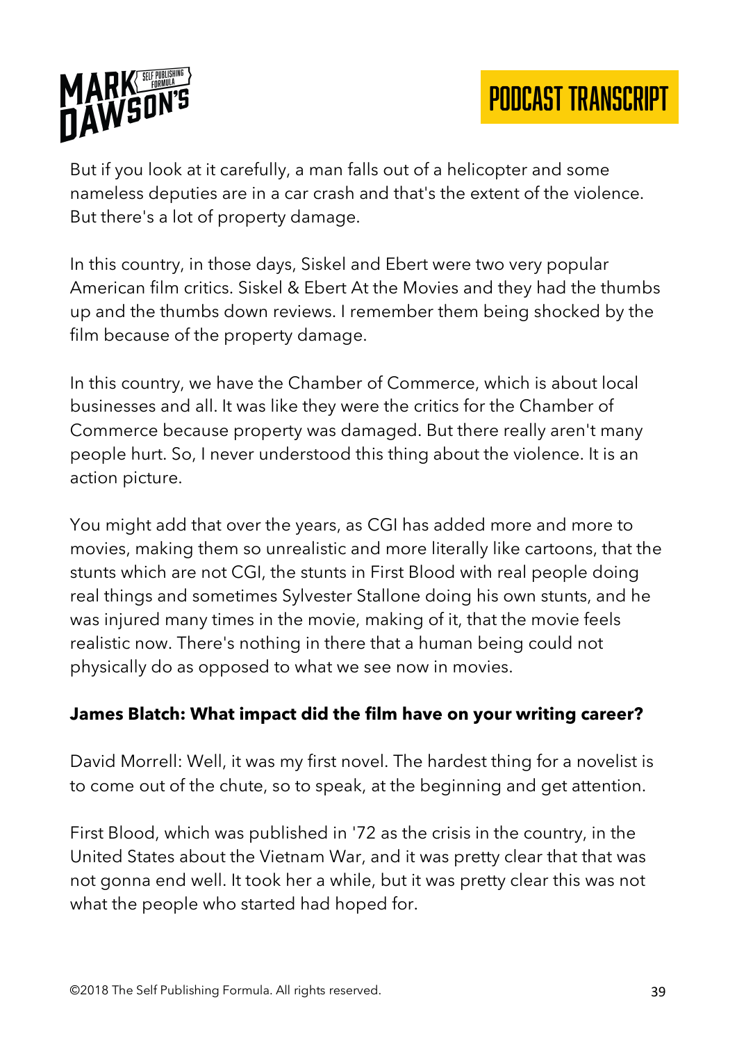But if you look at it carefully, a man falls out of a helicopter and some nameless deputies are in a car crash and that's the extent of the violence. But there's a lot of property damage.

In this country, in those days, Siskel and Ebert were two very popular American film critics. Siskel & Ebert At the Movies and they had the thumbs up and the thumbs down reviews. I remember them being shocked by the film because of the property damage.

In this country, we have the Chamber of Commerce, which is about local businesses and all. It was like they were the critics for the Chamber of Commerce because property was damaged. But there really aren't many people hurt. So, I never understood this thing about the violence. It is an action picture.

You might add that over the years, as CGI has added more and more to movies, making them so unrealistic and more literally like cartoons, that the stunts which are not CGI, the stunts in First Blood with real people doing real things and sometimes Sylvester Stallone doing his own stunts, and he was injured many times in the movie, making of it, that the movie feels realistic now. There's nothing in there that a human being could not physically do as opposed to what we see now in movies.

**James Blatch: What impact did the film have on your writing career?**

David Morrell: Well, it was my first novel. The hardest thing for a novelist is to come out of the chute, so to speak, at the beginning and get attention.

First Blood, which was published in '72 as the crisis in the country, in the United States about the Vietnam War, and it was pretty clear that that was not gonna end well. It took her a while, but it was pretty clear this was not what the people who started had hoped for.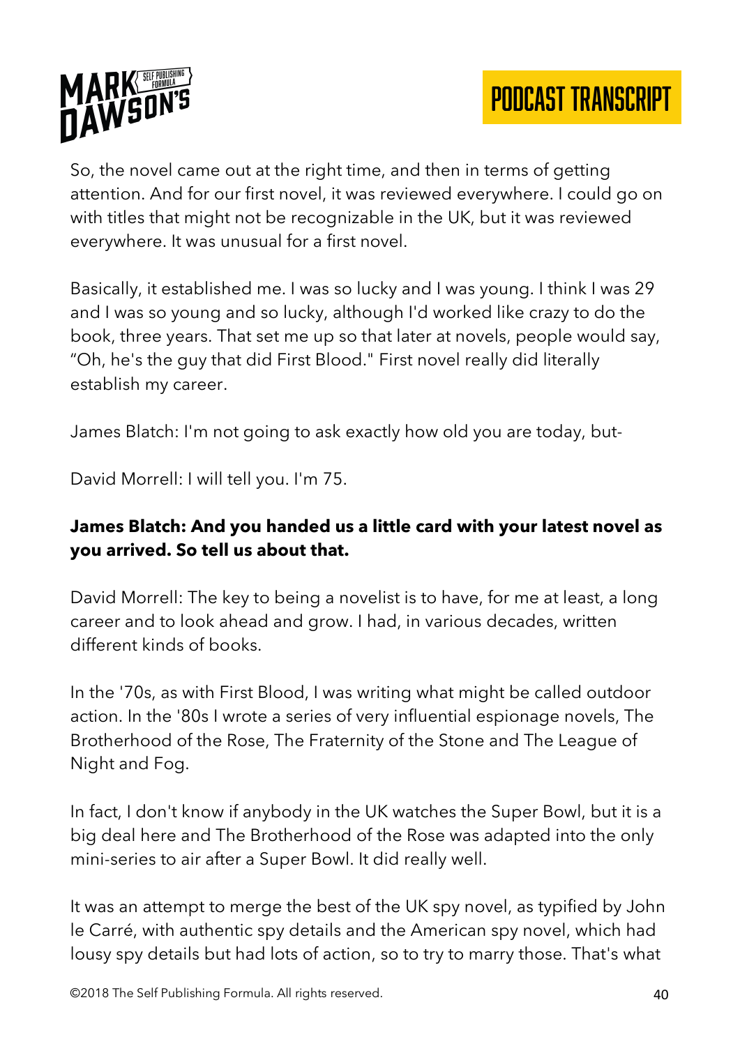So, the novel came out at the right time, and then in terms of getting attention. And for our first novel, it was reviewed everywhere. I could go on with titles that might not be recognizable in the UK, but it was reviewed everywhere. It was unusual for a first novel.

Basically, it established me. I was so lucky and I was young. I think I was 29 and I was so young and so lucky, although I'd worked like crazy to do the book, three years. That set me up so that later at novels, people would say, "Oh, he's the guy that did First Blood." First novel really did literally establish my career.

James Blatch: I'm not going to ask exactly how old you are today, but-

David Morrell: I will tell you. I'm 75.

**James Blatch: And you handed us a little card with your latest novel as you arrived. So tell us about that.**

David Morrell: The key to being a novelist is to have, for me at least, a long career and to look ahead and grow. I had, in various decades, written different kinds of books.

In the '70s, as with First Blood, I was writing what might be called outdoor action. In the '80s I wrote a series of very influential espionage novels, The Brotherhood of the Rose, The Fraternity of the Stone and The League of Night and Fog.

In fact, I don't know if anybody in the UK watches the Super Bowl, but it is a big deal here and The Brotherhood of the Rose was adapted into the only mini-series to air after a Super Bowl. It did really well.

It was an attempt to merge the best of the UK spy novel, as typified by John le Carré, with authentic spy details and the American spy novel, which had lousy spy details but had lots of action, so to try to marry those. That's what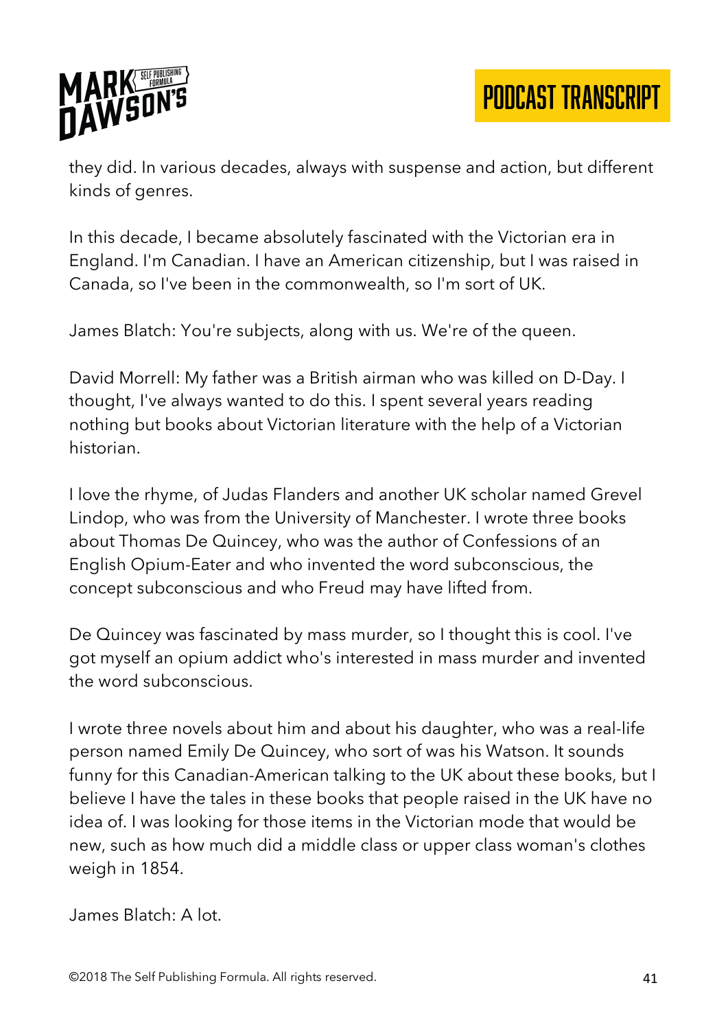they did. In various decades, always with suspense and action, but different kinds of genres.

In this decade, I became absolutely fascinated with the Victorian era in England. I'm Canadian. I have an American citizenship, but I was raised in Canada, so I've been in the commonwealth, so I'm sort of UK.

James Blatch: You're subjects, along with us. We're of the queen.

David Morrell: My father was a British airman who was killed on D-Day. I thought, I've always wanted to do this. I spent several years reading nothing but books about Victorian literature with the help of a Victorian historian.

I love the rhyme, of Judas Flanders and another UK scholar named Grevel Lindop, who was from the University of Manchester. I wrote three books about Thomas De Quincey, who was the author of Confessions of an English Opium-Eater and who invented the word subconscious, the concept subconscious and who Freud may have lifted from.

De Quincey was fascinated by mass murder, so I thought this is cool. I've got myself an opium addict who's interested in mass murder and invented the word subconscious.

I wrote three novels about him and about his daughter, who was a real-life person named Emily De Quincey, who sort of was his Watson. It sounds funny for this Canadian-American talking to the UK about these books, but I believe I have the tales in these books that people raised in the UK have no idea of. I was looking for those items in the Victorian mode that would be new, such as how much did a middle class or upper class woman's clothes weigh in 1854.

James Blatch: A lot.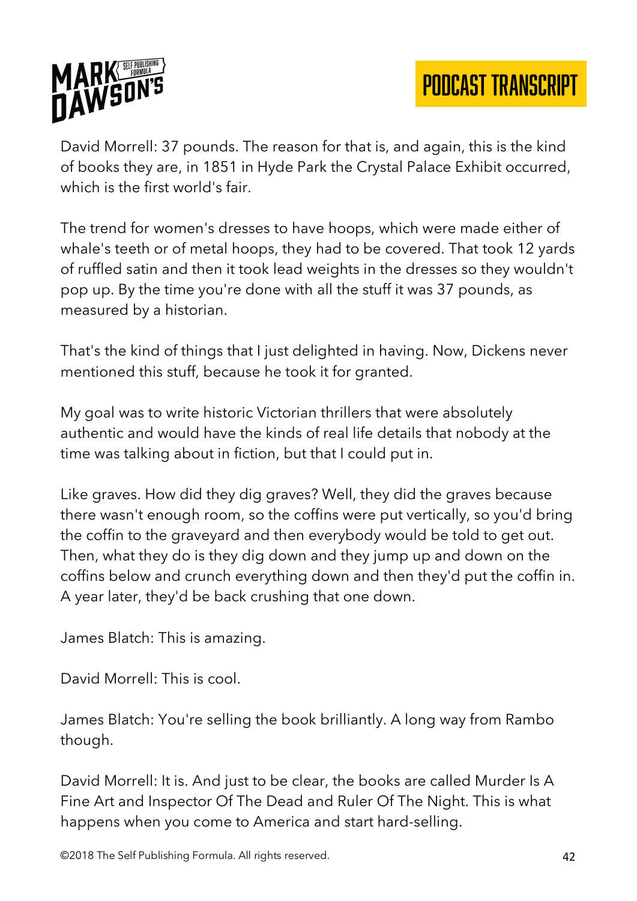David Morrell: 37 pounds. The reason for that is, and again, this is the kind of books they are, in 1851 in Hyde Park the Crystal Palace Exhibit occurred, which is the first world's fair.

The trend for women's dresses to have hoops, which were made either of whale's teeth or of metal hoops, they had to be covered. That took 12 yards of ruffled satin and then it took lead weights in the dresses so they wouldn't pop up. By the time you're done with all the stuff it was 37 pounds, as measured by a historian.

That's the kind of things that I just delighted in having. Now, Dickens never mentioned this stuff, because he took it for granted.

My goal was to write historic Victorian thrillers that were absolutely authentic and would have the kinds of real life details that nobody at the time was talking about in fiction, but that I could put in.

Like graves. How did they dig graves? Well, they did the graves because there wasn't enough room, so the coffins were put vertically, so you'd bring the coffin to the graveyard and then everybody would be told to get out. Then, what they do is they dig down and they jump up and down on the coffins below and crunch everything down and then they'd put the coffin in. A year later, they'd be back crushing that one down.

James Blatch: This is amazing.

David Morrell: This is cool.

James Blatch: You're selling the book brilliantly. A long way from Rambo though.

David Morrell: It is. And just to be clear, the books are called Murder Is A Fine Art and Inspector Of The Dead and Ruler Of The Night. This is what happens when you come to America and start hard-selling.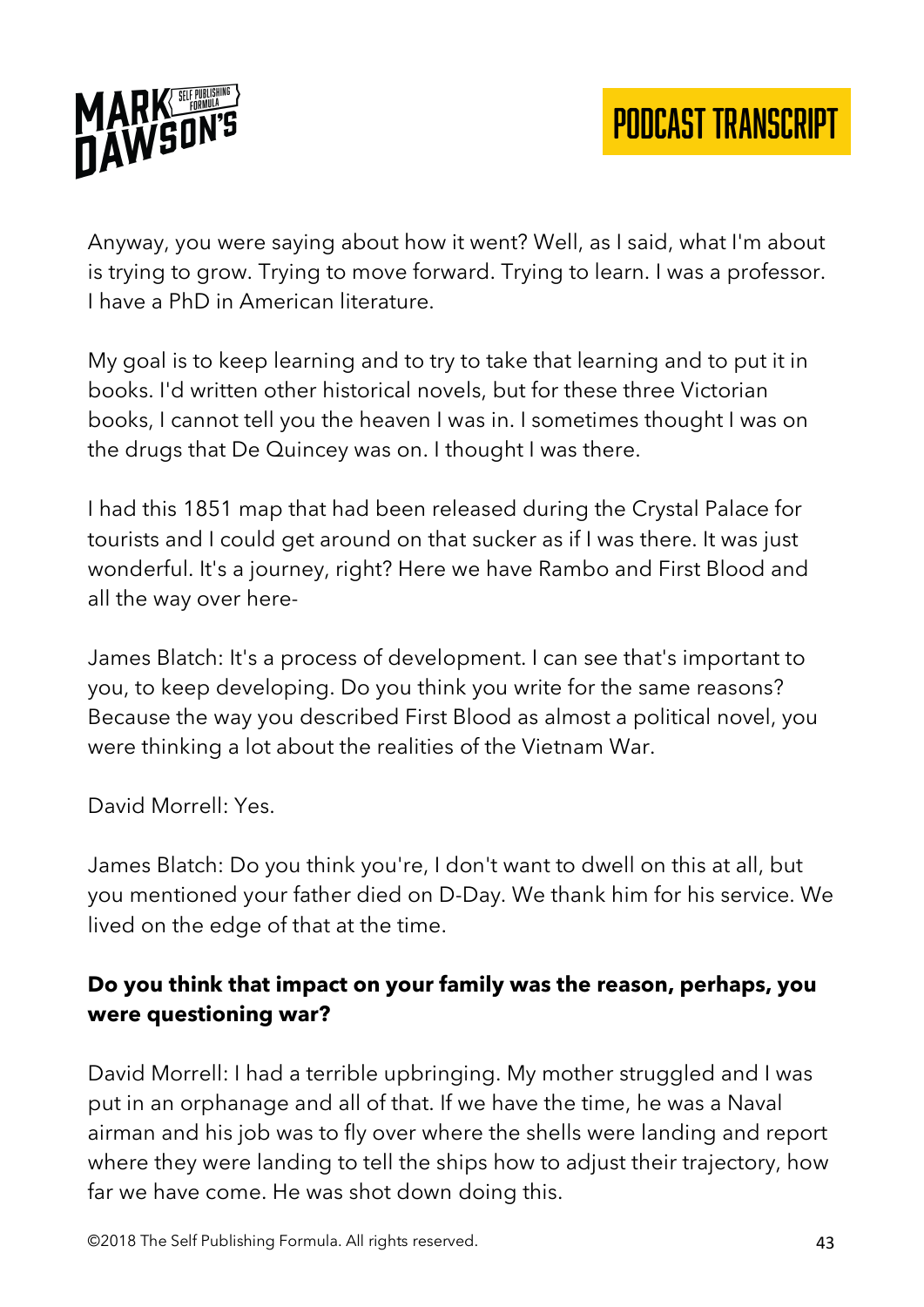Anyway, you were saying about how it went? Well, as I said, what I'm about is trying to grow. Trying to move forward. Trying to learn. I was a professor. I have a PhD in American literature.

My goal is to keep learning and to try to take that learning and to put it in books. I'd written other historical novels, but for these three Victorian books, I cannot tell you the heaven I was in. I sometimes thought I was on the drugs that De Quincey was on. I thought I was there.

I had this 1851 map that had been released during the Crystal Palace for tourists and I could get around on that sucker as if I was there. It was just wonderful. It's a journey, right? Here we have Rambo and First Blood and all the way over here-

James Blatch: It's a process of development. I can see that's important to you, to keep developing. Do you think you write for the same reasons? Because the way you described First Blood as almost a political novel, you were thinking a lot about the realities of the Vietnam War.

David Morrell: Yes.

James Blatch: Do you think you're, I don't want to dwell on this at all, but you mentioned your father died on D-Day. We thank him for his service. We lived on the edge of that at the time.

**Do you think that impact on your family was the reason, perhaps, you were questioning war?**

David Morrell: I had a terrible upbringing. My mother struggled and I was put in an orphanage and all of that. If we have the time, he was a Naval airman and his job was to fly over where the shells were landing and report where they were landing to tell the ships how to adjust their trajectory, how far we have come. He was shot down doing this.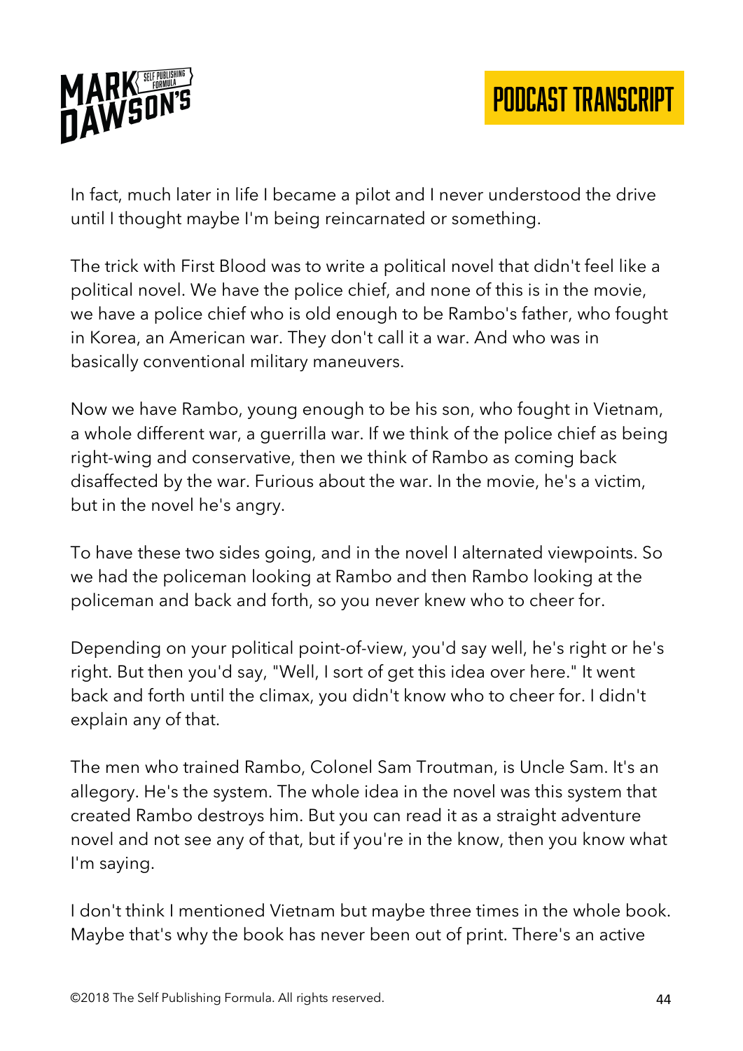In fact, much later in life I became a pilot and I never understood the drive until I thought maybe I'm being reincarnated or something.

The trick with First Blood was to write a political novel that didn't feel like a political novel. We have the police chief, and none of this is in the movie, we have a police chief who is old enough to be Rambo's father, who fought in Korea, an American war. They don't call it a war. And who was in basically conventional military maneuvers.

Now we have Rambo, young enough to be his son, who fought in Vietnam, a whole different war, a guerrilla war. If we think of the police chief as being right-wing and conservative, then we think of Rambo as coming back disaffected by the war. Furious about the war. In the movie, he's a victim, but in the novel he's angry.

To have these two sides going, and in the novel I alternated viewpoints. So we had the policeman looking at Rambo and then Rambo looking at the policeman and back and forth, so you never knew who to cheer for.

Depending on your political point-of-view, you'd say well, he's right or he's right. But then you'd say, "Well, I sort of get this idea over here." It went back and forth until the climax, you didn't know who to cheer for. I didn't explain any of that.

The men who trained Rambo, Colonel Sam Troutman, is Uncle Sam. It's an allegory. He's the system. The whole idea in the novel was this system that created Rambo destroys him. But you can read it as a straight adventure novel and not see any of that, but if you're in the know, then you know what I'm saying.

I don't think I mentioned Vietnam but maybe three times in the whole book. Maybe that's why the book has never been out of print. There's an active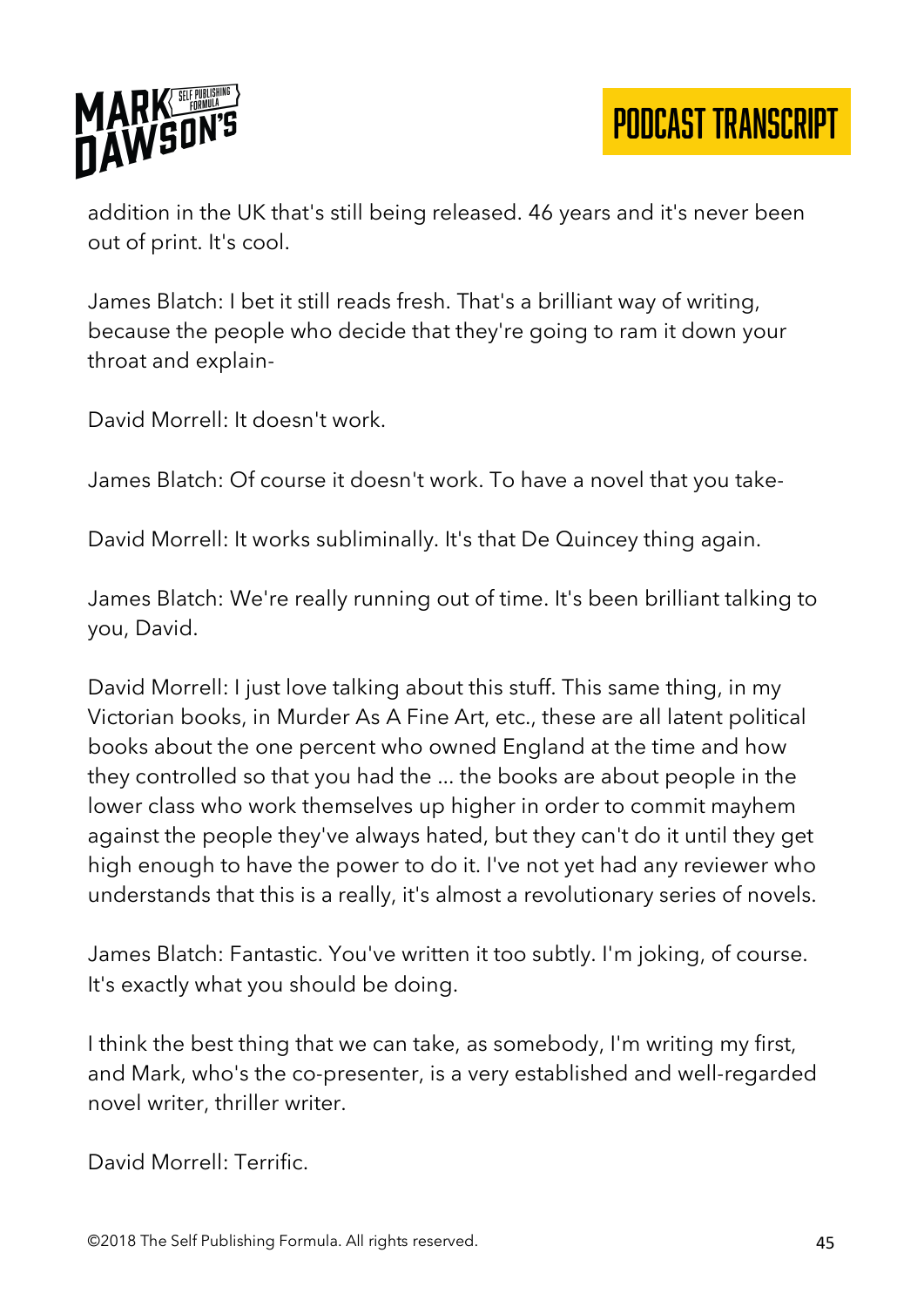addition in the UK that's still being released. 46 years and it's never been out of print. It's cool.

James Blatch: I bet it still reads fresh. That's a brilliant way of writing, because the people who decide that they're going to ram it down your throat and explain-

David Morrell: It doesn't work.

James Blatch: Of course it doesn't work. To have a novel that you take-

David Morrell: It works subliminally. It's that De Quincey thing again.

James Blatch: We're really running out of time. It's been brilliant talking to you, David.

David Morrell: I just love talking about this stuff. This same thing, in my Victorian books, in Murder As A Fine Art, etc., these are all latent political books about the one percent who owned England at the time and how they controlled so that you had the ... the books are about people in the lower class who work themselves up higher in order to commit mayhem against the people they've always hated, but they can't do it until they get high enough to have the power to do it. I've not yet had any reviewer who understands that this is a really, it's almost a revolutionary series of novels.

James Blatch: Fantastic. You've written it too subtly. I'm joking, of course. It's exactly what you should be doing.

I think the best thing that we can take, as somebody, I'm writing my first, and Mark, who's the co-presenter, is a very established and well-regarded novel writer, thriller writer.

David Morrell: Terrific.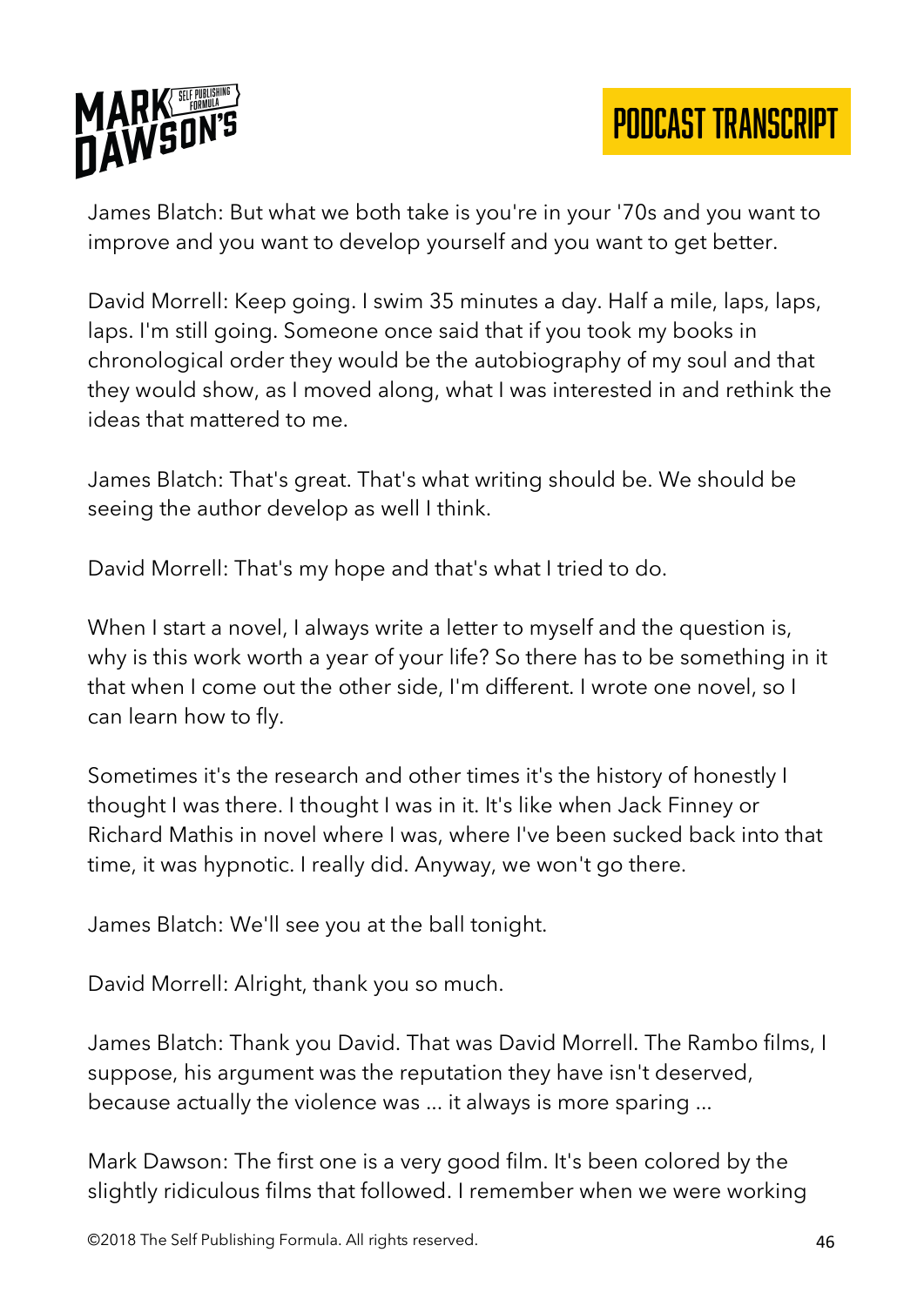James Blatch: But what we both take is you're in your '70s and you want to improve and you want to develop yourself and you want to get better.

David Morrell: Keep going. I swim 35 minutes a day. Half a mile, laps, laps, laps. I'm still going. Someone once said that if you took my books in chronological order they would be the autobiography of my soul and that they would show, as I moved along, what I was interested in and rethink the ideas that mattered to me.

James Blatch: That's great. That's what writing should be. We should be seeing the author develop as well I think.

David Morrell: That's my hope and that's what I tried to do.

When I start a novel, I always write a letter to myself and the question is, why is this work worth a year of your life? So there has to be something in it that when I come out the other side, I'm different. I wrote one novel, so I can learn how to fly.

Sometimes it's the research and other times it's the history of honestly I thought I was there. I thought I was in it. It's like when Jack Finney or Richard Mathis in novel where I was, where I've been sucked back into that time, it was hypnotic. I really did. Anyway, we won't go there.

James Blatch: We'll see you at the ball tonight.

David Morrell: Alright, thank you so much.

James Blatch: Thank you David. That was David Morrell. The Rambo films, I suppose, his argument was the reputation they have isn't deserved, because actually the violence was ... it always is more sparing ...

Mark Dawson: The first one is a very good film. It's been colored by the slightly ridiculous films that followed. I remember when we were working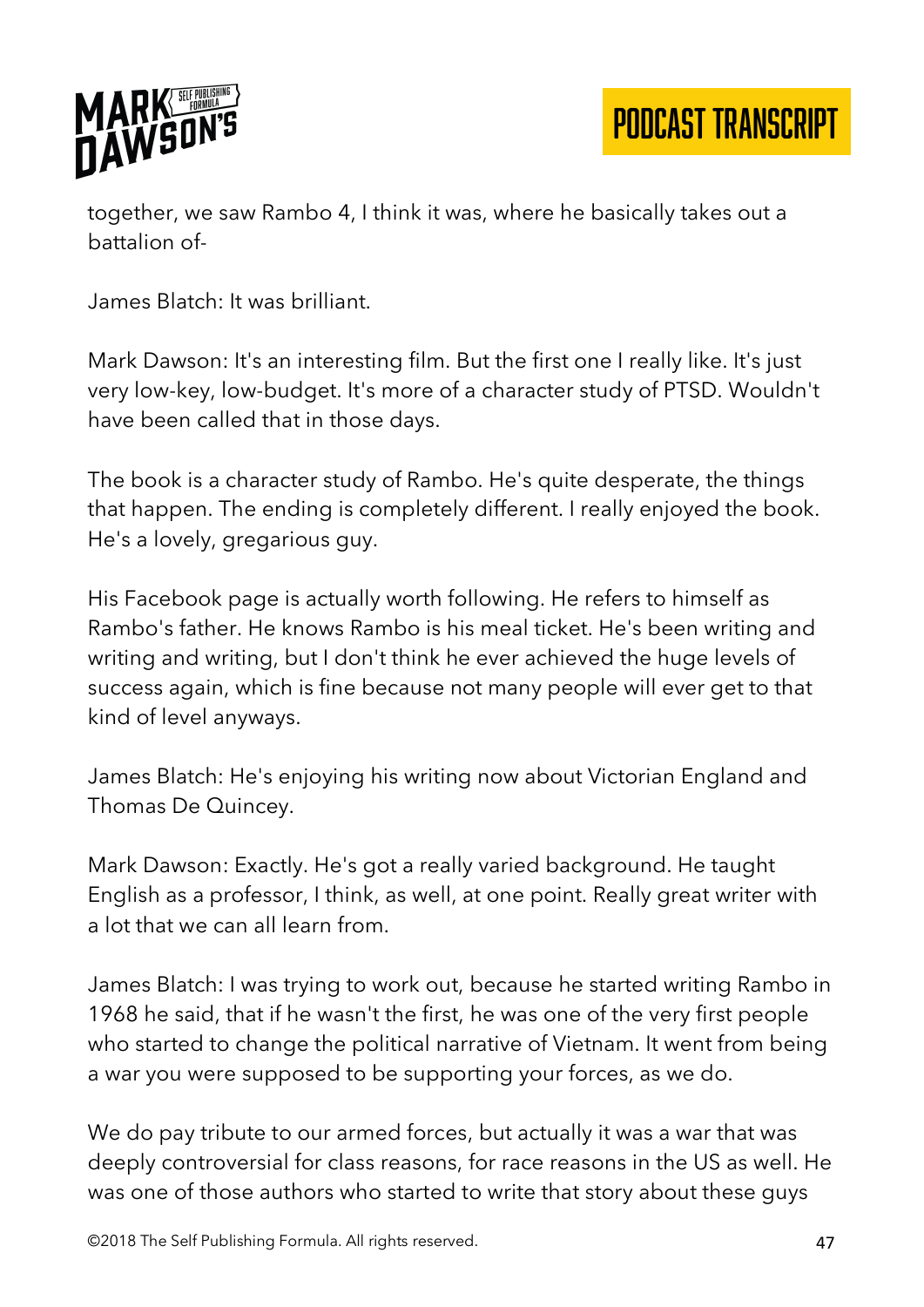together, we saw Rambo 4, I think it was, where he basically takes out a battalion of-

James Blatch: It was brilliant.

Mark Dawson: It's an interesting film. But the first one I really like. It's just very low-key, low-budget. It's more of a character study of PTSD. Wouldn't have been called that in those days.

The book is a character study of Rambo. He's quite desperate, the things that happen. The ending is completely different. I really enjoyed the book. He's a lovely, gregarious guy.

His Facebook page is actually worth following. He refers to himself as Rambo's father. He knows Rambo is his meal ticket. He's been writing and writing and writing, but I don't think he ever achieved the huge levels of success again, which is fine because not many people will ever get to that kind of level anyways.

James Blatch: He's enjoying his writing now about Victorian England and Thomas De Quincey.

Mark Dawson: Exactly. He's got a really varied background. He taught English as a professor, I think, as well, at one point. Really great writer with a lot that we can all learn from.

James Blatch: I was trying to work out, because he started writing Rambo in 1968 he said, that if he wasn't the first, he was one of the very first people who started to change the political narrative of Vietnam. It went from being a war you were supposed to be supporting your forces, as we do.

We do pay tribute to our armed forces, but actually it was a war that was deeply controversial for class reasons, for race reasons in the US as well. He was one of those authors who started to write that story about these guys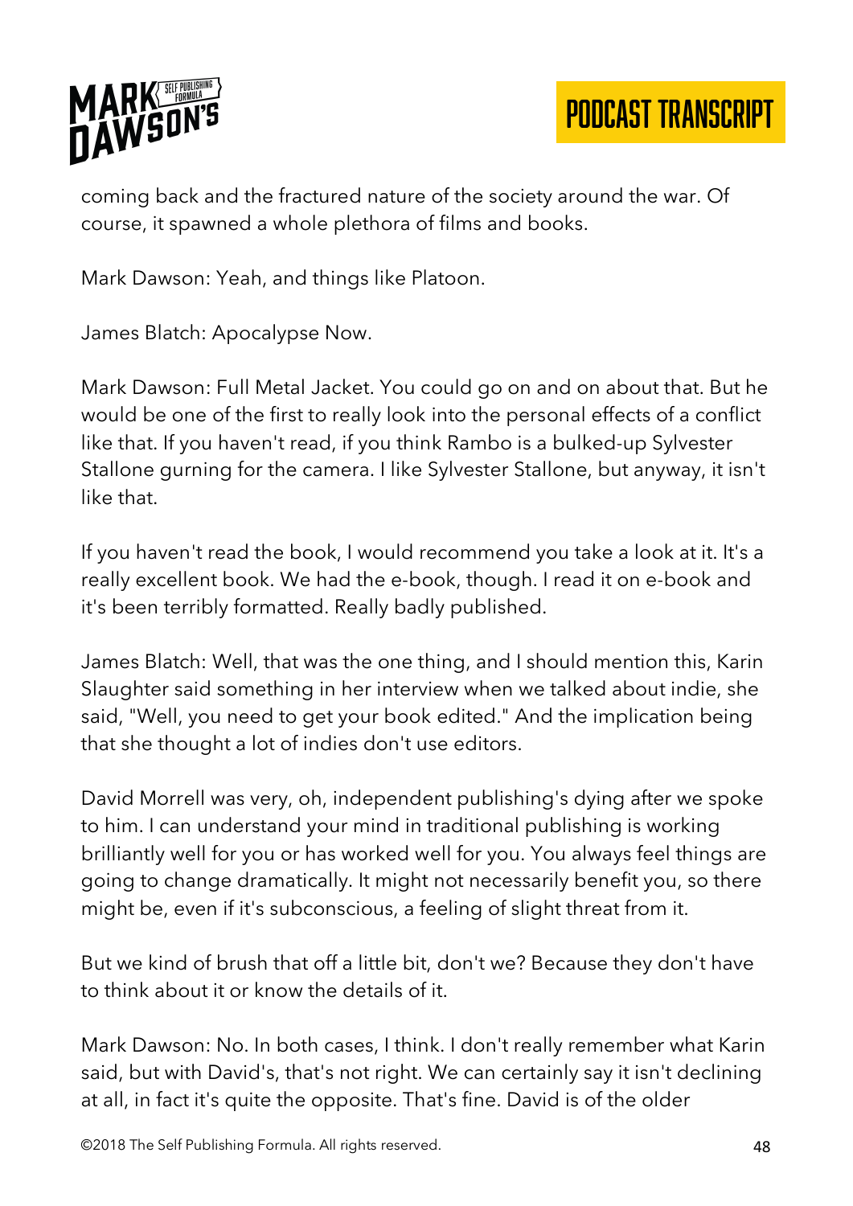coming back and the fractured nature of the society around the war. Of course, it spawned a whole plethora of films and books.

Mark Dawson: Yeah, and things like Platoon.

James Blatch: Apocalypse Now.

Mark Dawson: Full Metal Jacket. You could go on and on about that. But he would be one of the first to really look into the personal effects of a conflict like that. If you haven't read, if you think Rambo is a bulked-up Sylvester Stallone gurning for the camera. I like Sylvester Stallone, but anyway, it isn't like that.

If you haven't read the book, I would recommend you take a look at it. It's a really excellent book. We had the e-book, though. I read it on e-book and it's been terribly formatted. Really badly published.

James Blatch: Well, that was the one thing, and I should mention this, Karin Slaughter said something in her interview when we talked about indie, she said, "Well, you need to get your book edited." And the implication being that she thought a lot of indies don't use editors.

David Morrell was very, oh, independent publishing's dying after we spoke to him. I can understand your mind in traditional publishing is working brilliantly well for you or has worked well for you. You always feel things are going to change dramatically. It might not necessarily benefit you, so there might be, even if it's subconscious, a feeling of slight threat from it.

But we kind of brush that off a little bit, don't we? Because they don't have to think about it or know the details of it.

Mark Dawson: No. In both cases, I think. I don't really remember what Karin said, but with David's, that's not right. We can certainly say it isn't declining at all, in fact it's quite the opposite. That's fine. David is of the older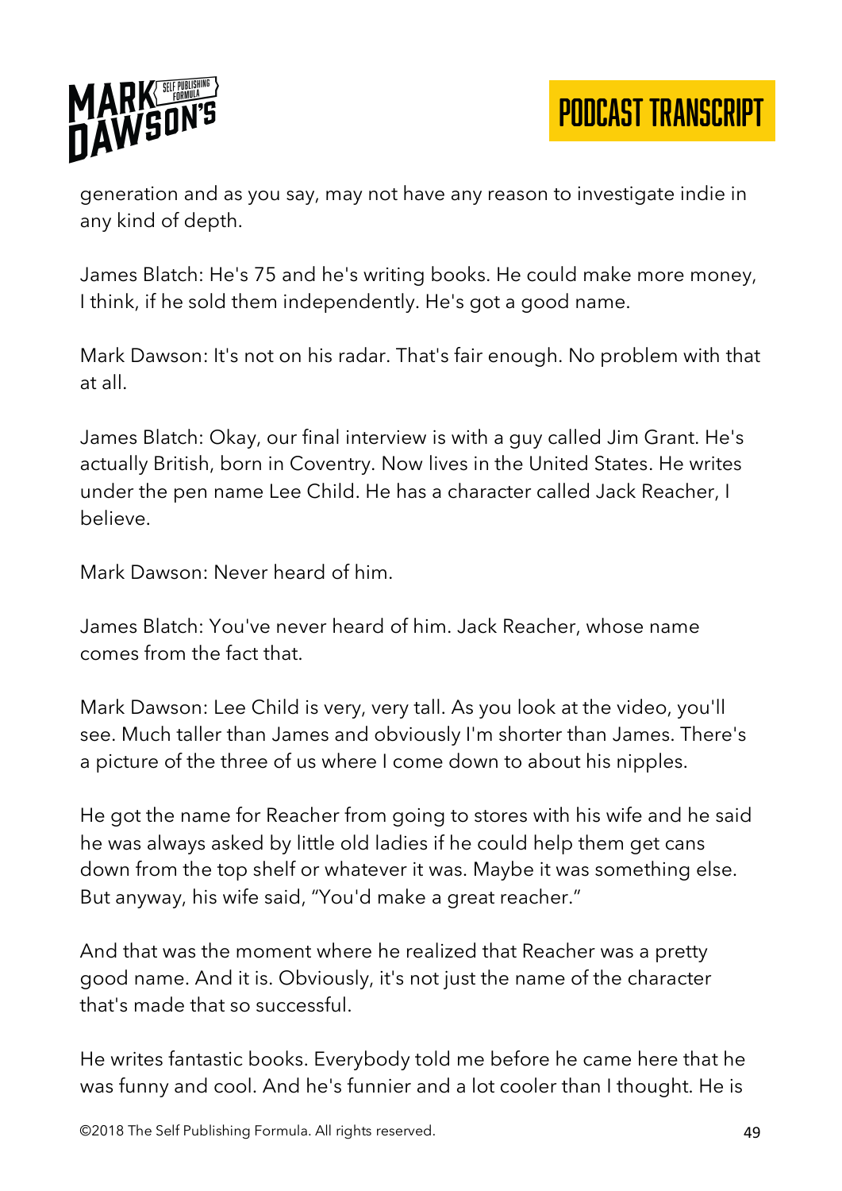generation and as you say, may not have any reason to investigate indie in any kind of depth.

James Blatch: He's 75 and he's writing books. He could make more money, I think, if he sold them independently. He's got a good name.

Mark Dawson: It's not on his radar. That's fair enough. No problem with that at all.

James Blatch: Okay, our final interview is with a guy called Jim Grant. He's actually British, born in Coventry. Now lives in the United States. He writes under the pen name Lee Child. He has a character called Jack Reacher, I believe.

Mark Dawson: Never heard of him.

James Blatch: You've never heard of him. Jack Reacher, whose name comes from the fact that.

Mark Dawson: Lee Child is very, very tall. As you look at the video, you'll see. Much taller than James and obviously I'm shorter than James. There's a picture of the three of us where I come down to about his nipples.

He got the name for Reacher from going to stores with his wife and he said he was always asked by little old ladies if he could help them get cans down from the top shelf or whatever it was. Maybe it was something else. But anyway, his wife said, "You'd make a great reacher."

And that was the moment where he realized that Reacher was a pretty good name. And it is. Obviously, it's not just the name of the character that's made that so successful.

He writes fantastic books. Everybody told me before he came here that he was funny and cool. And he's funnier and a lot cooler than I thought. He is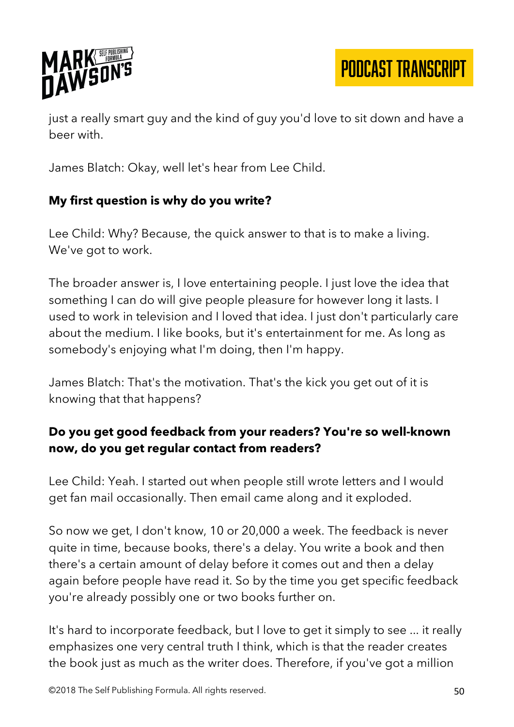just a really smart guy and the kind of guy you'd love to sit down and have a beer with.

James Blatch: Okay, well let's hear from Lee Child.

**My first question is why do you write?**

Lee Child: Why? Because, the quick answer to that is to make a living. We've got to work.

The broader answer is, I love entertaining people. I just love the idea that something I can do will give people pleasure for however long it lasts. I used to work in television and I loved that idea. I just don't particularly care about the medium. I like books, but it's entertainment for me. As long as somebody's enjoying what I'm doing, then I'm happy.

James Blatch: That's the motivation. That's the kick you get out of it is knowing that that happens?

**Do you get good feedback from your readers? You're so well-known now, do you get regular contact from readers?**

Lee Child: Yeah. I started out when people still wrote letters and I would get fan mail occasionally. Then email came along and it exploded.

So now we get, I don't know, 10 or 20,000 a week. The feedback is never quite in time, because books, there's a delay. You write a book and then there's a certain amount of delay before it comes out and then a delay again before people have read it. So by the time you get specific feedback you're already possibly one or two books further on.

It's hard to incorporate feedback, but I love to get it simply to see ... it really emphasizes one very central truth I think, which is that the reader creates the book just as much as the writer does. Therefore, if you've got a million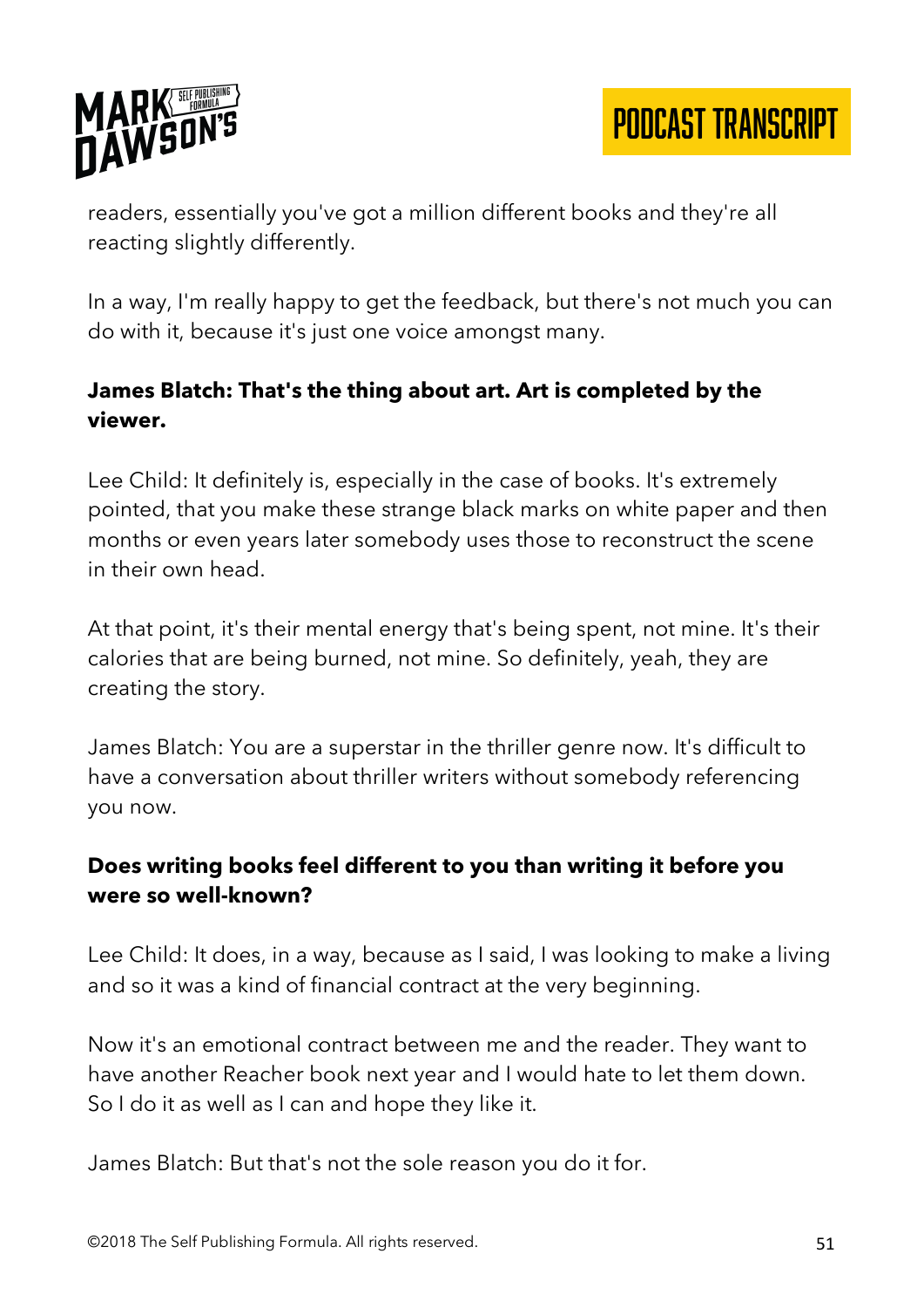readers, essentially you've got a million different books and they're all reacting slightly differently.

In a way, I'm really happy to get the feedback, but there's not much you can do with it, because it's just one voice amongst many.

**James Blatch: That's the thing about art. Art is completed by the viewer.**

Lee Child: It definitely is, especially in the case of books. It's extremely pointed, that you make these strange black marks on white paper and then months or even years later somebody uses those to reconstruct the scene in their own head.

At that point, it's their mental energy that's being spent, not mine. It's their calories that are being burned, not mine. So definitely, yeah, they are creating the story.

James Blatch: You are a superstar in the thriller genre now. It's difficult to have a conversation about thriller writers without somebody referencing you now.

**Does writing books feel different to you than writing it before you were so well-known?**

Lee Child: It does, in a way, because as I said, I was looking to make a living and so it was a kind of financial contract at the very beginning.

Now it's an emotional contract between me and the reader. They want to have another Reacher book next year and I would hate to let them down. So I do it as well as I can and hope they like it.

James Blatch: But that's not the sole reason you do it for.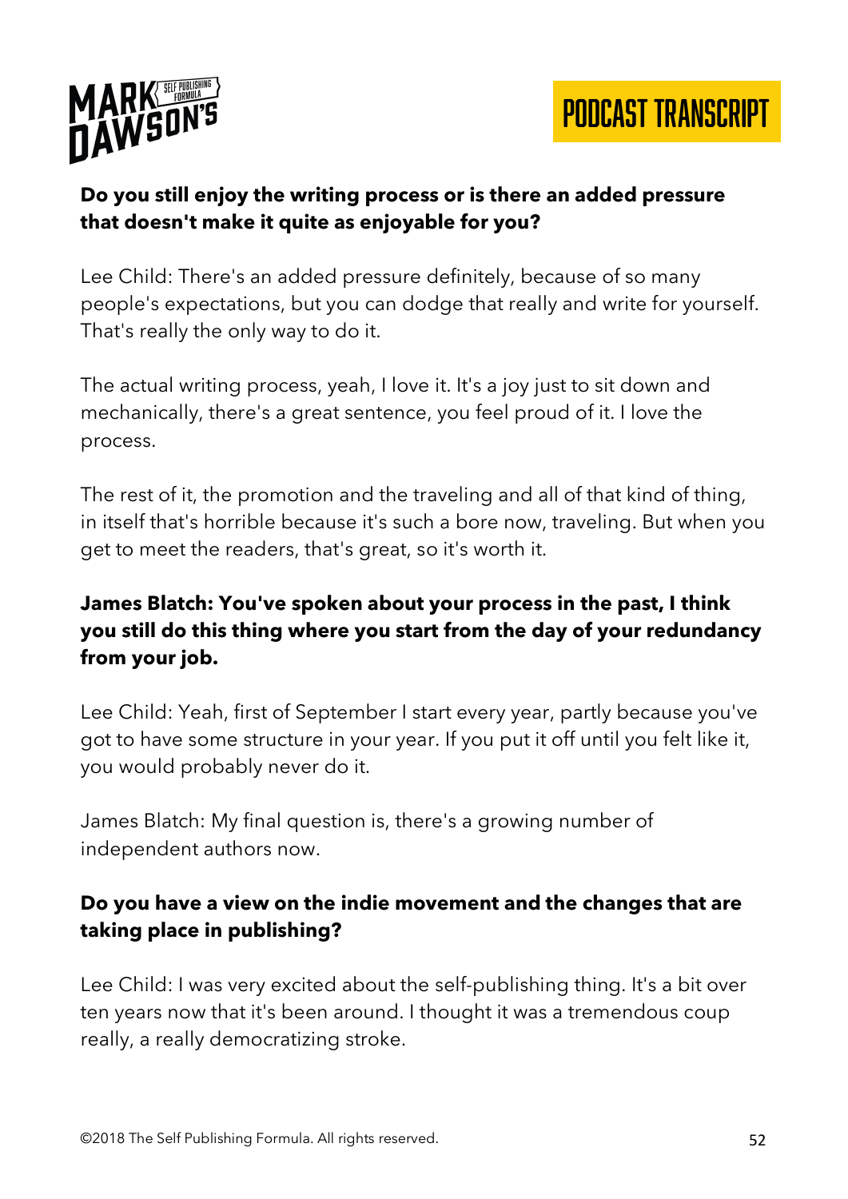**Do you still enjoy the writing process or is there an added pressure that doesn't make it quite as enjoyable for you?**

Lee Child: There's an added pressure definitely, because of so many people's expectations, but you can dodge that really and write for yourself. That's really the only way to do it.

The actual writing process, yeah, I love it. It's a joy just to sit down and mechanically, there's a great sentence, you feel proud of it. I love the process.

The rest of it, the promotion and the traveling and all of that kind of thing, in itself that's horrible because it's such a bore now, traveling. But when you get to meet the readers, that's great, so it's worth it.

**James Blatch: You've spoken about your process in the past, I think you still do this thing where you start from the day of your redundancy from your job.**

Lee Child: Yeah, first of September I start every year, partly because you've got to have some structure in your year. If you put it off until you felt like it, you would probably never do it.

James Blatch: My final question is, there's a growing number of independent authors now.

**Do you have a view on the indie movement and the changes that are taking place in publishing?**

Lee Child: I was very excited about the self-publishing thing. It's a bit over ten years now that it's been around. I thought it was a tremendous coup really, a really democratizing stroke.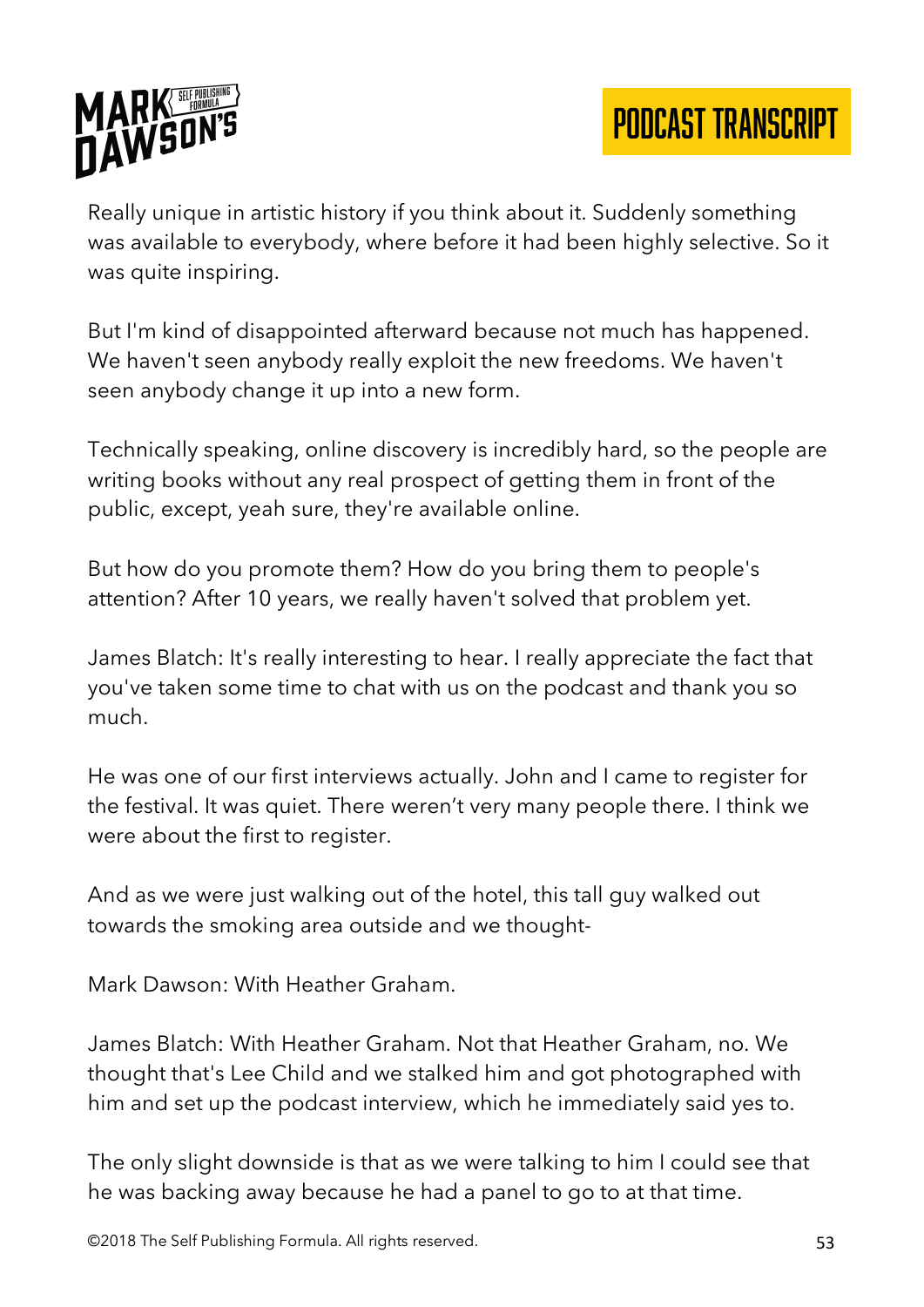Really unique in artistic history if you think about it. Suddenly something was available to everybody, where before it had been highly selective. So it was quite inspiring.

But I'm kind of disappointed afterward because not much has happened. We haven't seen anybody really exploit the new freedoms. We haven't seen anybody change it up into a new form.

Technically speaking, online discovery is incredibly hard, so the people are writing books without any real prospect of getting them in front of the public, except, yeah sure, they're available online.

But how do you promote them? How do you bring them to people's attention? After 10 years, we really haven't solved that problem yet.

James Blatch: It's really interesting to hear. I really appreciate the fact that you've taken some time to chat with us on the podcast and thank you so much.

He was one of our first interviews actually. John and I came to register for the festival. It was quiet. There weren't very many people there. I think we were about the first to register.

And as we were just walking out of the hotel, this tall guy walked out towards the smoking area outside and we thought-

Mark Dawson: With Heather Graham.

James Blatch: With Heather Graham. Not that Heather Graham, no. We thought that's Lee Child and we stalked him and got photographed with him and set up the podcast interview, which he immediately said yes to.

The only slight downside is that as we were talking to him I could see that he was backing away because he had a panel to go to at that time.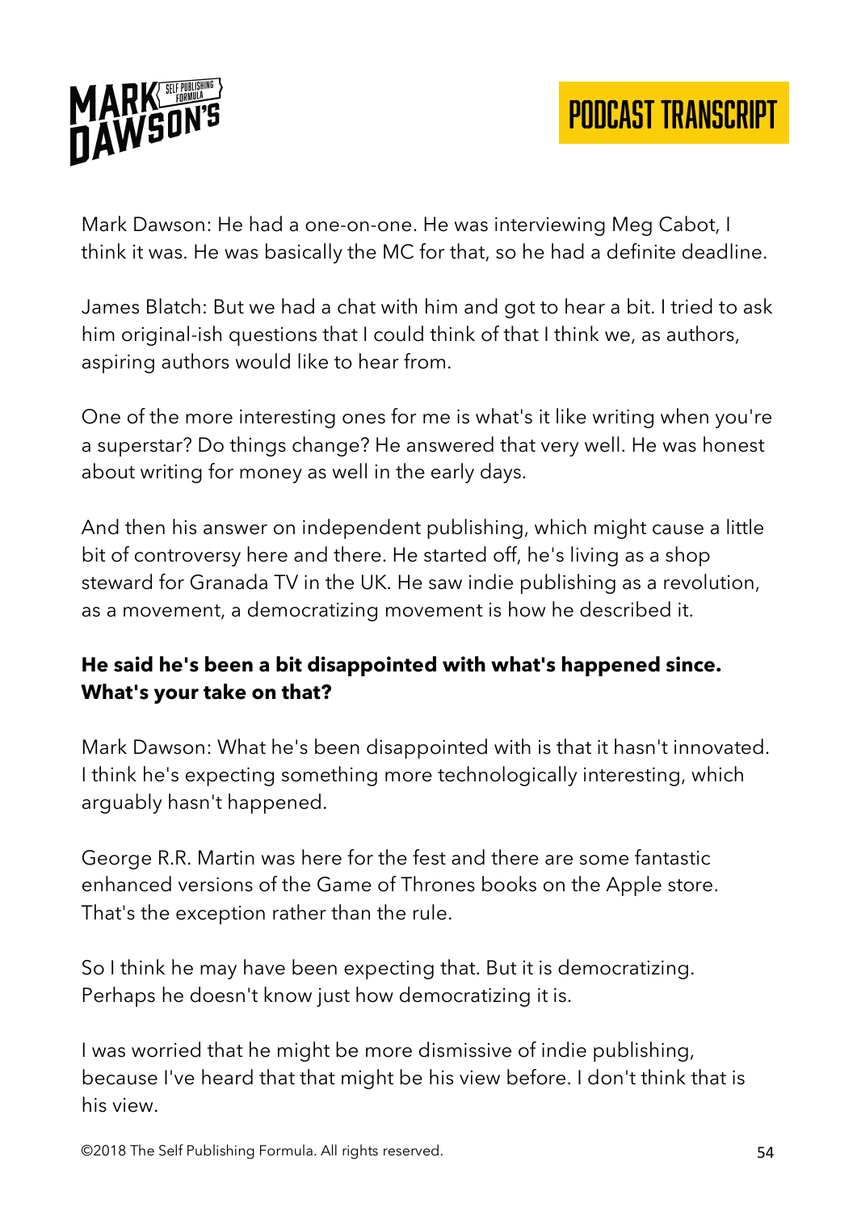Mark Dawson: He had a one-on-one. He was interviewing Meg Cabot, I think it was. He was basically the MC for that, so he had a definite deadline.

James Blatch: But we had a chat with him and got to hear a bit. I tried to ask him original-ish questions that I could think of that I think we, as authors, aspiring authors would like to hear from.

One of the more interesting ones for me is what's it like writing when you're a superstar? Do things change? He answered that very well. He was honest about writing for money as well in the early days.

And then his answer on independent publishing, which might cause a little bit of controversy here and there. He started off, he's living as a shop steward for Granada TV in the UK. He saw indie publishing as a revolution, as a movement, a democratizing movement is how he described it.

**He said he's been a bit disappointed with what's happened since. What's your take on that?**

Mark Dawson: What he's been disappointed with is that it hasn't innovated. I think he's expecting something more technologically interesting, which arguably hasn't happened.

George R.R. Martin was here for the fest and there are some fantastic enhanced versions of the Game of Thrones books on the Apple store. That's the exception rather than the rule.

So I think he may have been expecting that. But it is democratizing. Perhaps he doesn't know just how democratizing it is.

I was worried that he might be more dismissive of indie publishing, because I've heard that that might be his view before. I don't think that is his view.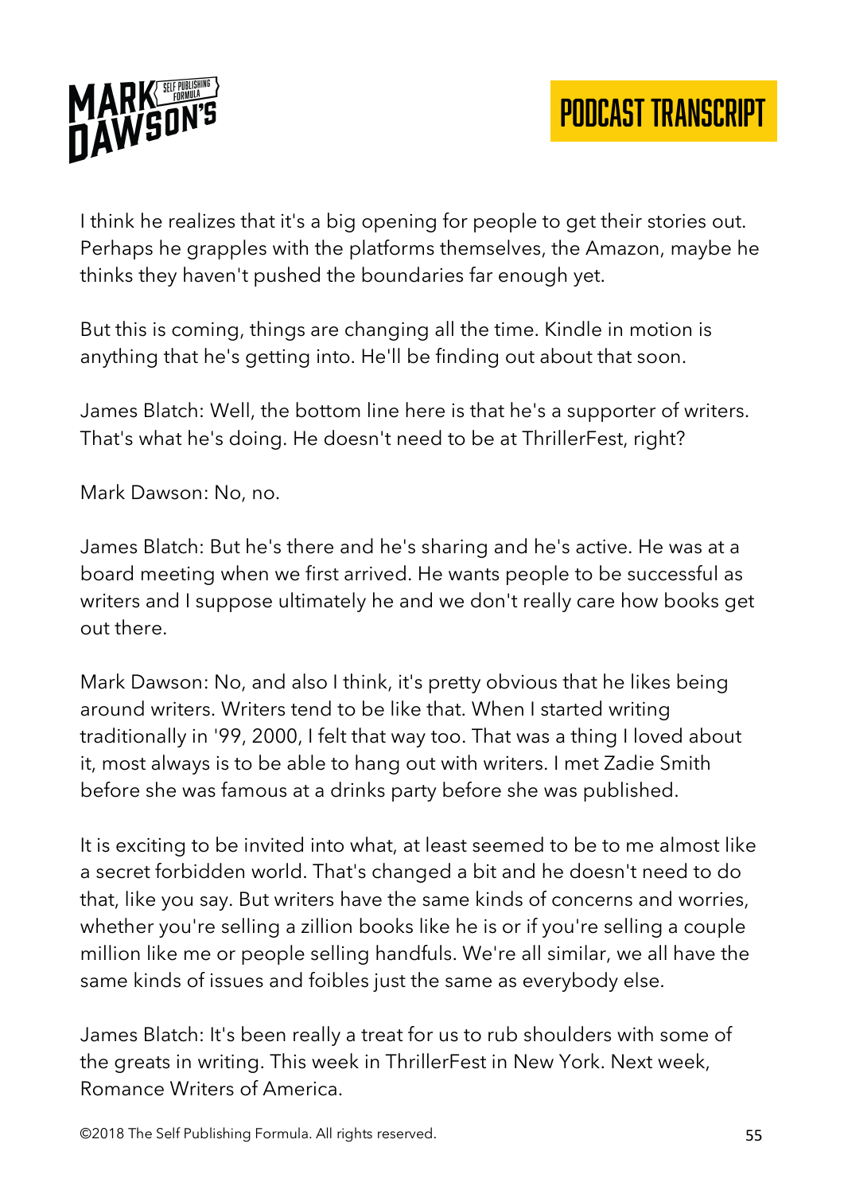I think he realizes that it's a big opening for people to get their stories out. Perhaps he grapples with the platforms themselves, the Amazon, maybe he thinks they haven't pushed the boundaries far enough yet.

But this is coming, things are changing all the time. Kindle in motion is anything that he's getting into. He'll be finding out about that soon.

James Blatch: Well, the bottom line here is that he's a supporter of writers. That's what he's doing. He doesn't need to be at ThrillerFest, right?

Mark Dawson: No, no.

James Blatch: But he's there and he's sharing and he's active. He was at a board meeting when we first arrived. He wants people to be successful as writers and I suppose ultimately he and we don't really care how books get out there.

Mark Dawson: No, and also I think, it's pretty obvious that he likes being around writers. Writers tend to be like that. When I started writing traditionally in '99, 2000, I felt that way too. That was a thing I loved about it, most always is to be able to hang out with writers. I met Zadie Smith before she was famous at a drinks party before she was published.

It is exciting to be invited into what, at least seemed to be to me almost like a secret forbidden world. That's changed a bit and he doesn't need to do that, like you say. But writers have the same kinds of concerns and worries, whether you're selling a zillion books like he is or if you're selling a couple million like me or people selling handfuls. We're all similar, we all have the same kinds of issues and foibles just the same as everybody else.

James Blatch: It's been really a treat for us to rub shoulders with some of the greats in writing. This week in ThrillerFest in New York. Next week, Romance Writers of America.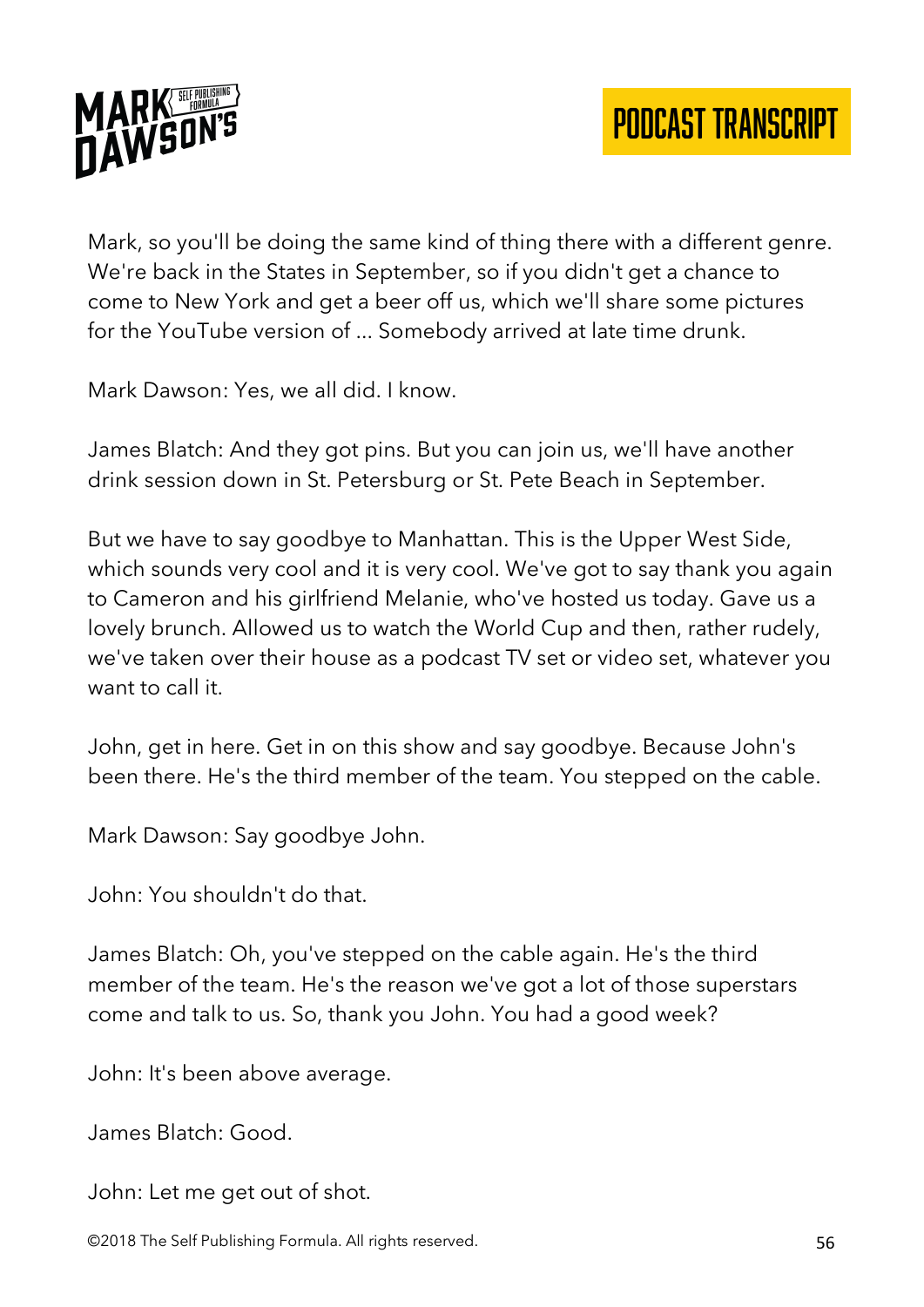Mark, so you'll be doing the same kind of thing there with a different genre. We're back in the States in September, so if you didn't get a chance to come to New York and get a beer off us, which we'll share some pictures for the YouTube version of ... Somebody arrived at late time drunk.

Mark Dawson: Yes, we all did. I know.

James Blatch: And they got pins. But you can join us, we'll have another drink session down in St. Petersburg or St. Pete Beach in September.

But we have to say goodbye to Manhattan. This is the Upper West Side, which sounds very cool and it is very cool. We've got to say thank you again to Cameron and his girlfriend Melanie, who've hosted us today. Gave us a lovely brunch. Allowed us to watch the World Cup and then, rather rudely, we've taken over their house as a podcast TV set or video set, whatever you want to call it.

John, get in here. Get in on this show and say goodbye. Because John's been there. He's the third member of the team. You stepped on the cable.

Mark Dawson: Say goodbye John.

John: You shouldn't do that.

James Blatch: Oh, you've stepped on the cable again. He's the third member of the team. He's the reason we've got a lot of those superstars come and talk to us. So, thank you John. You had a good week?

John: It's been above average.

James Blatch: Good.

John: Let me get out of shot.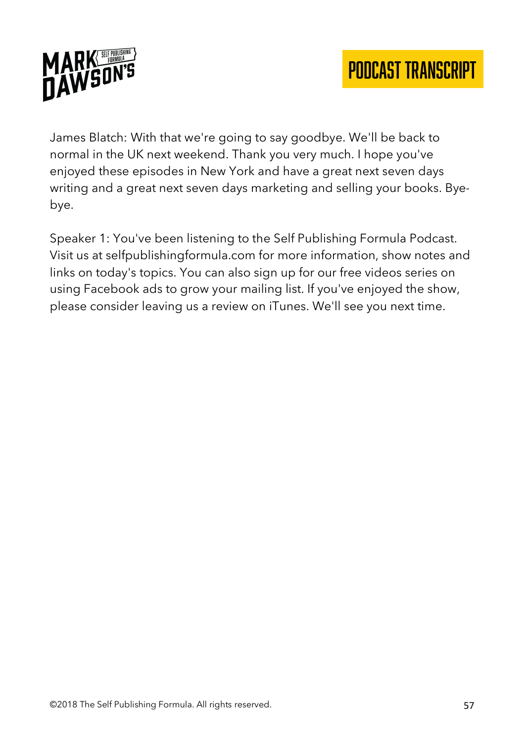James Blatch: With that we're going to say goodbye. We'll be back to normal in the UK next weekend. Thank you very much. I hope you've enjoyed these episodes in New York and have a great next seven days writing and a great next seven days marketing and selling your books. Bye-bye.

Speaker 1: You've been listening to the Self Publishing Formula Podcast. Visit us at selfpublishingformula.com for more information, show notes and links on today's topics. You can also sign up for our free videos series on using Facebook ads to grow your mailing list. If you've enjoyed the show, please consider leaving us a review on iTunes. We'll see you next time.